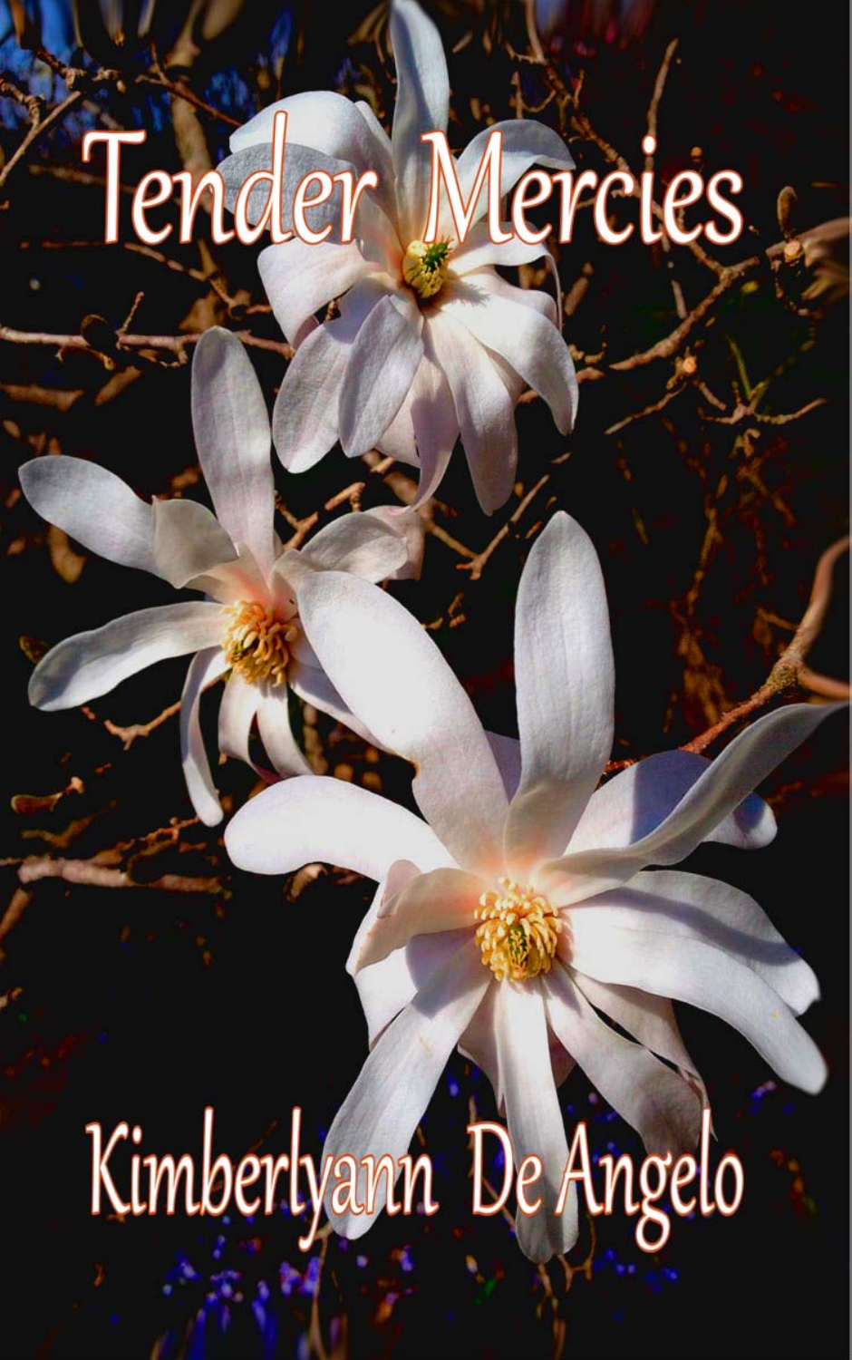# Tender Mercies

Kimberlyann De Angelo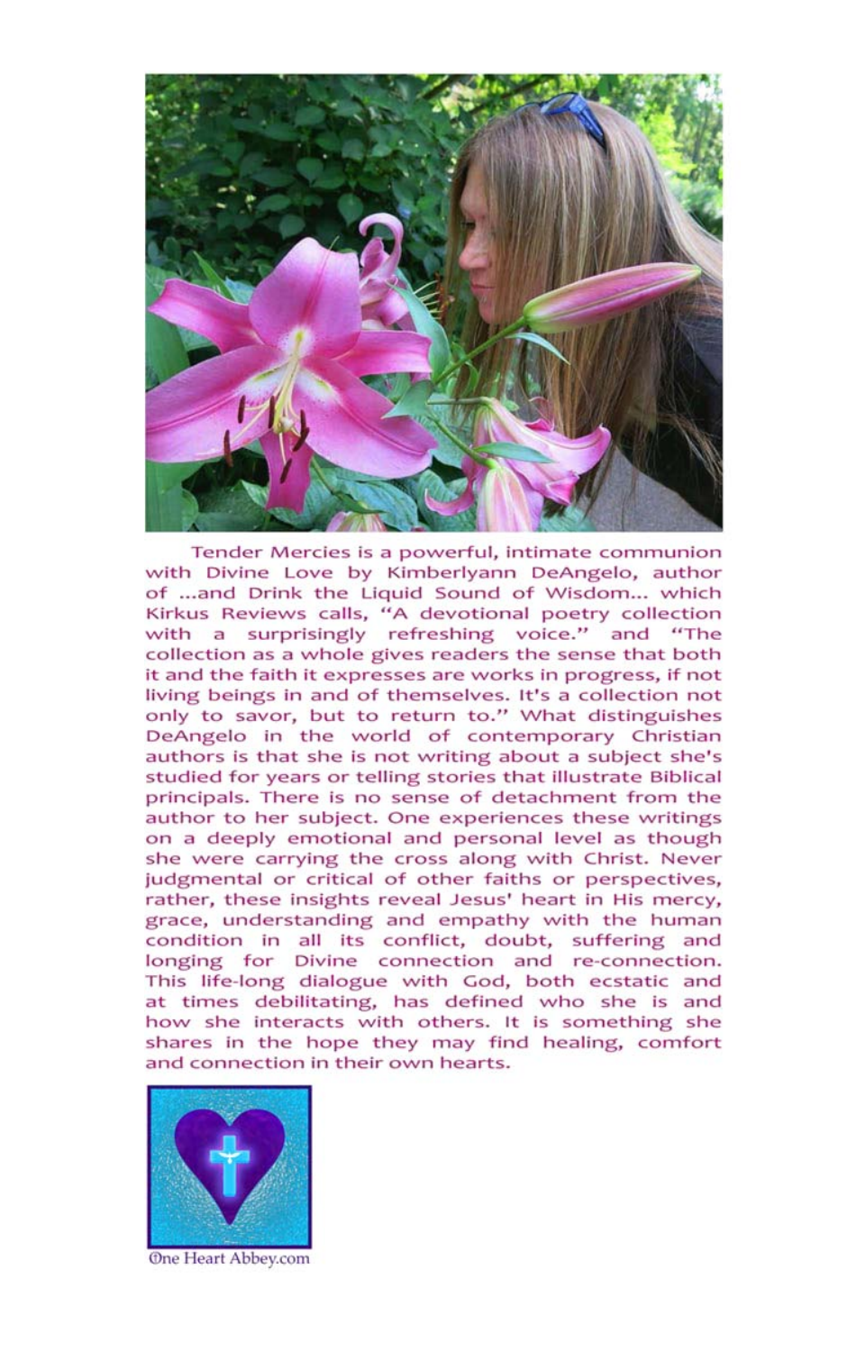Tender Mercies is a powerful, intimate communion with Divine Love by Kimberlyann DeAngelo, author of ...and Drink the Liquid Sound of Wisdom... which Kirkus Reviews calls, "A devotional poetry collection with a surprisingly refreshing voice." and "The collection as a whole gives readers the sense that both it and the faith it expresses are works in progress, if not living beings in and of themselves. It's a collection not only to savor, but to return to." What distinguishes DeAngelo in the world of contemporary Christian authors is that she is not writing about a subject she's studied for years or telling stories that illustrate Biblical principals. There is no sense of detachment from the author to her subject. One experiences these writings on a deeply emotional and personal level as though she were carrying the cross along with Christ. Never judgmental or critical of other faiths or perspectives, rather, these insights reveal Jesus' heart in His mercy, grace, understanding and empathy with the human condition in all its conflict, doubt, suffering and longing for Divine connection and re-connection. This life-long dialogue with God, both ecstatic and at times debilitating, has defined who she is and how she interacts with others. It is something she shares in the hope they may find healing, comfort and connection in their own hearts.

One Heart Abbey.com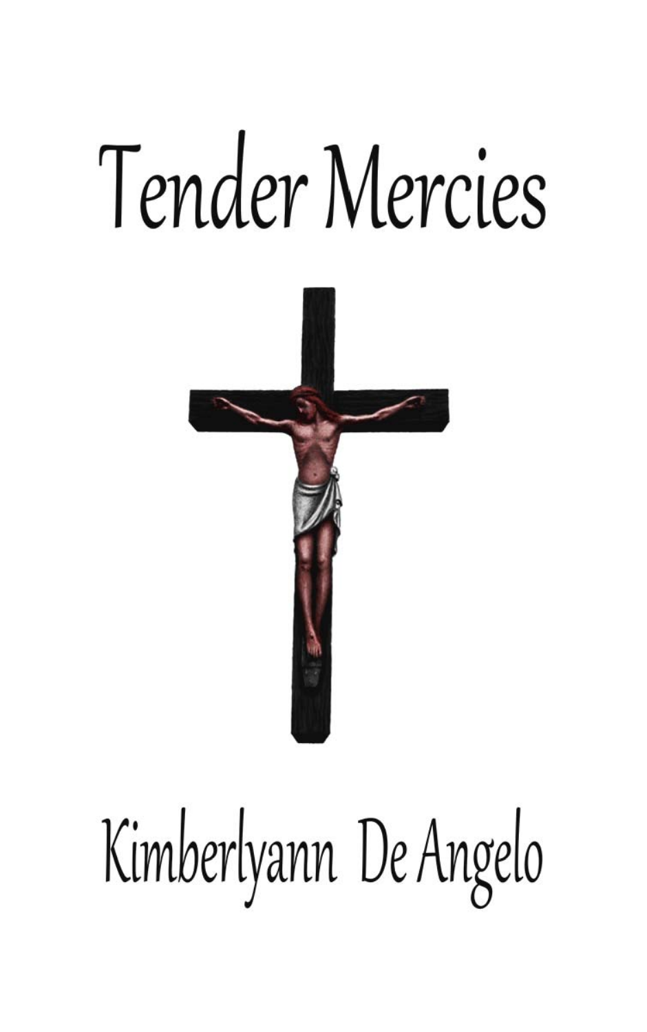# Tender Mercies

Kimberlyann De Angelo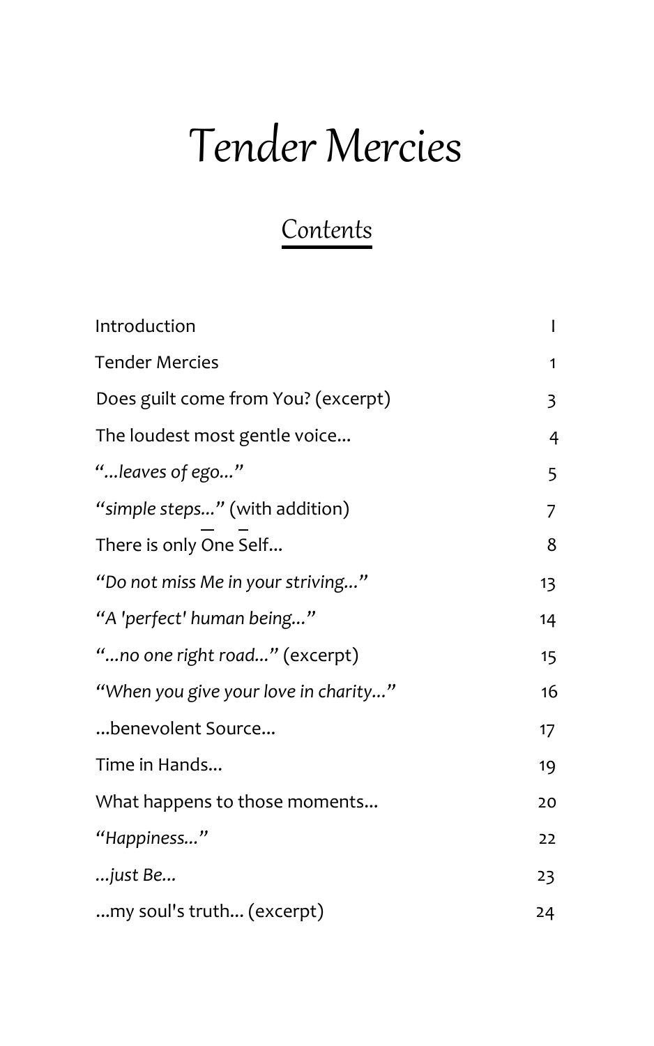# Tender Mercies

## Contents

| | |
|---|---|
| Introduction | I |
| Tender Mercies | 1 |
| Does guilt come from You? (excerpt) | 3 |
| The loudest most gentle voice... | 4 |
| *"...leaves of ego..."* | 5 |
| *"simple steps..."* (with addition) | 7 |
| There is only Ō̄ne S̄elf... | 8 |
| *"Do not miss Me in your striving..."* | 13 |
| *"A 'perfect' human being..."* | 14 |
| *"...no one right road..."* (excerpt) | 15 |
| *"When you give your love in charity..."* | 16 |
| ...benevolent Source... | 17 |
| Time in Hands... | 19 |
| What happens to those moments... | 20 |
| *"Happiness..."* | 22 |
| *...just Be...* | 23 |
| ...my soul's truth... (excerpt) | 24 |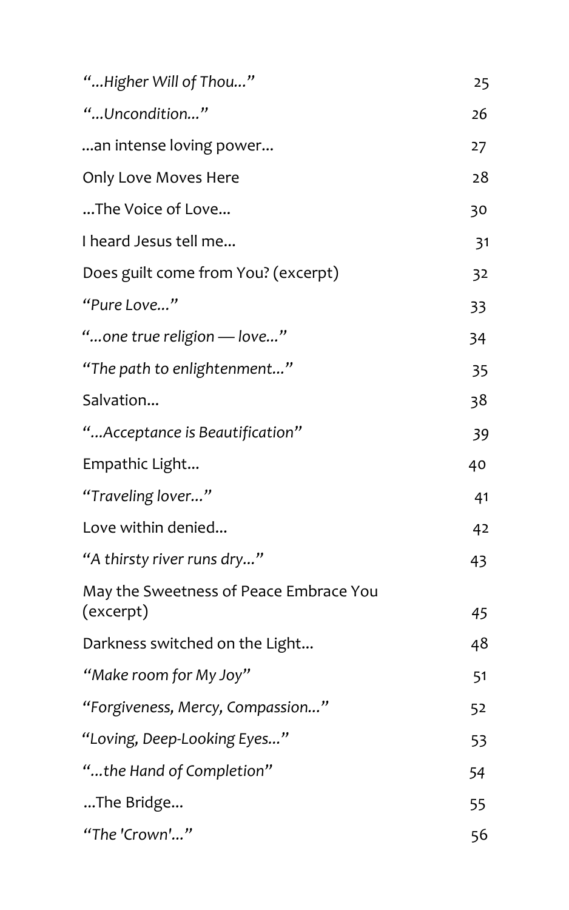| | |
|---|---|
| *"...Higher Will of Thou..."* | 25 |
| *"...Uncondition..."* | 26 |
| ...an intense loving power... | 27 |
| Only Love Moves Here | 28 |
| ...The Voice of Love... | 30 |
| I heard Jesus tell me... | 31 |
| Does guilt come from You? (excerpt) | 32 |
| *"Pure Love..."* | 33 |
| *"...one true religion — love..."* | 34 |
| *"The path to enlightenment..."* | 35 |
| Salvation... | 38 |
| *"...Acceptance is Beautification"* | 39 |
| Empathic Light... | 40 |
| *"Traveling lover..."* | 41 |
| Love within denied... | 42 |
| *"A thirsty river runs dry..."* | 43 |
| May the Sweetness of Peace Embrace You (excerpt) | 45 |
| Darkness switched on the Light... | 48 |
| *"Make room for My Joy"* | 51 |
| *"Forgiveness, Mercy, Compassion..."* | 52 |
| *"Loving, Deep-Looking Eyes..."* | 53 |
| *"...the Hand of Completion"* | 54 |
| ...The Bridge... | 55 |
| *"The 'Crown'..."* | 56 |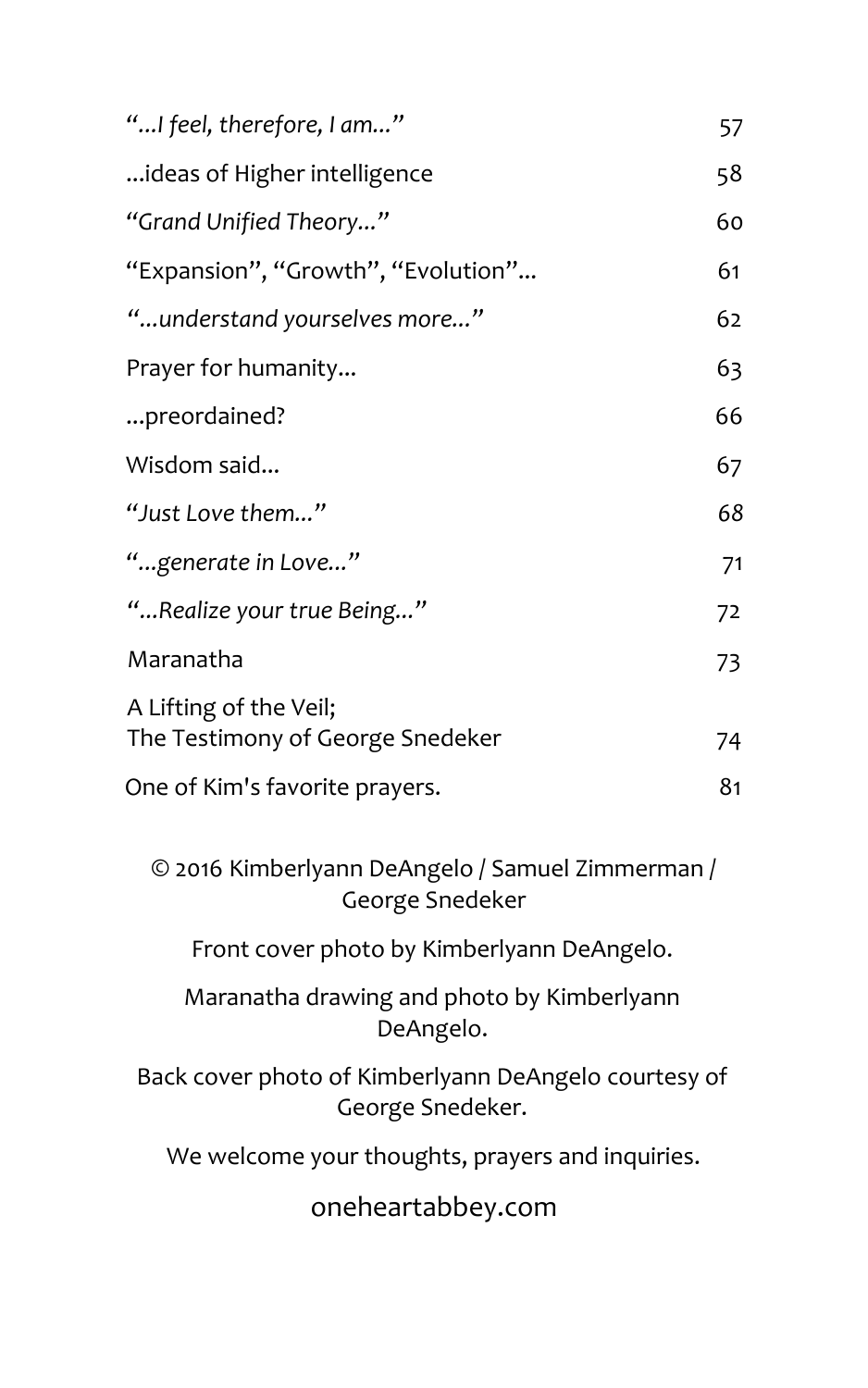| | |
|---|---|
| *"...I feel, therefore, I am..."* | 57 |
| ...ideas of Higher intelligence | 58 |
| *"Grand Unified Theory..."* | 60 |
| "Expansion", "Growth", "Evolution"... | 61 |
| *"...understand yourselves more..."* | 62 |
| Prayer for humanity... | 63 |
| ...preordained? | 66 |
| Wisdom said... | 67 |
| *"Just Love them..."* | *68* |
| *"...generate in Love..."* | 71 |
| *"...Realize your true Being..."* | 72 |
| Maranatha | 73 |
| A Lifting of the Veil; The Testimony of George Snedeker | 74 |
| One of Kim's favorite prayers. | 81 |

© 2016 Kimberlyann DeAngelo / Samuel Zimmerman / George Snedeker

Front cover photo by Kimberlyann DeAngelo.

Maranatha drawing and photo by Kimberlyann DeAngelo.

Back cover photo of Kimberlyann DeAngelo courtesy of George Snedeker.

We welcome your thoughts, prayers and inquiries.

oneheartabbey.com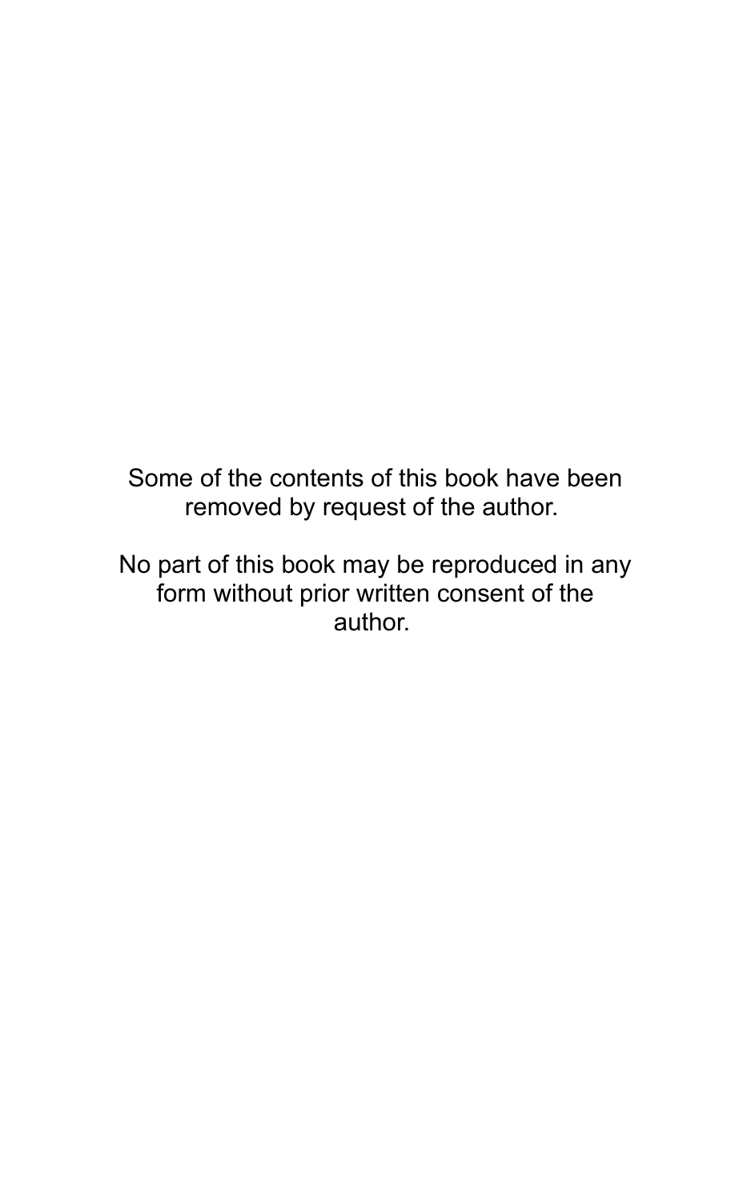Some of the contents of this book have been removed by request of the author.

No part of this book may be reproduced in any form without prior written consent of the author.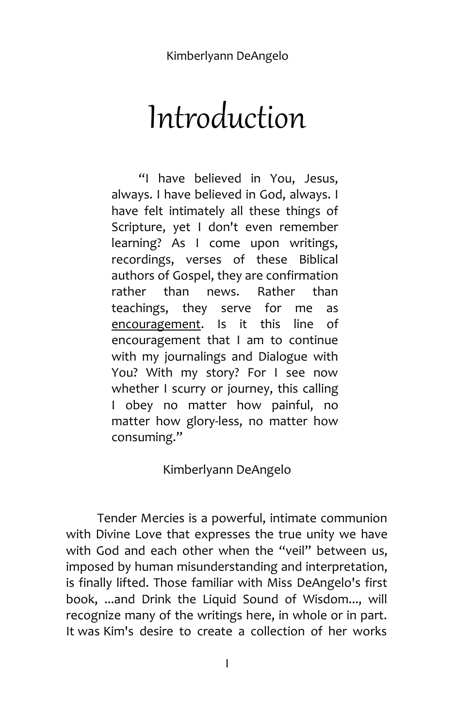# Introduction

> "I have believed in You, Jesus, always. I have believed in God, always. I have felt intimately all these things of Scripture, yet I don't even remember learning? As I come upon writings, recordings, verses of these Biblical authors of Gospel, they are confirmation rather than news. Rather than teachings, they serve for me as <u>encouragement</u>. Is it this line of encouragement that I am to continue with my journalings and Dialogue with You? With my story? For I see now whether I scurry or journey, this calling I obey no matter how painful, no matter how glory-less, no matter how consuming."
>
> Kimberlyann DeAngelo

Tender Mercies is a powerful, intimate communion with Divine Love that expresses the true unity we have with God and each other when the "veil" between us, imposed by human misunderstanding and interpretation, is finally lifted. Those familiar with Miss DeAngelo's first book, ...and Drink the Liquid Sound of Wisdom..., will recognize many of the writings here, in whole or in part. It was Kim's desire to create a collection of her works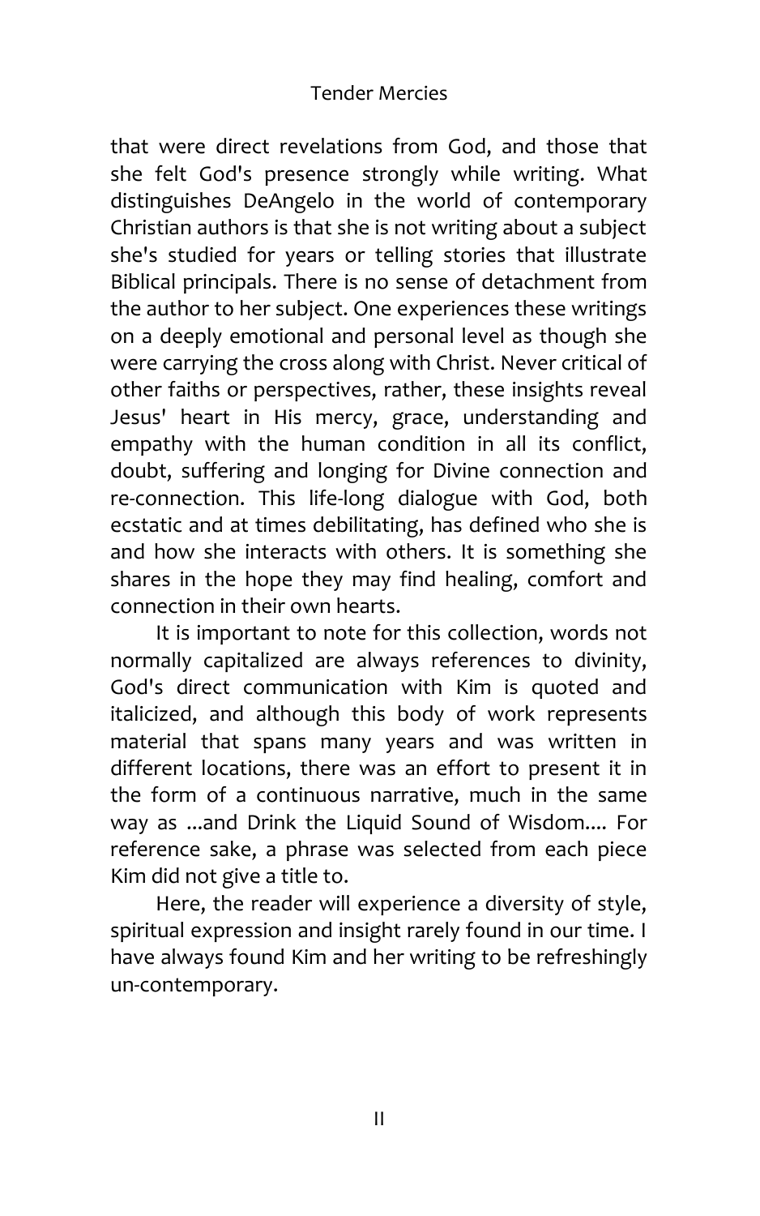that were direct revelations from God, and those that she felt God's presence strongly while writing. What distinguishes DeAngelo in the world of contemporary Christian authors is that she is not writing about a subject she's studied for years or telling stories that illustrate Biblical principals. There is no sense of detachment from the author to her subject. One experiences these writings on a deeply emotional and personal level as though she were carrying the cross along with Christ. Never critical of other faiths or perspectives, rather, these insights reveal Jesus' heart in His mercy, grace, understanding and empathy with the human condition in all its conflict, doubt, suffering and longing for Divine connection and re-connection. This life-long dialogue with God, both ecstatic and at times debilitating, has defined who she is and how she interacts with others. It is something she shares in the hope they may find healing, comfort and connection in their own hearts.

It is important to note for this collection, words not normally capitalized are always references to divinity, God's direct communication with Kim is quoted and italicized, and although this body of work represents material that spans many years and was written in different locations, there was an effort to present it in the form of a continuous narrative, much in the same way as ...and Drink the Liquid Sound of Wisdom.... For reference sake, a phrase was selected from each piece Kim did not give a title to.

Here, the reader will experience a diversity of style, spiritual expression and insight rarely found in our time. I have always found Kim and her writing to be refreshingly un-contemporary.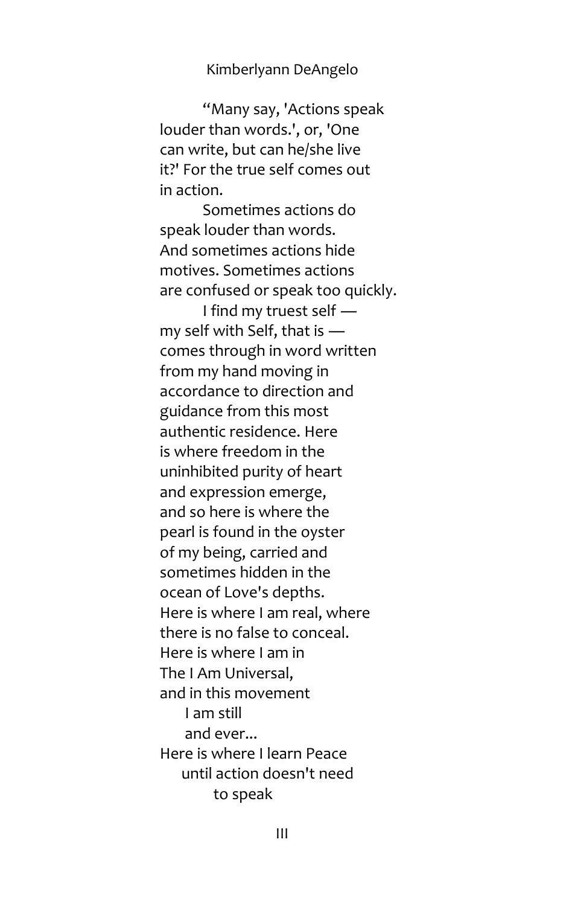Kimberlyann DeAngelo

"Many say, 'Actions speak louder than words.', or, 'One can write, but can he/she live it?' For the true self comes out in action.

Sometimes actions do speak louder than words. And sometimes actions hide motives. Sometimes actions are confused or speak too quickly.

I find my truest self — my self with Self, that is — comes through in word written from my hand moving in accordance to direction and guidance from this most authentic residence. Here is where freedom in the uninhibited purity of heart and expression emerge, and so here is where the pearl is found in the oyster of my being, carried and sometimes hidden in the ocean of Love's depths.
Here is where I am real, where there is no false to conceal.
Here is where I am in
The I Am Universal,
and in this movement
I am still
and ever...
Here is where I learn Peace
until action doesn't need
to speak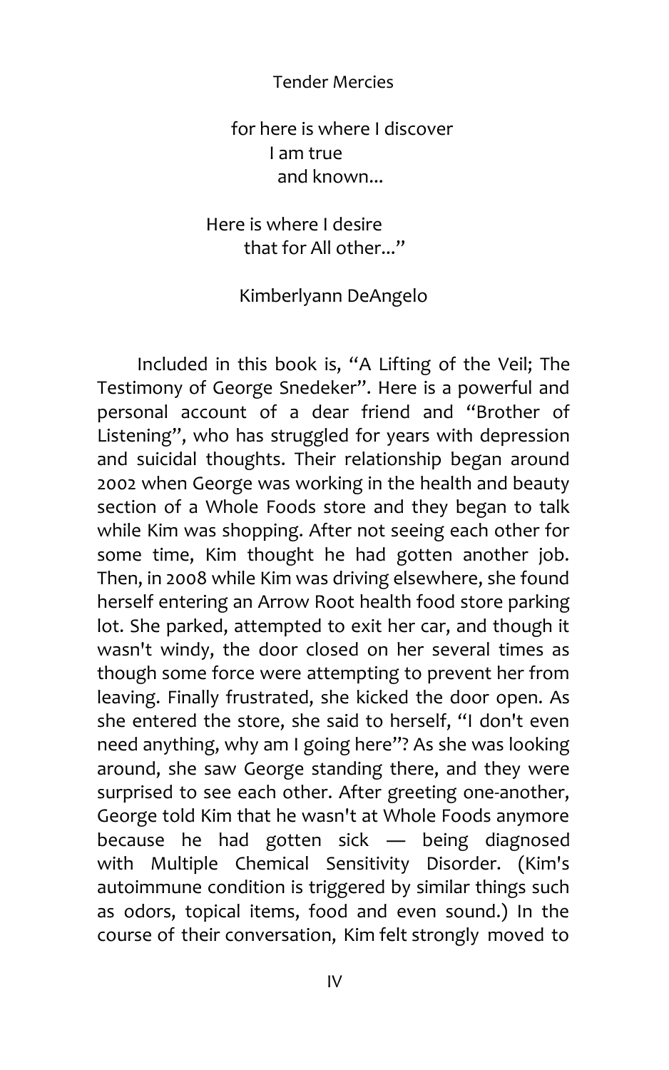Tender Mercies

for here is where I discover
I am true
and known...

Here is where I desire
that for All other..."

Kimberlyann DeAngelo

Included in this book is, "A Lifting of the Veil; The Testimony of George Snedeker". Here is a powerful and personal account of a dear friend and "Brother of Listening", who has struggled for years with depression and suicidal thoughts. Their relationship began around 2002 when George was working in the health and beauty section of a Whole Foods store and they began to talk while Kim was shopping. After not seeing each other for some time, Kim thought he had gotten another job. Then, in 2008 while Kim was driving elsewhere, she found herself entering an Arrow Root health food store parking lot. She parked, attempted to exit her car, and though it wasn't windy, the door closed on her several times as though some force were attempting to prevent her from leaving. Finally frustrated, she kicked the door open. As she entered the store, she said to herself, "I don't even need anything, why am I going here"? As she was looking around, she saw George standing there, and they were surprised to see each other. After greeting one-another, George told Kim that he wasn't at Whole Foods anymore because he had gotten sick — being diagnosed with Multiple Chemical Sensitivity Disorder. (Kim's autoimmune condition is triggered by similar things such as odors, topical items, food and even sound.) In the course of their conversation, Kim felt strongly moved to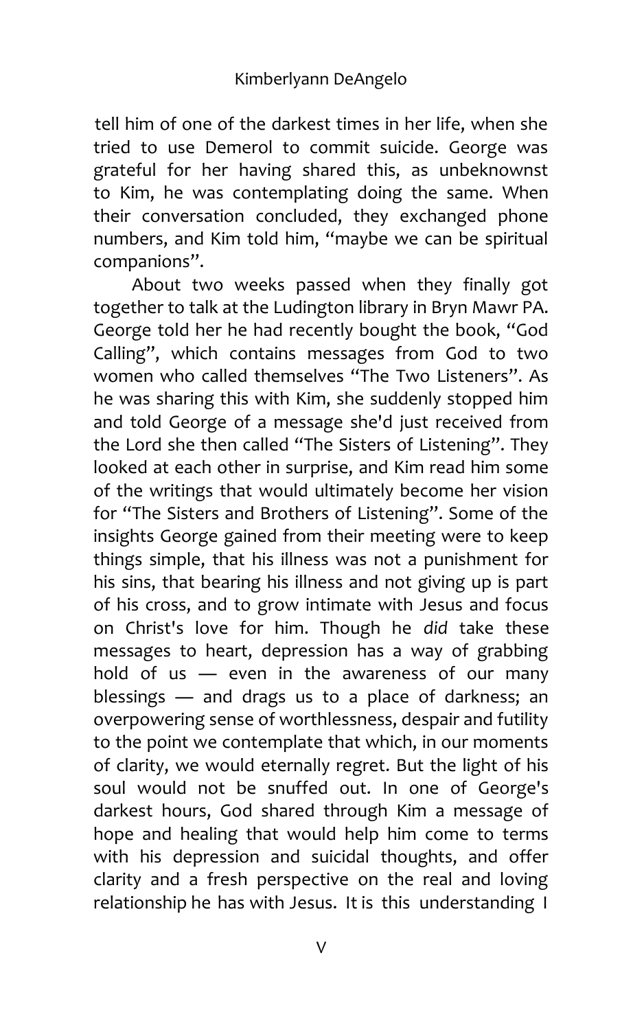tell him of one of the darkest times in her life, when she tried to use Demerol to commit suicide. George was grateful for her having shared this, as unbeknownst to Kim, he was contemplating doing the same. When their conversation concluded, they exchanged phone numbers, and Kim told him, "maybe we can be spiritual companions".

About two weeks passed when they finally got together to talk at the Ludington library in Bryn Mawr PA. George told her he had recently bought the book, "God Calling", which contains messages from God to two women who called themselves "The Two Listeners". As he was sharing this with Kim, she suddenly stopped him and told George of a message she'd just received from the Lord she then called "The Sisters of Listening". They looked at each other in surprise, and Kim read him some of the writings that would ultimately become her vision for "The Sisters and Brothers of Listening". Some of the insights George gained from their meeting were to keep things simple, that his illness was not a punishment for his sins, that bearing his illness and not giving up is part of his cross, and to grow intimate with Jesus and focus on Christ's love for him. Though he *did* take these messages to heart, depression has a way of grabbing hold of us — even in the awareness of our many blessings — and drags us to a place of darkness; an overpowering sense of worthlessness, despair and futility to the point we contemplate that which, in our moments of clarity, we would eternally regret. But the light of his soul would not be snuffed out. In one of George's darkest hours, God shared through Kim a message of hope and healing that would help him come to terms with his depression and suicidal thoughts, and offer clarity and a fresh perspective on the real and loving relationship he has with Jesus. It is this understanding I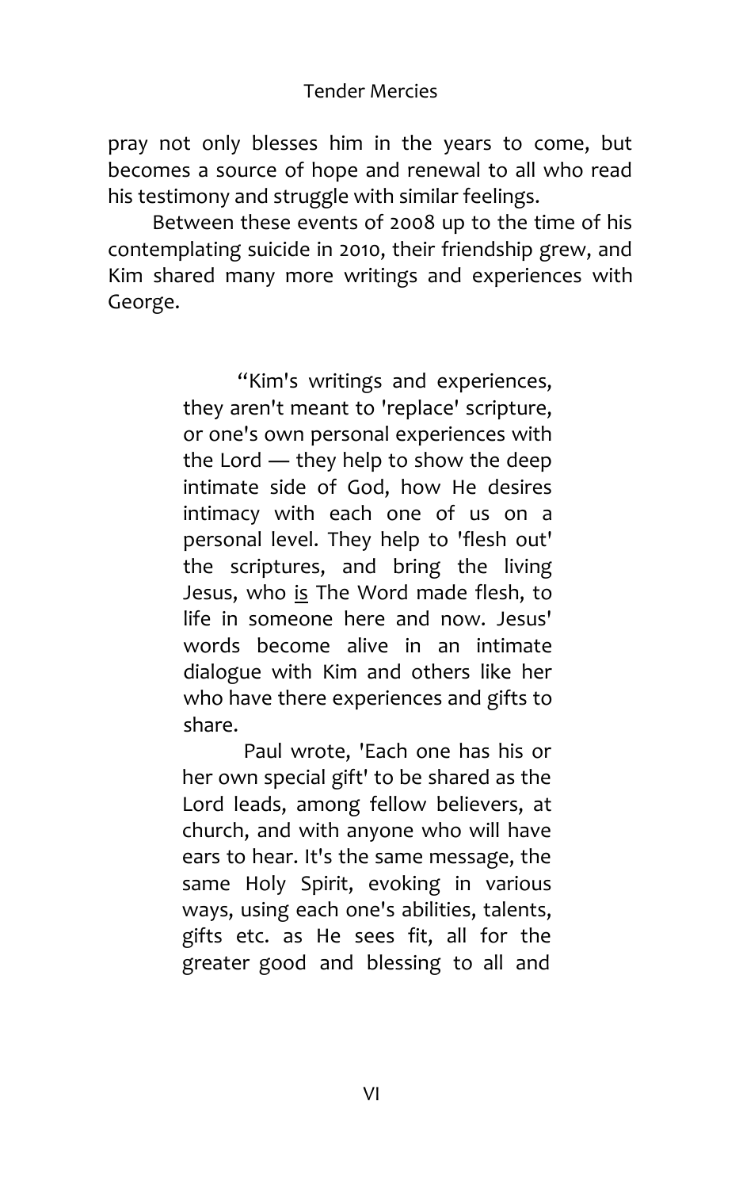pray not only blesses him in the years to come, but becomes a source of hope and renewal to all who read his testimony and struggle with similar feelings.

Between these events of 2008 up to the time of his contemplating suicide in 2010, their friendship grew, and Kim shared many more writings and experiences with George.

> "Kim's writings and experiences, they aren't meant to 'replace' scripture, or one's own personal experiences with the Lord — they help to show the deep intimate side of God, how He desires intimacy with each one of us on a personal level. They help to 'flesh out' the scriptures, and bring the living Jesus, who <u>is</u> The Word made flesh, to life in someone here and now. Jesus' words become alive in an intimate dialogue with Kim and others like her who have there experiences and gifts to share.
>
> Paul wrote, 'Each one has his or her own special gift' to be shared as the Lord leads, among fellow believers, at church, and with anyone who will have ears to hear. It's the same message, the same Holy Spirit, evoking in various ways, using each one's abilities, talents, gifts etc. as He sees fit, all for the greater good and blessing to all and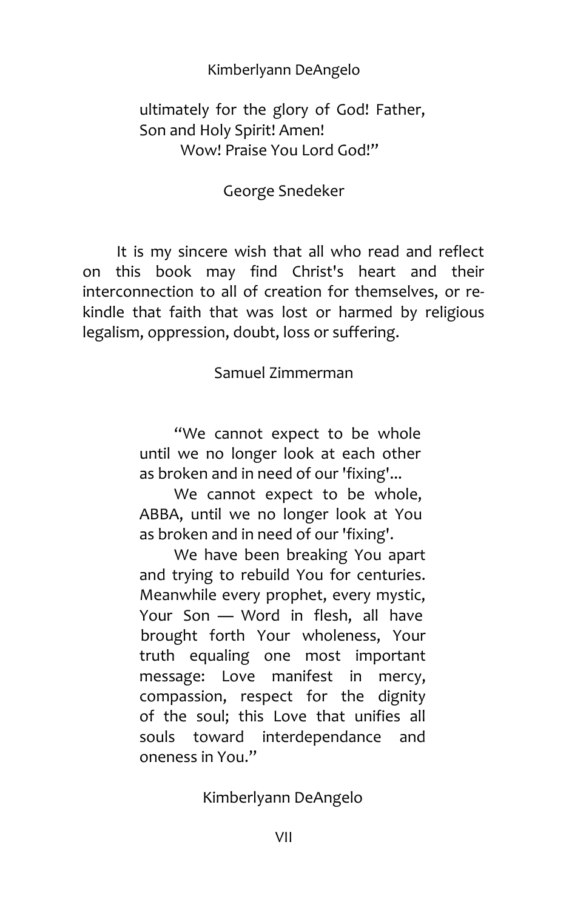ultimately for the glory of God! Father, Son and Holy Spirit! Amen!
Wow! Praise You Lord God!"

George Snedeker

It is my sincere wish that all who read and reflect on this book may find Christ's heart and their interconnection to all of creation for themselves, or re-kindle that faith that was lost or harmed by religious legalism, oppression, doubt, loss or suffering.

Samuel Zimmerman

"We cannot expect to be whole until we no longer look at each other as broken and in need of our 'fixing'...

We cannot expect to be whole, ABBA, until we no longer look at You as broken and in need of our 'fixing'.

We have been breaking You apart and trying to rebuild You for centuries. Meanwhile every prophet, every mystic, Your Son — Word in flesh, all have brought forth Your wholeness, Your truth equaling one most important message: Love manifest in mercy, compassion, respect for the dignity of the soul; this Love that unifies all souls toward interdependance and oneness in You."

Kimberlyann DeAngelo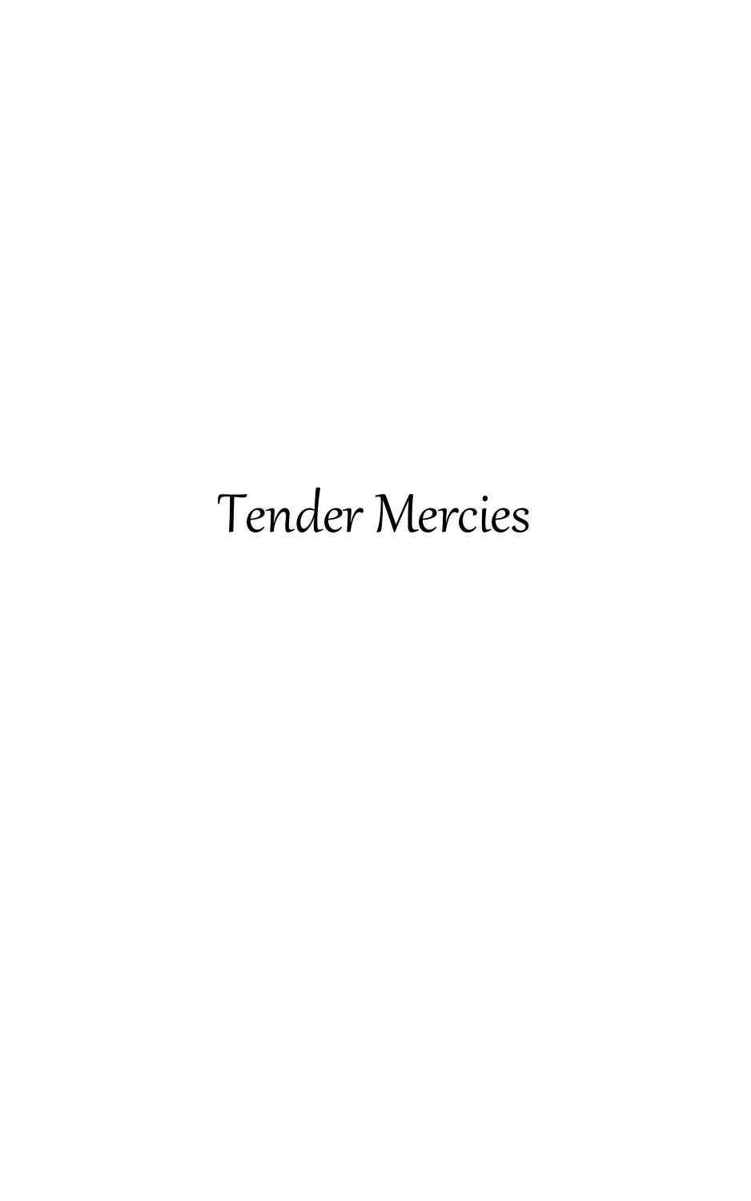# Tender Mercies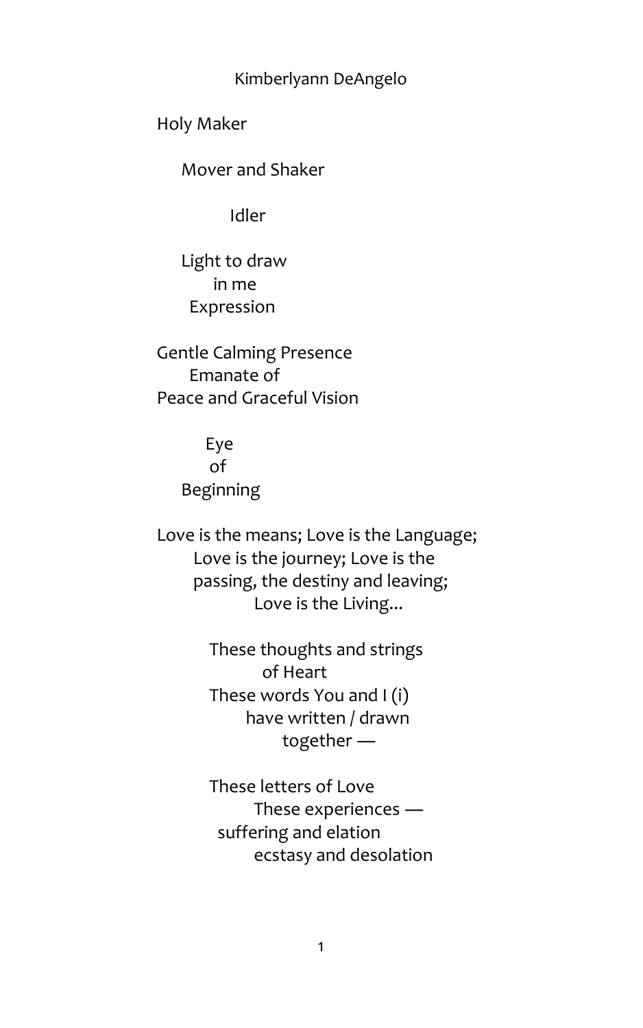Kimberlyann DeAngelo

Holy Maker

Mover and Shaker

Idler

Light to draw
in me
Expression

Gentle Calming Presence
Emanate of
Peace and Graceful Vision

Eye
of
Beginning

Love is the means; Love is the Language;
Love is the journey; Love is the
passing, the destiny and leaving;
Love is the Living...

These thoughts and strings
of Heart
These words You and I (i)
have written / drawn
together —

These letters of Love
These experiences —
suffering and elation
ecstasy and desolation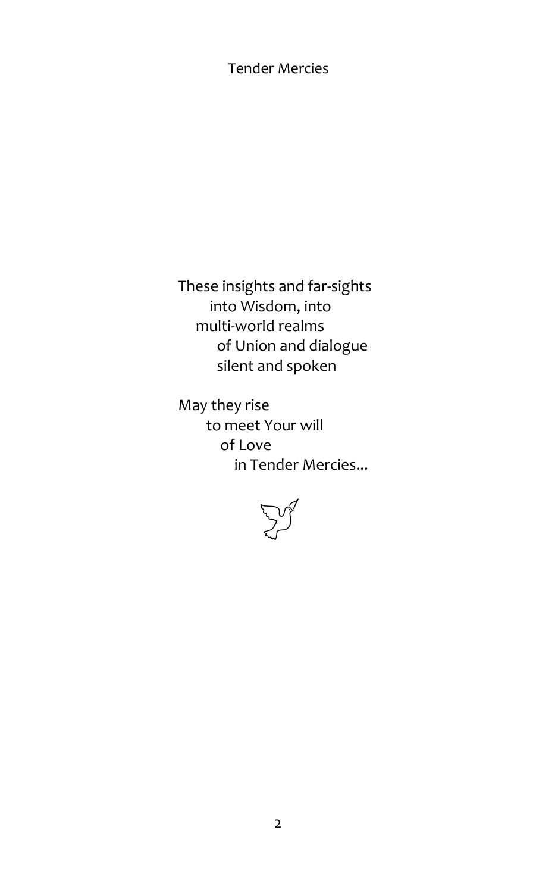These insights and far-sights
into Wisdom, into
multi-world realms
of Union and dialogue
silent and spoken

May they rise
to meet Your will
of Love
in Tender Mercies...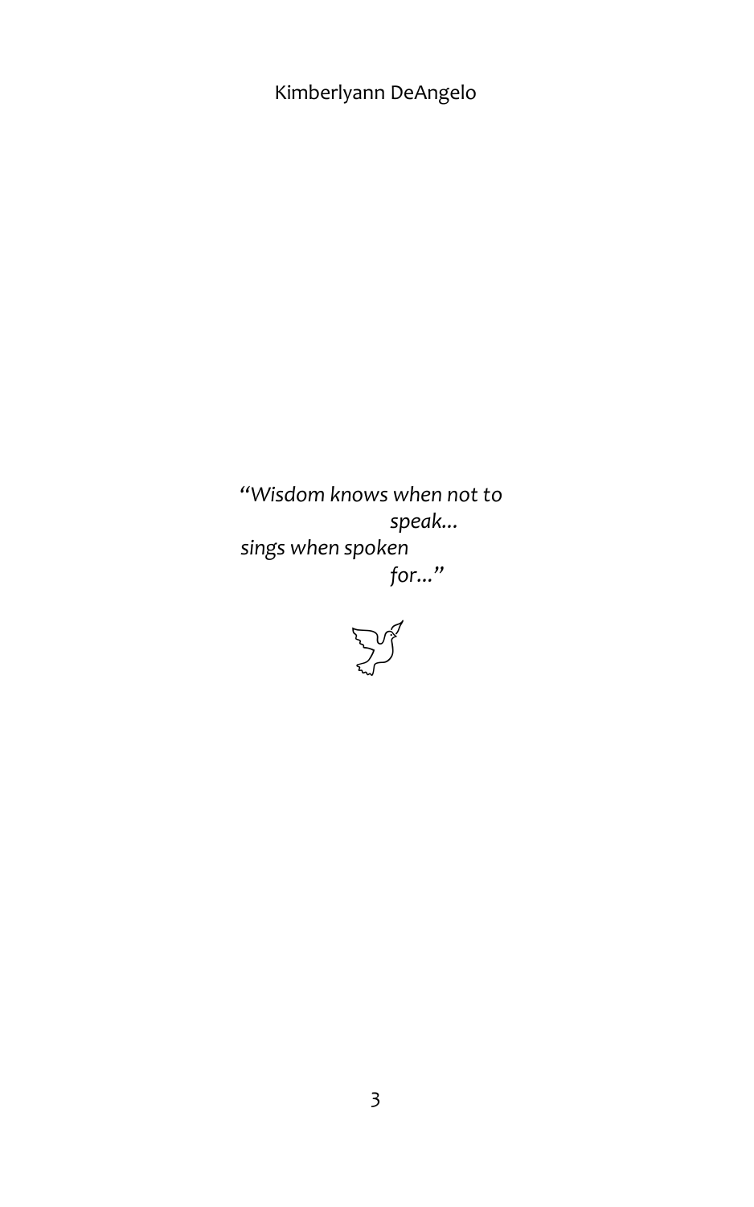*"Wisdom knows when not to*
*speak…*
*sings when spoken*
*for…"*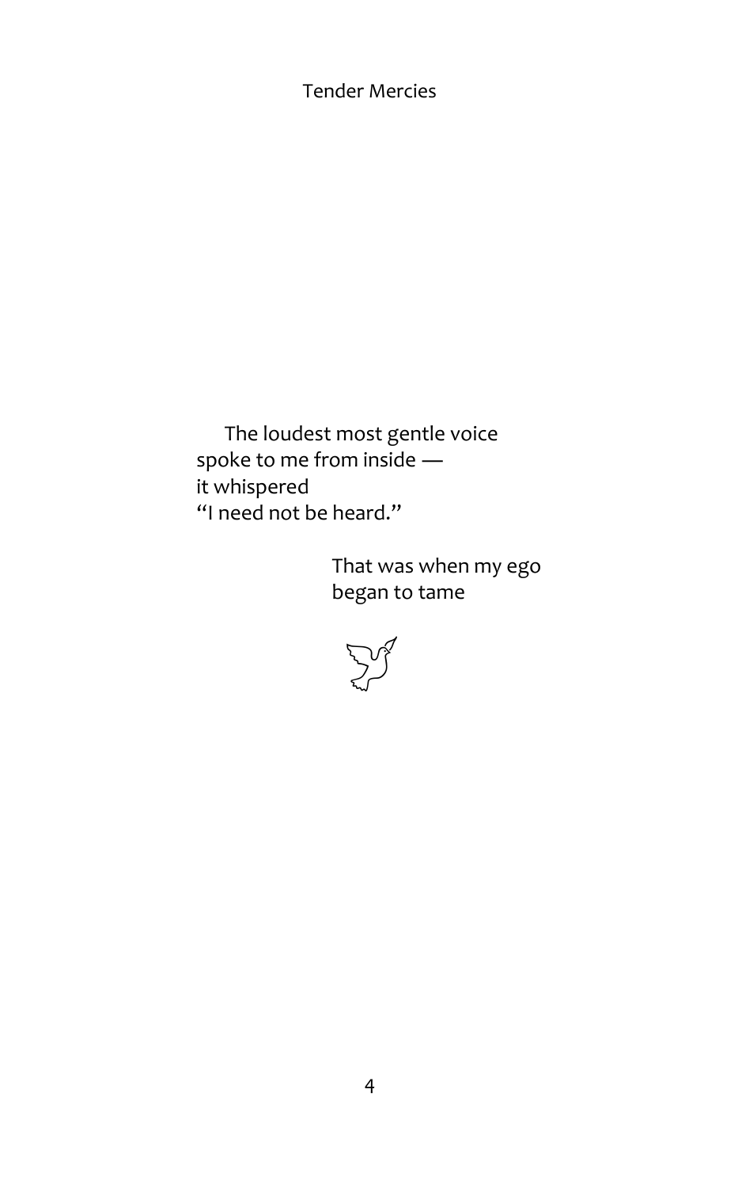The loudest most gentle voice
spoke to me from inside —
it whispered
"I need not be heard."

That was when my ego
began to tame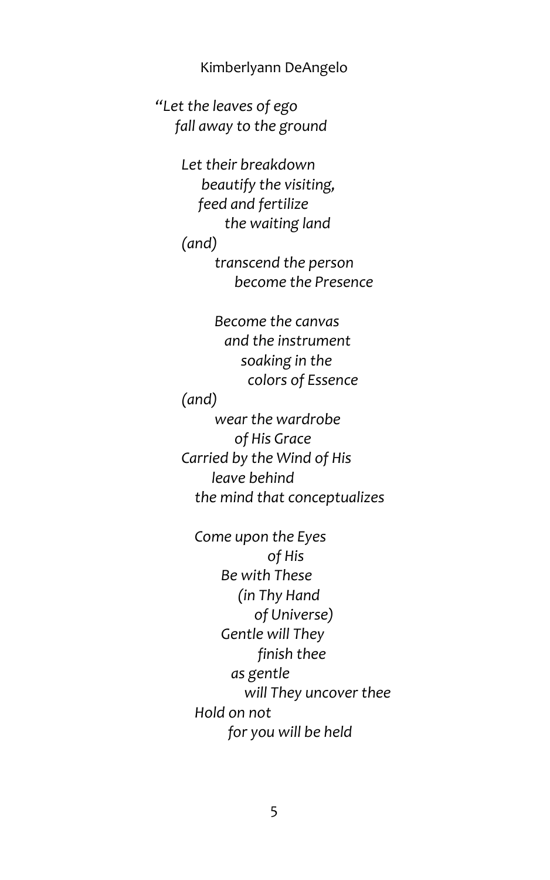Kimberlyann DeAngelo

*“Let the leaves of ego*
*fall away to the ground*

*Let their breakdown*
*beautify the visiting,*
*feed and fertilize*
*the waiting land*
*(and)*
*transcend the person*
*become the Presence*

*Become the canvas*
*and the instrument*
*soaking in the*
*colors of Essence*
*(and)*
*wear the wardrobe*
*of His Grace*
*Carried by the Wind of His*
*leave behind*
*the mind that conceptualizes*

*Come upon the Eyes*
*of His*
*Be with These*
*(in Thy Hand*
*of Universe)*
*Gentle will They*
*finish thee*
*as gentle*
*will They uncover thee*
*Hold on not*
*for you will be held*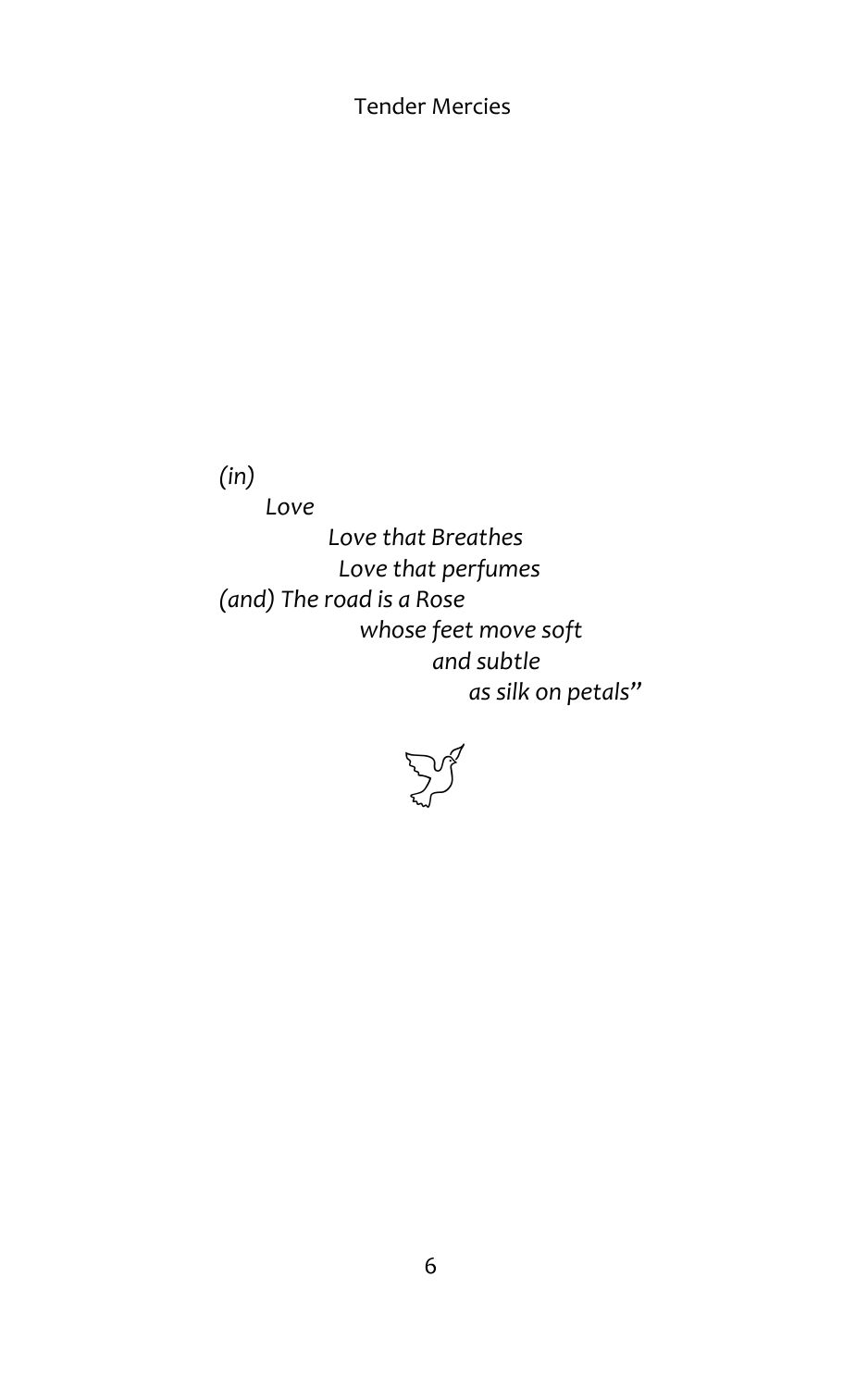*(in)*
*Love*
*Love that Breathes*
*Love that perfumes*
*(and) The road is a Rose*
*whose feet move soft*
*and subtle*
*as silk on petals"*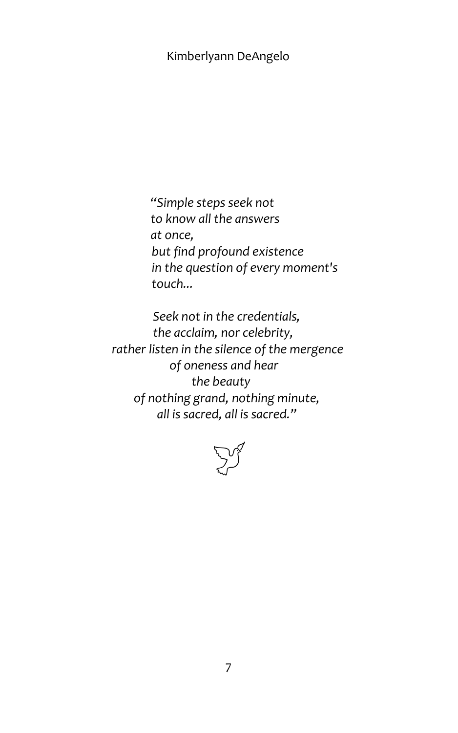*"Simple steps seek not*
*to know all the answers*
*at once,*
*but find profound existence*
*in the question of every moment's*
*touch...*

*Seek not in the credentials,*
*the acclaim, nor celebrity,*
*rather listen in the silence of the mergence*
*of oneness and hear*
*the beauty*
*of nothing grand, nothing minute,*
*all is sacred, all is sacred."*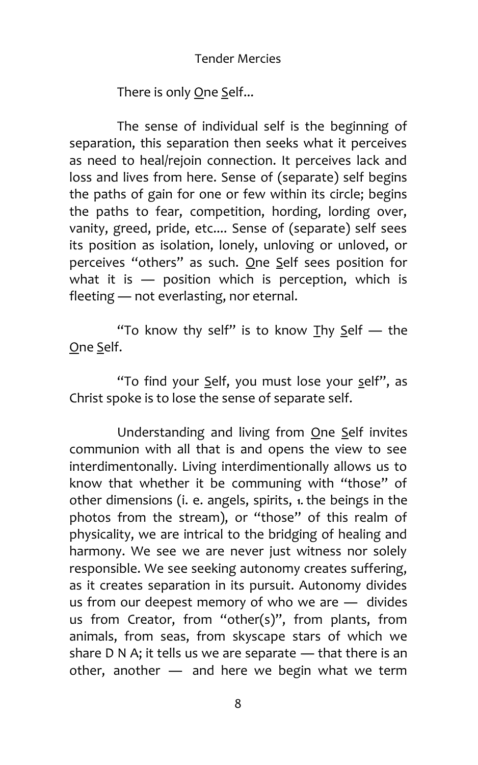There is only <u>O</u>ne <u>S</u>elf...

The sense of individual self is the beginning of separation, this separation then seeks what it perceives as need to heal/rejoin connection. It perceives lack and loss and lives from here. Sense of (separate) self begins the paths of gain for one or few within its circle; begins the paths to fear, competition, hording, lording over, vanity, greed, pride, etc.... Sense of (separate) self sees its position as isolation, lonely, unloving or unloved, or perceives "others" as such. <u>O</u>ne <u>S</u>elf sees position for what it is — position which is perception, which is fleeting — not everlasting, nor eternal.

"To know thy self" is to know <u>T</u>hy <u>S</u>elf — the <u>O</u>ne <u>S</u>elf.

"To find your <u>S</u>elf, you must lose your <u>s</u>elf", as Christ spoke is to lose the sense of separate self.

Understanding and living from <u>O</u>ne <u>S</u>elf invites communion with all that is and opens the view to see interdimentonally. Living interdimentionally allows us to know that whether it be communing with "those" of other dimensions (i. e. angels, spirits, 1. the beings in the photos from the stream), or "those" of this realm of physicality, we are intrical to the bridging of healing and harmony. We see we are never just witness nor solely responsible. We see seeking autonomy creates suffering, as it creates separation in its pursuit. Autonomy divides us from our deepest memory of who we are — divides us from Creator, from "other(s)", from plants, from animals, from seas, from skyscape stars of which we share D N A; it tells us we are separate — that there is an other, another — and here we begin what we term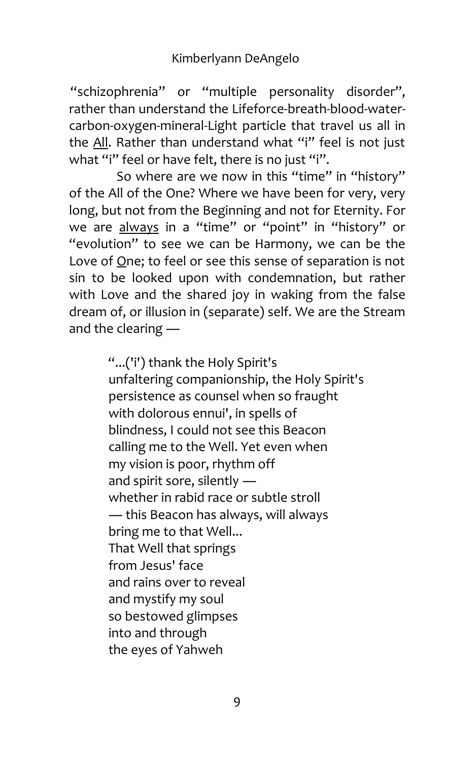"schizophrenia" or "multiple personality disorder", rather than understand the Lifeforce-breath-blood-water-carbon-oxygen-mineral-Light particle that travel us all in the <u>All</u>. Rather than understand what "i" feel is not just what "i" feel or have felt, there is no just "i".

So where are we now in this "time" in "history" of the All of the One? Where we have been for very, very long, but not from the Beginning and not for Eternity. For we are <u>always</u> in a "time" or "point" in "history" or "evolution" to see we can be Harmony, we can be the Love of <u>O</u>ne; to feel or see this sense of separation is not sin to be looked upon with condemnation, but rather with Love and the shared joy in waking from the false dream of, or illusion in (separate) self. We are the Stream and the clearing —

> "...('i') thank the Holy Spirit's
> unfaltering companionship, the Holy Spirit's
> persistence as counsel when so fraught
> with dolorous ennui', in spells of
> blindness, I could not see this Beacon
> calling me to the Well. Yet even when
> my vision is poor, rhythm off
> and spirit sore, silently —
> whether in rabid race or subtle stroll
> — this Beacon has always, will always
> bring me to that Well...
> That Well that springs
> from Jesus' face
> and rains over to reveal
> and mystify my soul
> so bestowed glimpses
> into and through
> the eyes of Yahweh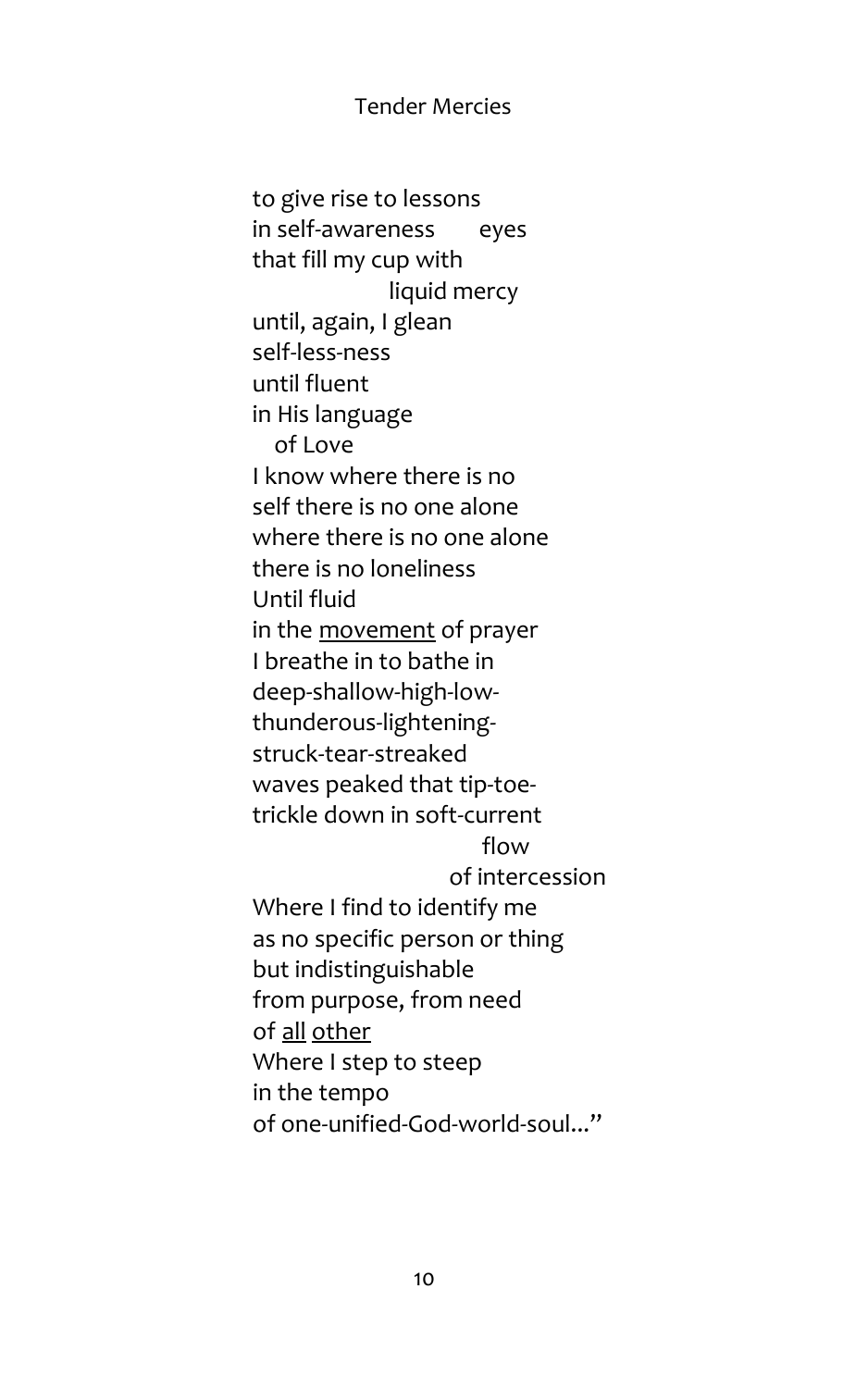to give rise to lessons
in self-awareness       eyes
that fill my cup with
                    liquid mercy
until, again, I glean
self-less-ness
until fluent
in His language
   of Love
I know where there is no
self there is no one alone
where there is no one alone
there is no loneliness
Until fluid
in the <u>movement</u> of prayer
I breathe in to bathe in
deep-shallow-high-low-
thunderous-lightening-
struck-tear-streaked
waves peaked that tip-toe-
trickle down in soft-current
                               flow
                          of intercession
Where I find to identify me
as no specific person or thing
but indistinguishable
from purpose, from need
of <u>all</u> <u>other</u>
Where I step to steep
in the tempo
of one-unified-God-world-soul..."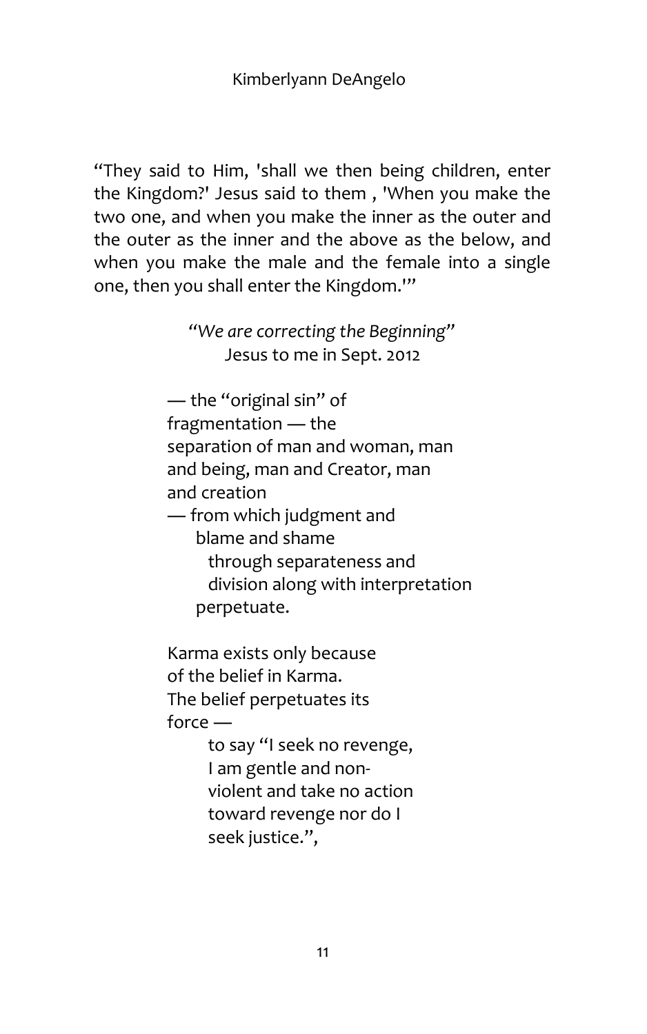“They said to Him, 'shall we then being children, enter the Kingdom?' Jesus said to them , 'When you make the two one, and when you make the inner as the outer and the outer as the inner and the above as the below, and when you make the male and the female into a single one, then you shall enter the Kingdom.'”

*“We are correcting the Beginning”*
Jesus to me in Sept. 2012

— the “original sin” of
fragmentation — the
separation of man and woman, man
and being, man and Creator, man
and creation
— from which judgment and
blame and shame
through separateness and
division along with interpretation
perpetuate.

Karma exists only because
of the belief in Karma.
The belief perpetuates its
force —
to say “I seek no revenge,
I am gentle and non-
violent and take no action
toward revenge nor do I
seek justice.”,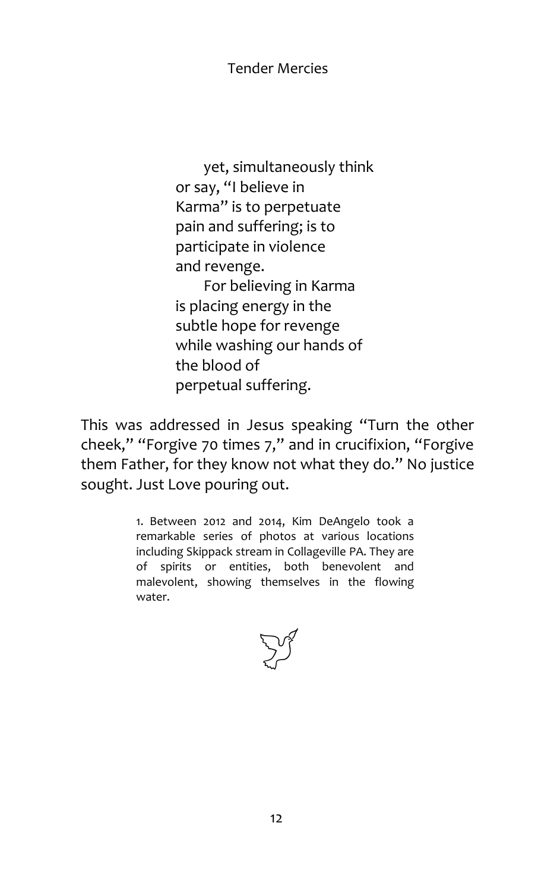yet, simultaneously think
or say, "I believe in
Karma" is to perpetuate
pain and suffering; is to
participate in violence
and revenge.

For believing in Karma
is placing energy in the
subtle hope for revenge
while washing our hands of
the blood of
perpetual suffering.

This was addressed in Jesus speaking "Turn the other cheek," "Forgive 70 times 7," and in crucifixion, "Forgive them Father, for they know not what they do." No justice sought. Just Love pouring out.

1. Between 2012 and 2014, Kim DeAngelo took a remarkable series of photos at various locations including Skippack stream in Collageville PA. They are of spirits or entities, both benevolent and malevolent, showing themselves in the flowing water.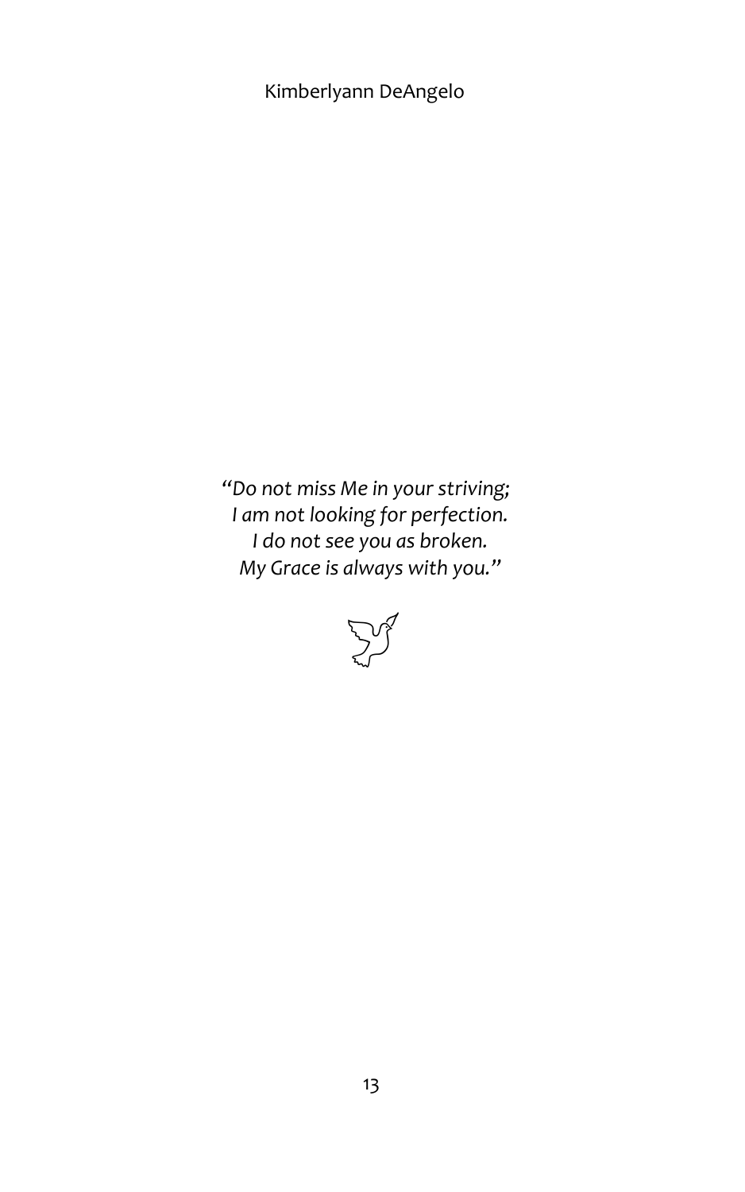*"Do not miss Me in your striving;*
*I am not looking for perfection.*
*I do not see you as broken.*
*My Grace is always with you."*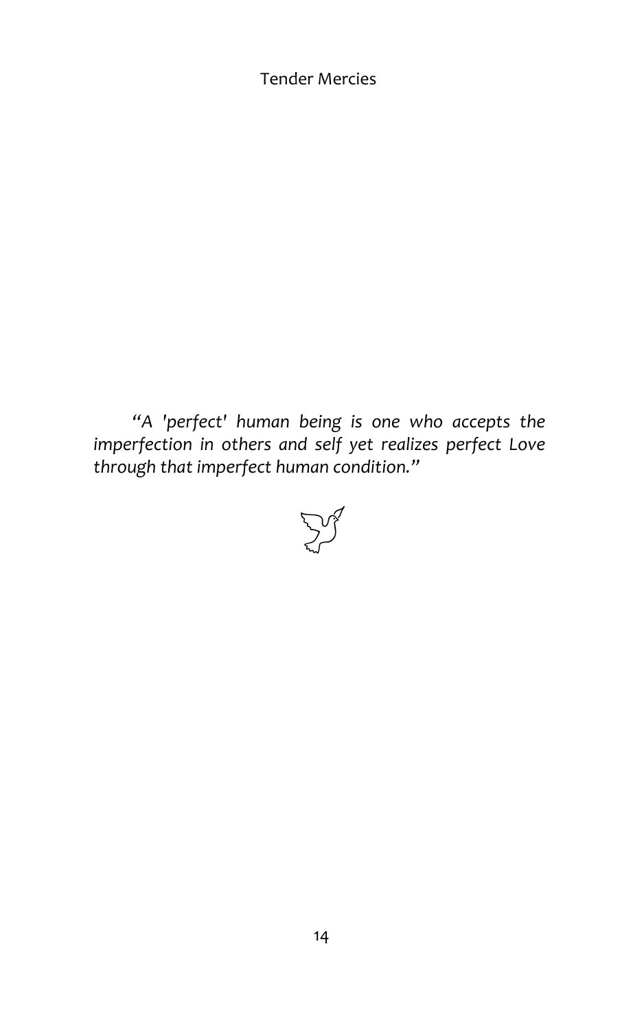*"A 'perfect' human being is one who accepts the imperfection in others and self yet realizes perfect Love through that imperfect human condition."*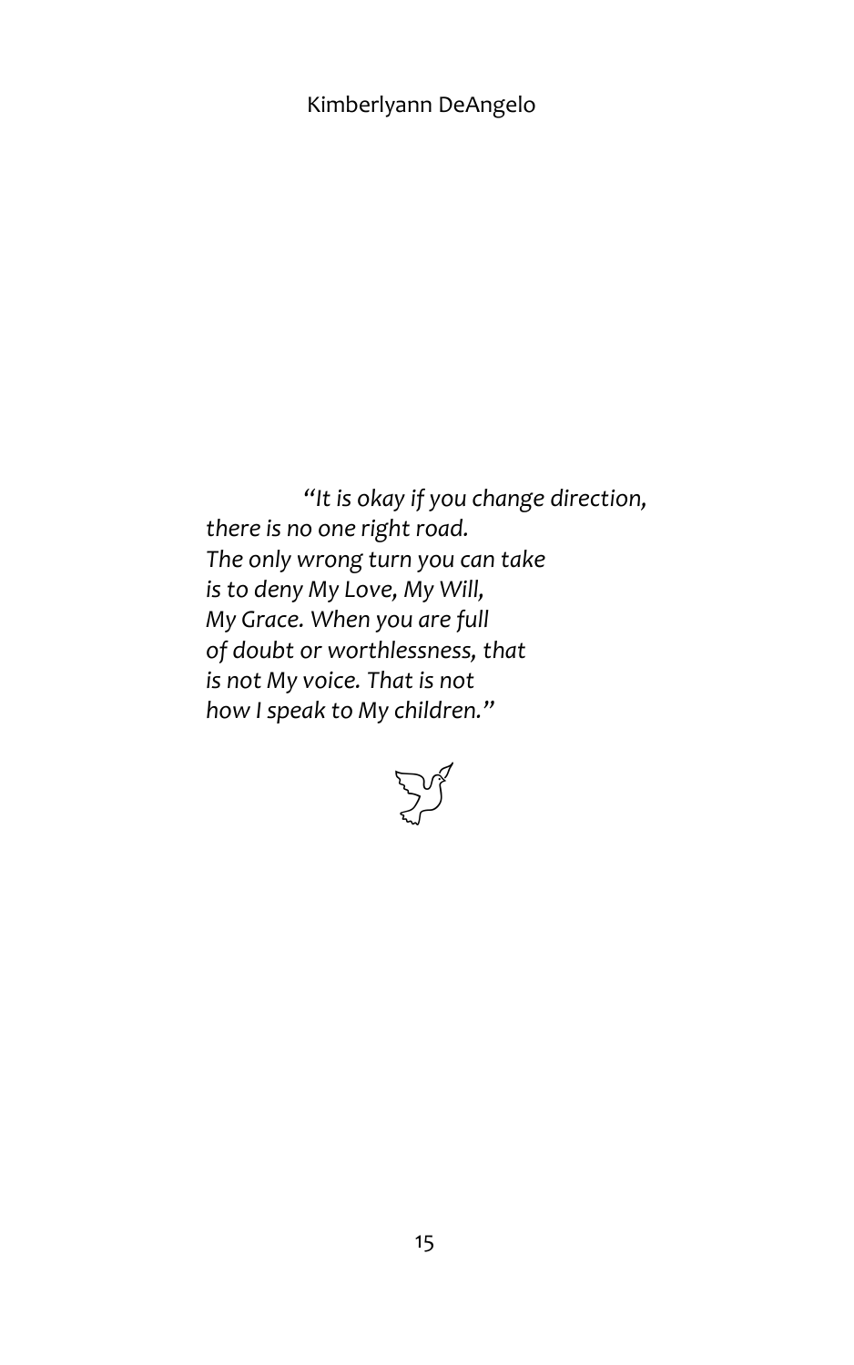*"It is okay if you change direction,*
*there is no one right road.*
*The only wrong turn you can take*
*is to deny My Love, My Will,*
*My Grace. When you are full*
*of doubt or worthlessness, that*
*is not My voice. That is not*
*how I speak to My children."*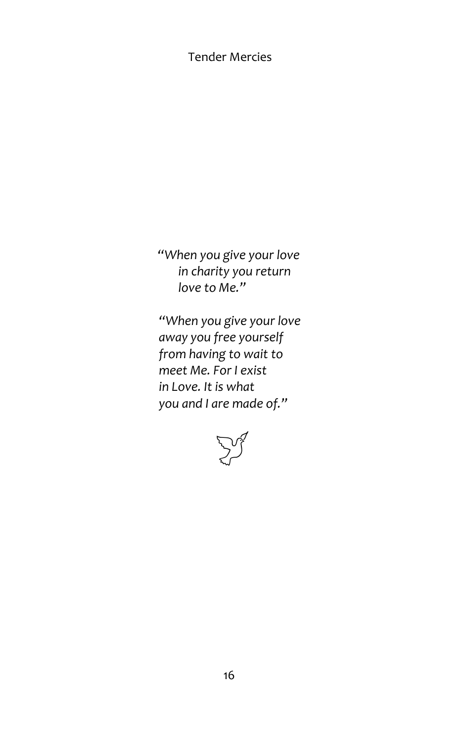*"When you give your love*
*in charity you return*
*love to Me."*

*"When you give your love*
*away you free yourself*
*from having to wait to*
*meet Me. For I exist*
*in Love. It is what*
*you and I are made of."*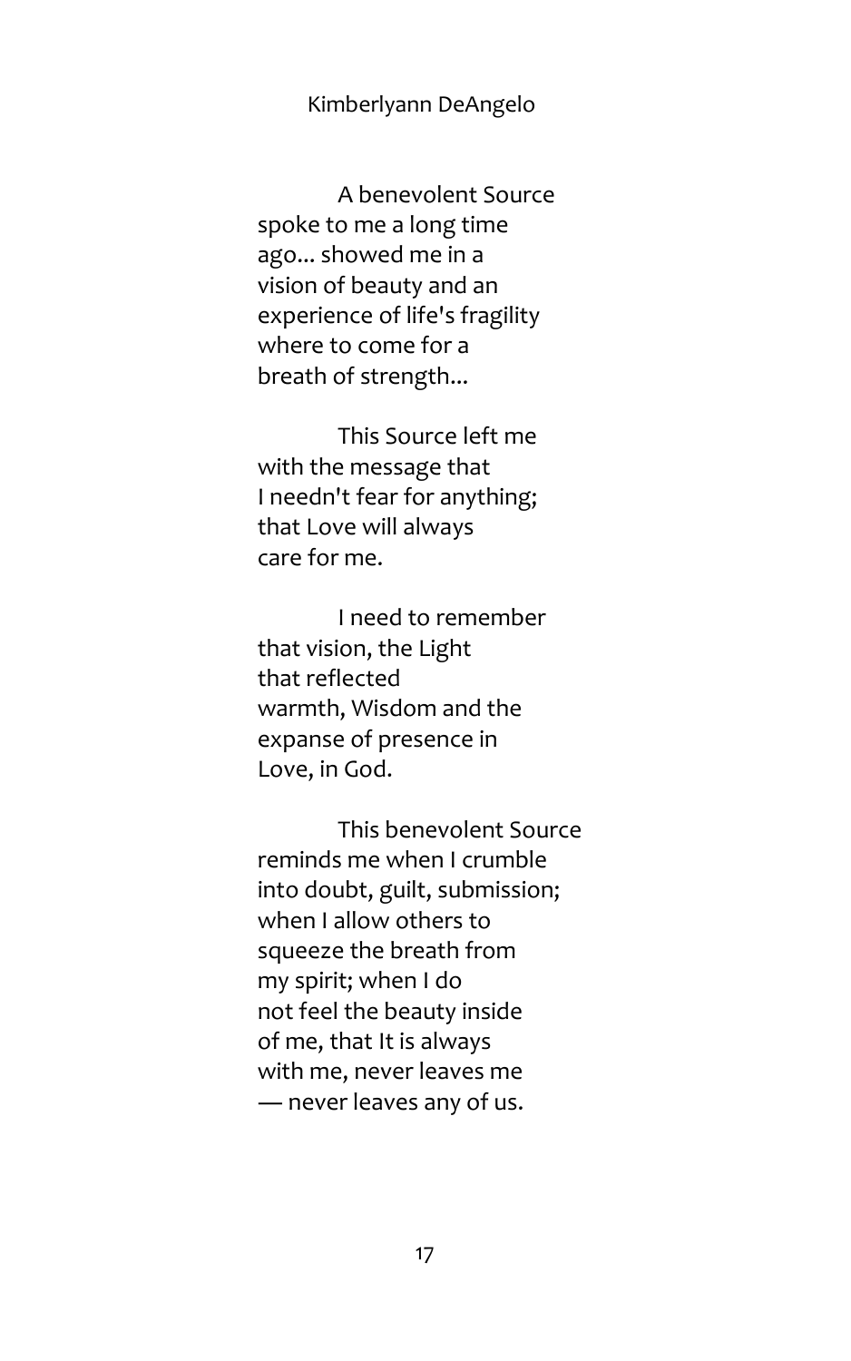A benevolent Source
spoke to me a long time
ago... showed me in a
vision of beauty and an
experience of life's fragility
where to come for a
breath of strength...

This Source left me
with the message that
I needn't fear for anything;
that Love will always
care for me.

I need to remember
that vision, the Light
that reflected
warmth, Wisdom and the
expanse of presence in
Love, in God.

This benevolent Source
reminds me when I crumble
into doubt, guilt, submission;
when I allow others to
squeeze the breath from
my spirit; when I do
not feel the beauty inside
of me, that It is always
with me, never leaves me
— never leaves any of us.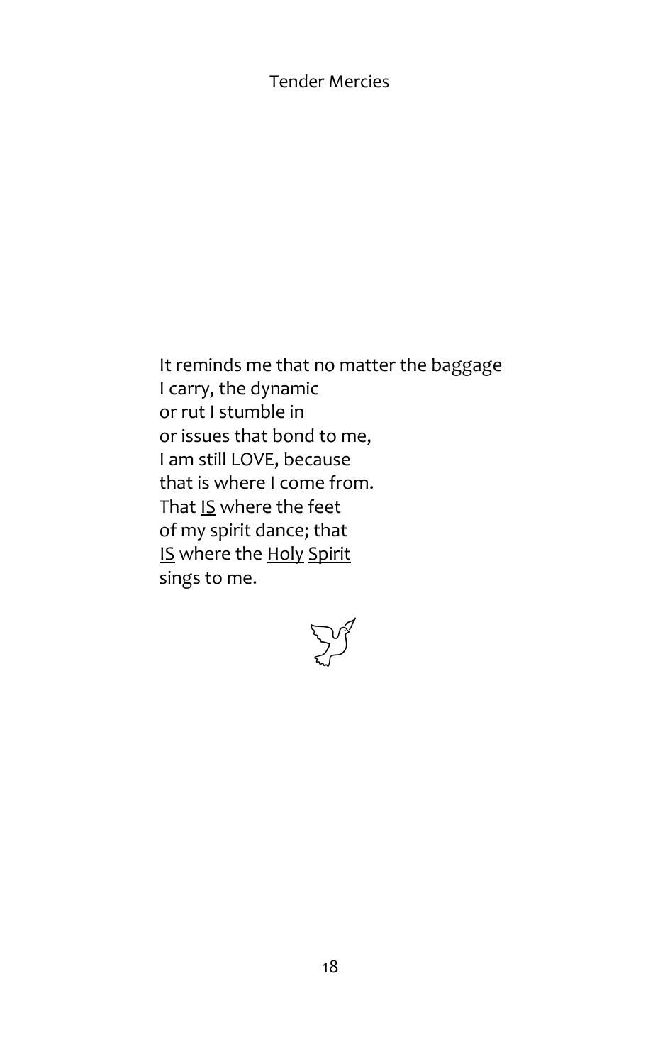It reminds me that no matter the baggage  
I carry, the dynamic  
or rut I stumble in  
or issues that bond to me,  
I am still LOVE, because  
that is where I come from.  
That <u>IS</u> where the feet  
of my spirit dance; that  
<u>IS</u> where the <u>Holy</u> <u>Spirit</u>  
sings to me.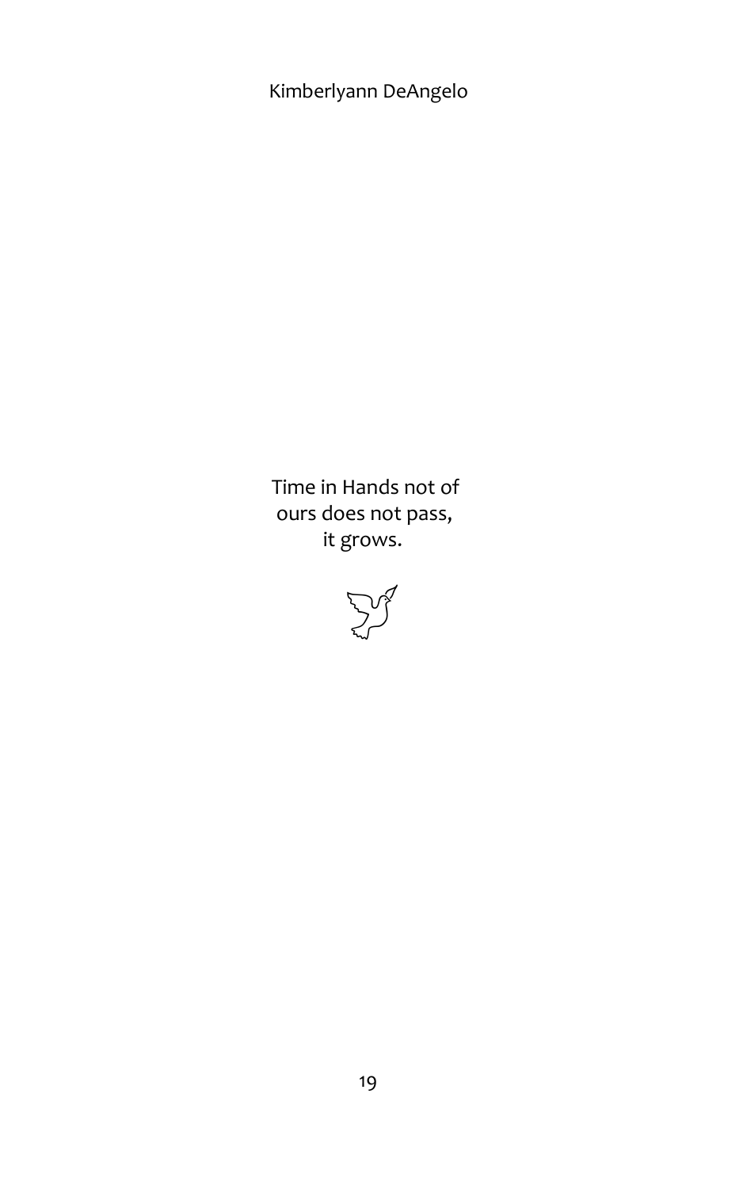Time in Hands not of
ours does not pass,
it grows.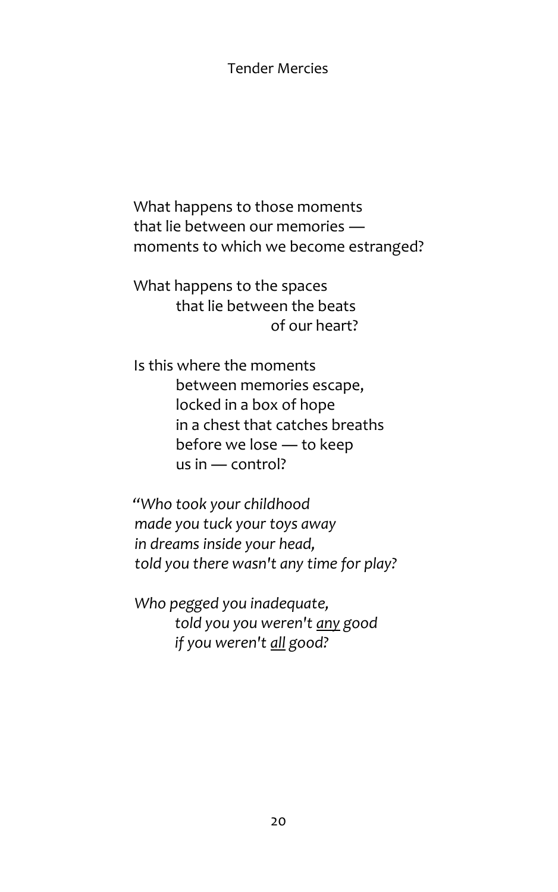What happens to those moments
that lie between our memories —
moments to which we become estranged?

What happens to the spaces
that lie between the beats
of our heart?

Is this where the moments
between memories escape,
locked in a box of hope
in a chest that catches breaths
before we lose — to keep
us in — control?

*"Who took your childhood*
*made you tuck your toys away*
*in dreams inside your head,*
*told you there wasn't any time for play?*

*Who pegged you inadequate,*
*told you you weren't <u>any</u> good*
*if you weren't <u>all</u> good?*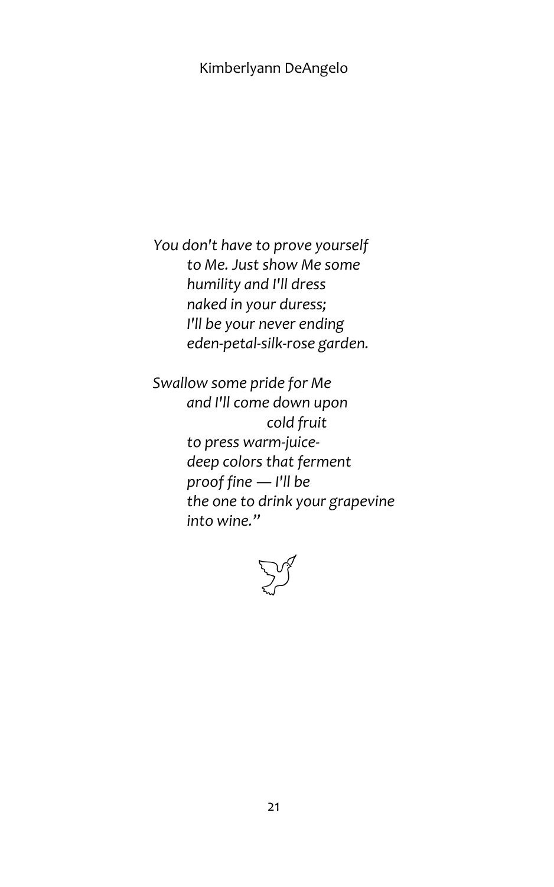*You don't have to prove yourself*  
*to Me. Just show Me some*  
*humility and I'll dress*  
*naked in your duress;*  
*I'll be your never ending*  
*eden-petal-silk-rose garden.*

*Swallow some pride for Me*  
*and I'll come down upon*  
*cold fruit*  
*to press warm-juice-*  
*deep colors that ferment*  
*proof fine — I'll be*  
*the one to drink your grapevine*  
*into wine."*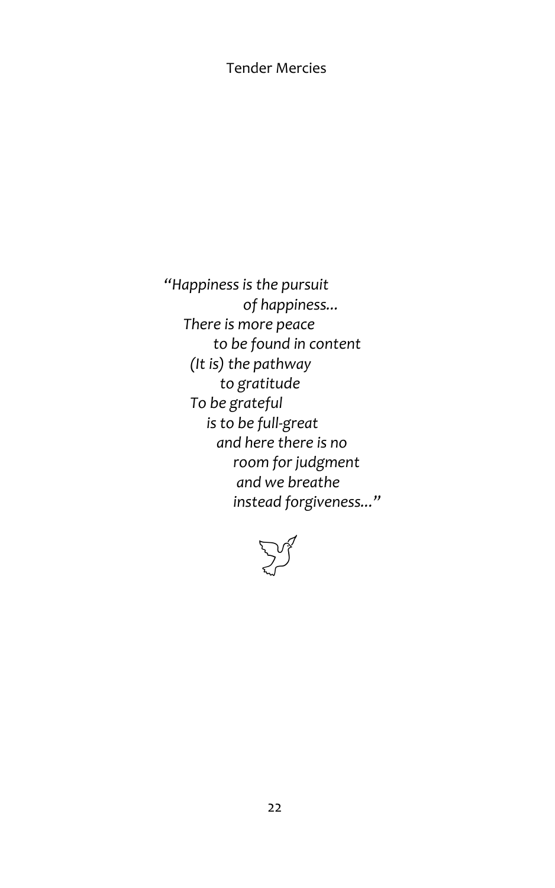*"Happiness is the pursuit*
*of happiness...*
*There is more peace*
*to be found in content*
*(It is) the pathway*
*to gratitude*
*To be grateful*
*is to be full-great*
*and here there is no*
*room for judgment*
*and we breathe*
*instead forgiveness..."*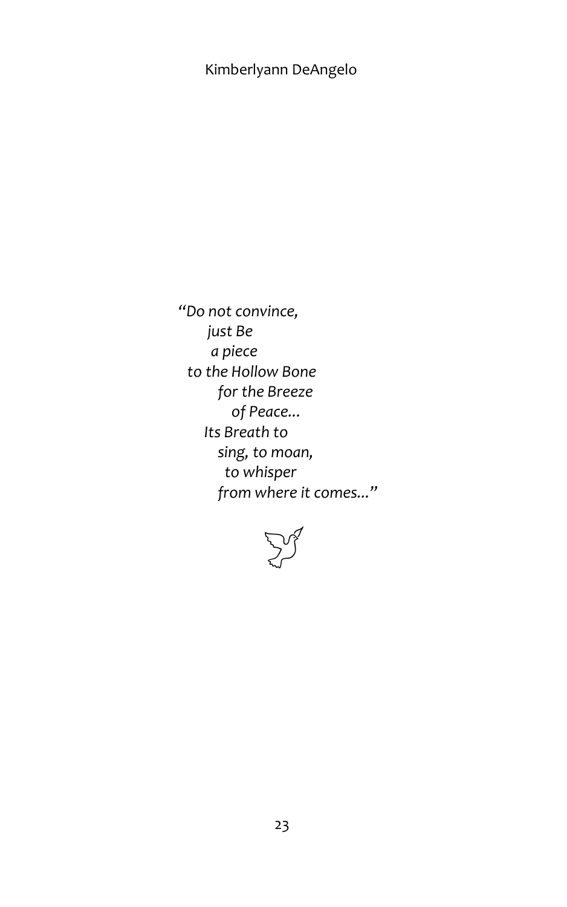*"Do not convince,*
*just Be*
*a piece*
*to the Hollow Bone*
*for the Breeze*
*of Peace...*
*Its Breath to*
*sing, to moan,*
*to whisper*
*from where it comes..."*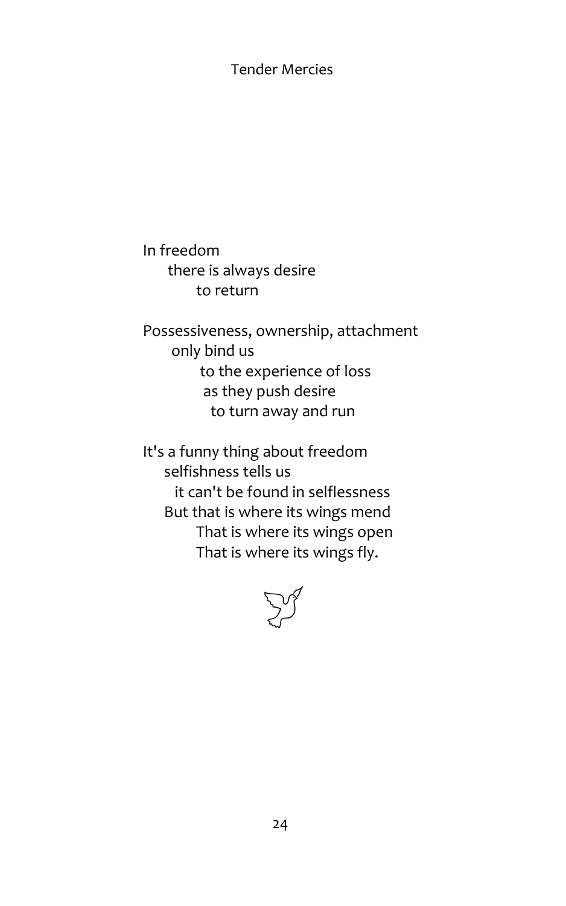In freedom
there is always desire
to return

Possessiveness, ownership, attachment
only bind us
to the experience of loss
as they push desire
to turn away and run

It's a funny thing about freedom
selfishness tells us
it can't be found in selflessness
But that is where its wings mend
That is where its wings open
That is where its wings fly.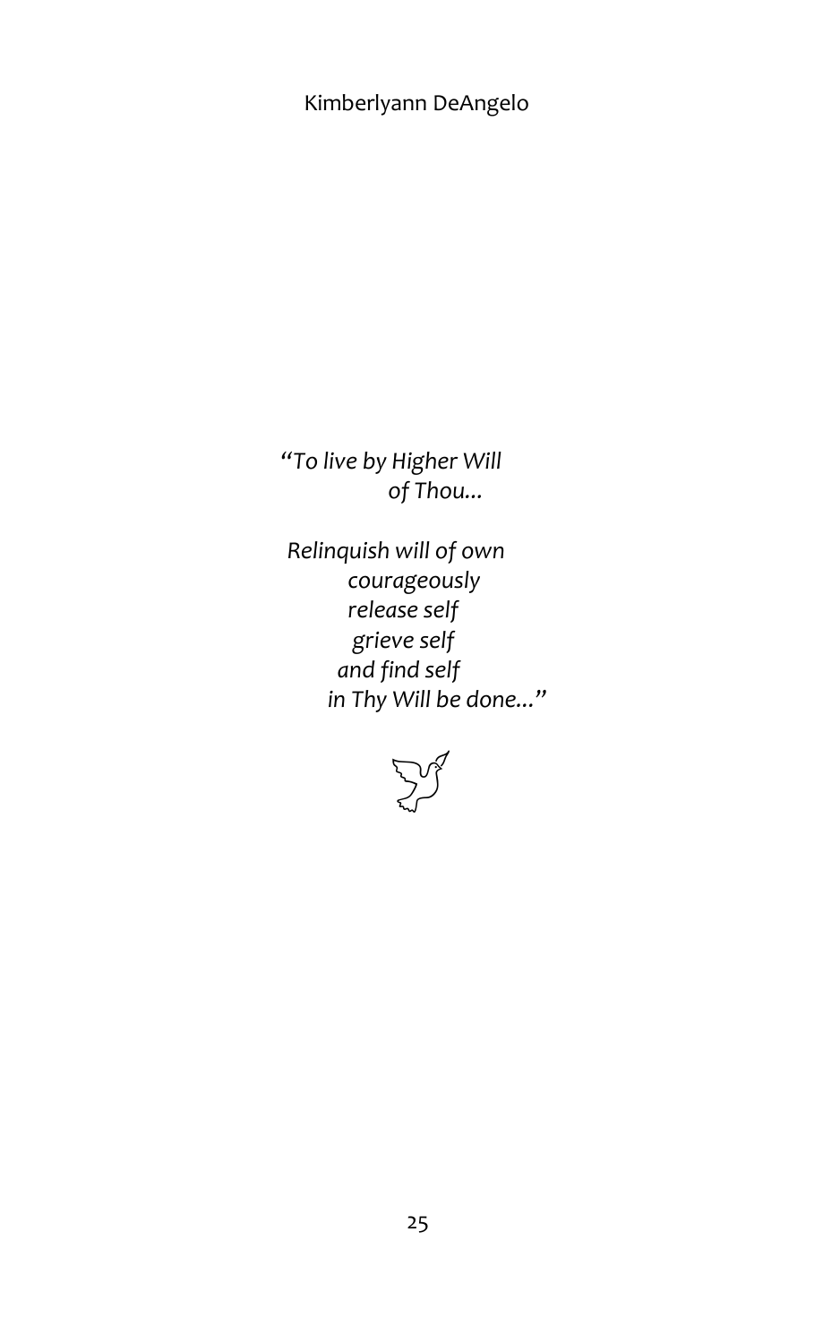*"To live by Higher Will*
*of Thou...*

*Relinquish will of own*
*courageously*
*release self*
*grieve self*
*and find self*
*in Thy Will be done..."*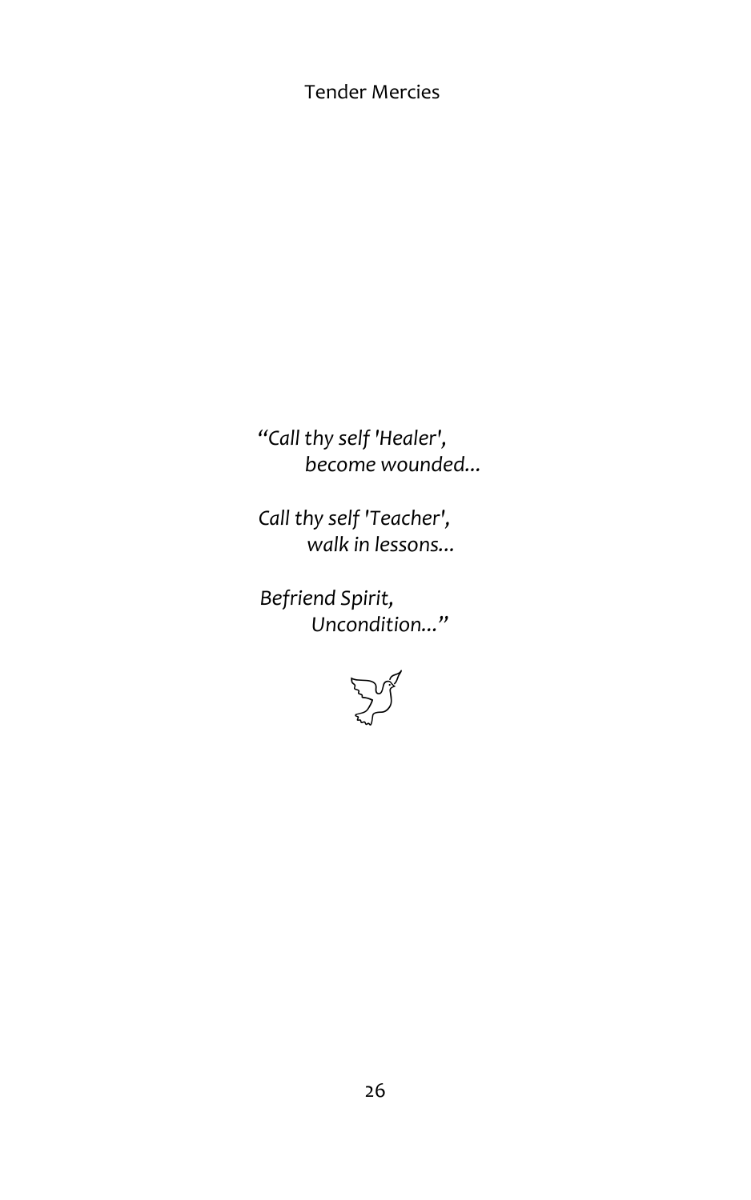*"Call thy self 'Healer',*
*become wounded...*

*Call thy self 'Teacher',*
*walk in lessons...*

*Befriend Spirit,*
*Uncondition..."*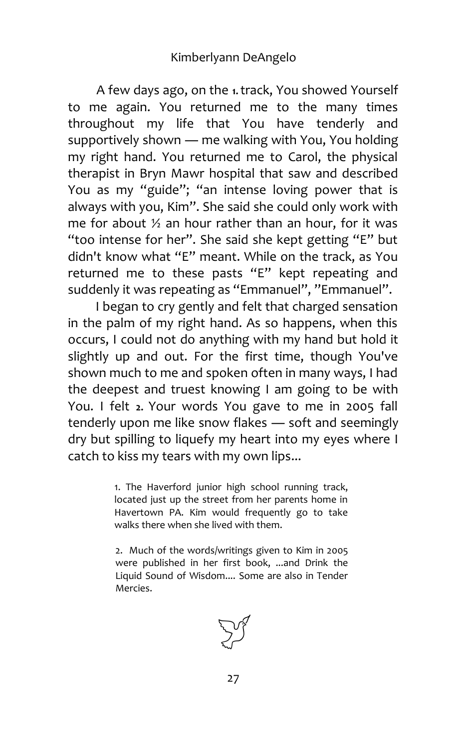A few days ago, on the [1] track, You showed Yourself to me again. You returned me to the many times throughout my life that You have tenderly and supportively shown — me walking with You, You holding my right hand. You returned me to Carol, the physical therapist in Bryn Mawr hospital that saw and described You as my "guide"; "an intense loving power that is always with you, Kim". She said she could only work with me for about ½ an hour rather than an hour, for it was "too intense for her". She said she kept getting "E" but didn't know what "E" meant. While on the track, as You returned me to these pasts "E" kept repeating and suddenly it was repeating as "Emmanuel", "Emmanuel".

I began to cry gently and felt that charged sensation in the palm of my right hand. As so happens, when this occurs, I could not do anything with my hand but hold it slightly up and out. For the first time, though You've shown much to me and spoken often in many ways, I had the deepest and truest knowing I am going to be with You. I felt [2] Your words You gave to me in 2005 fall tenderly upon me like snow flakes — soft and seemingly dry but spilling to liquefy my heart into my eyes where I catch to kiss my tears with my own lips...

1. The Haverford junior high school running track, located just up the street from her parents home in Havertown PA. Kim would frequently go to take walks there when she lived with them.

2. Much of the words/writings given to Kim in 2005 were published in her first book, ...and Drink the Liquid Sound of Wisdom.... Some are also in Tender Mercies.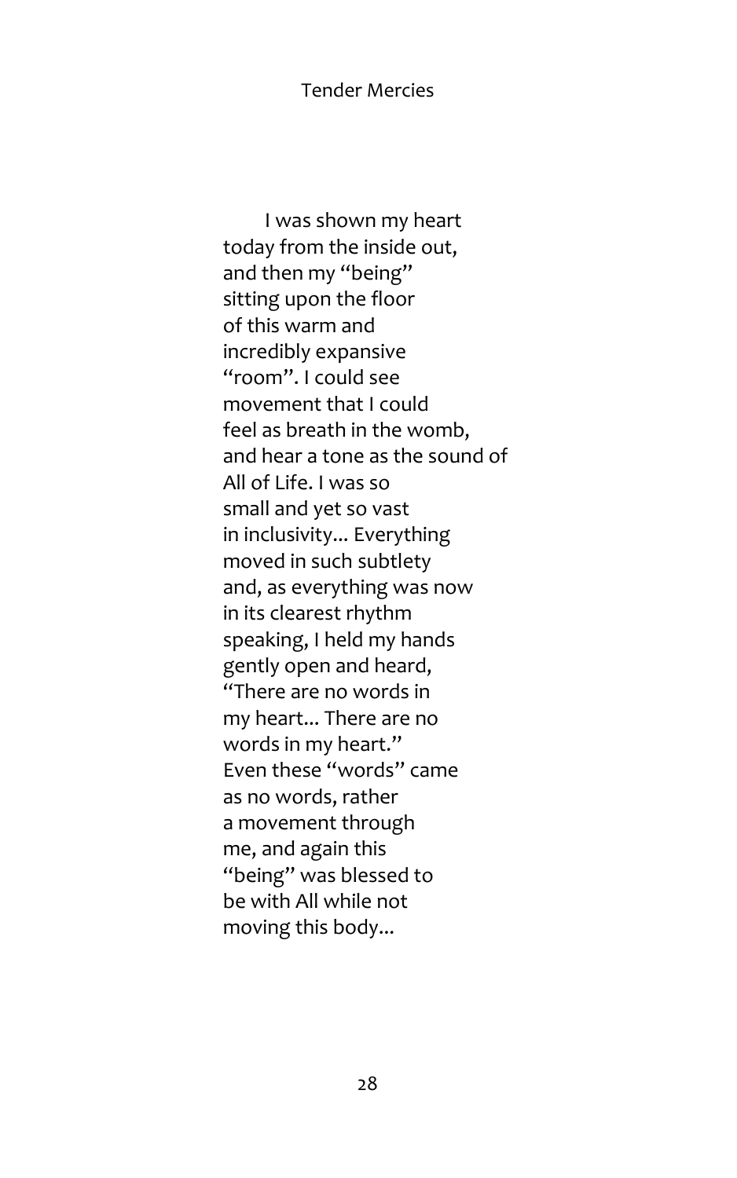I was shown my heart
today from the inside out,
and then my "being"
sitting upon the floor
of this warm and
incredibly expansive
"room". I could see
movement that I could
feel as breath in the womb,
and hear a tone as the sound of
All of Life. I was so
small and yet so vast
in inclusivity... Everything
moved in such subtlety
and, as everything was now
in its clearest rhythm
speaking, I held my hands
gently open and heard,
"There are no words in
my heart... There are no
words in my heart."
Even these "words" came
as no words, rather
a movement through
me, and again this
"being" was blessed to
be with All while not
moving this body...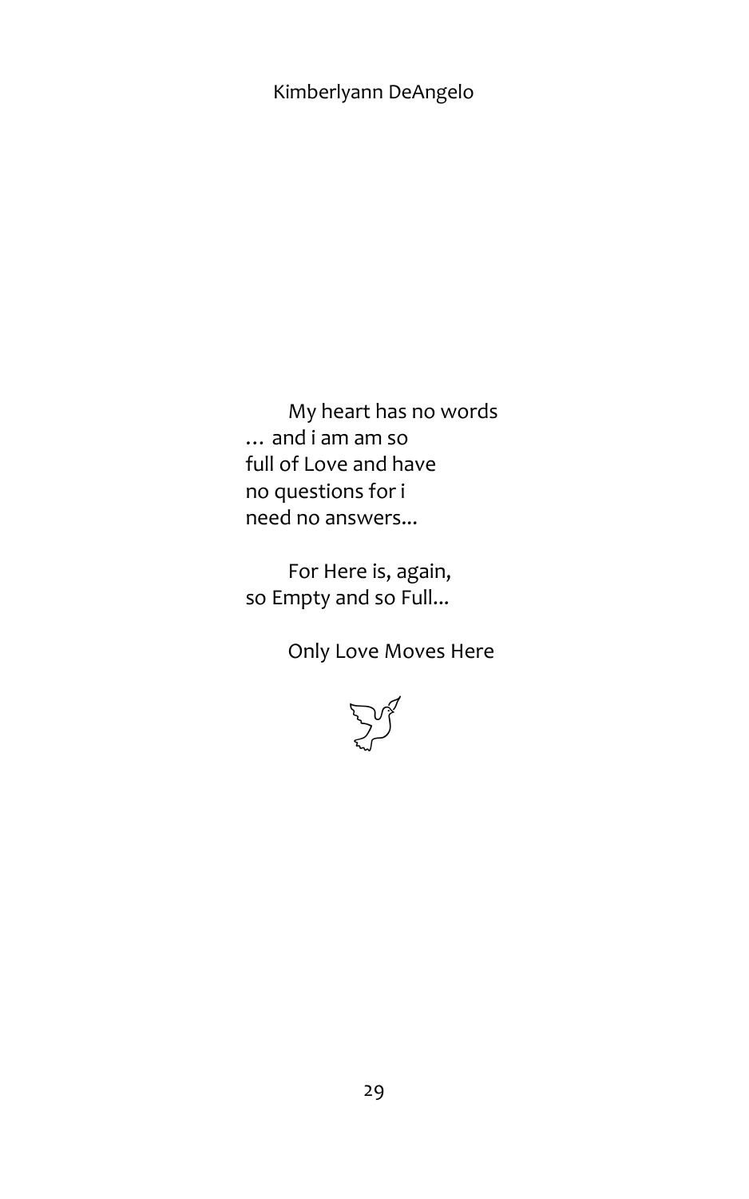My heart has no words
… and i am am so
full of Love and have
no questions for i
need no answers...

For Here is, again,
so Empty and so Full...

Only Love Moves Here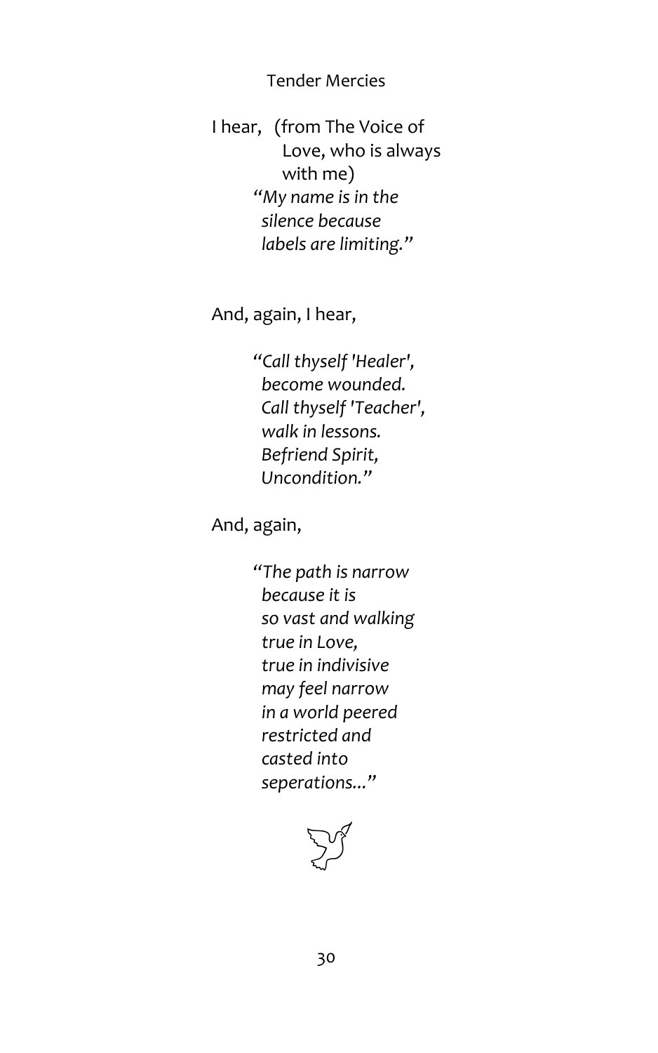## Tender Mercies

I hear, (from The Voice of
Love, who is always
with me)

*"My name is in the*
*silence because*
*labels are limiting."*

And, again, I hear,

*"Call thyself 'Healer',*
*become wounded.*
*Call thyself 'Teacher',*
*walk in lessons.*
*Befriend Spirit,*
*Uncondition."*

And, again,

*"The path is narrow*
*because it is*
*so vast and walking*
*true in Love,*
*true in indivisive*
*may feel narrow*
*in a world peered*
*restricted and*
*casted into*
*seperations..."*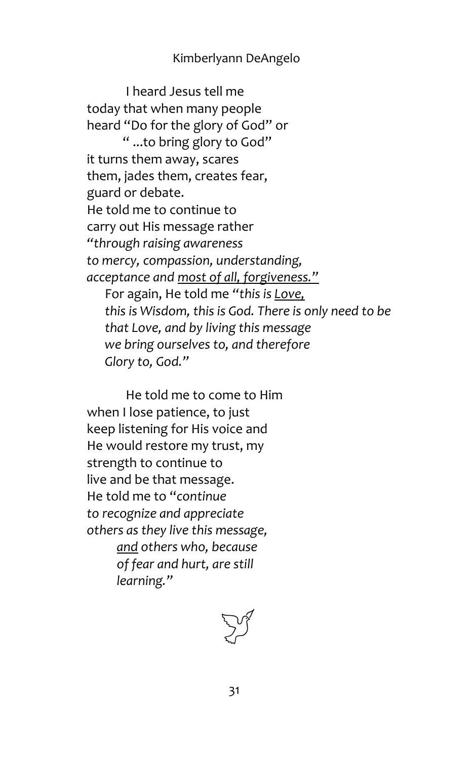I heard Jesus tell me
today that when many people
heard "Do for the glory of God" or
" ...to bring glory to God"
it turns them away, scares
them, jades them, creates fear,
guard or debate.
He told me to continue to
carry out His message rather
*"through raising awareness*
*to mercy, compassion, understanding,*
*acceptance and <u>most of all, forgiveness.</u>"*
For again, He told me *"this is <u>Love,</u>*
*this is Wisdom, this is God. There is only need to be*
*that Love, and by living this message*
*we bring ourselves to, and therefore*
*Glory to, God."*

He told me to come to Him
when I lose patience, to just
keep listening for His voice and
He would restore my trust, my
strength to continue to
live and be that message.
He told me to "*continue*
*to recognize and appreciate*
*others as they live this message,*
*<u>and</u> others who, because*
*of fear and hurt, are still*
*learning."*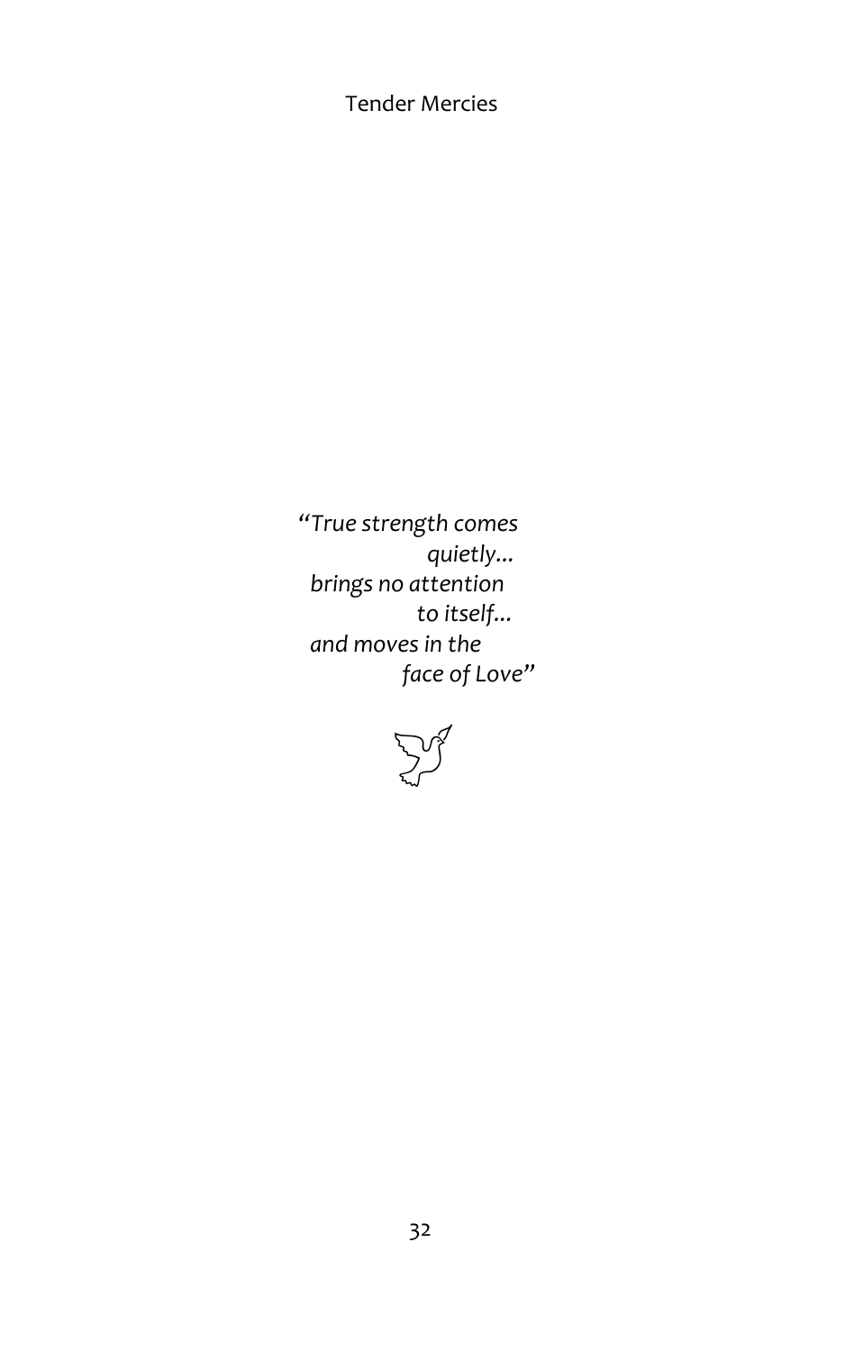*"True strength comes*
*quietly…*
*brings no attention*
*to itself…*
*and moves in the*
*face of Love"*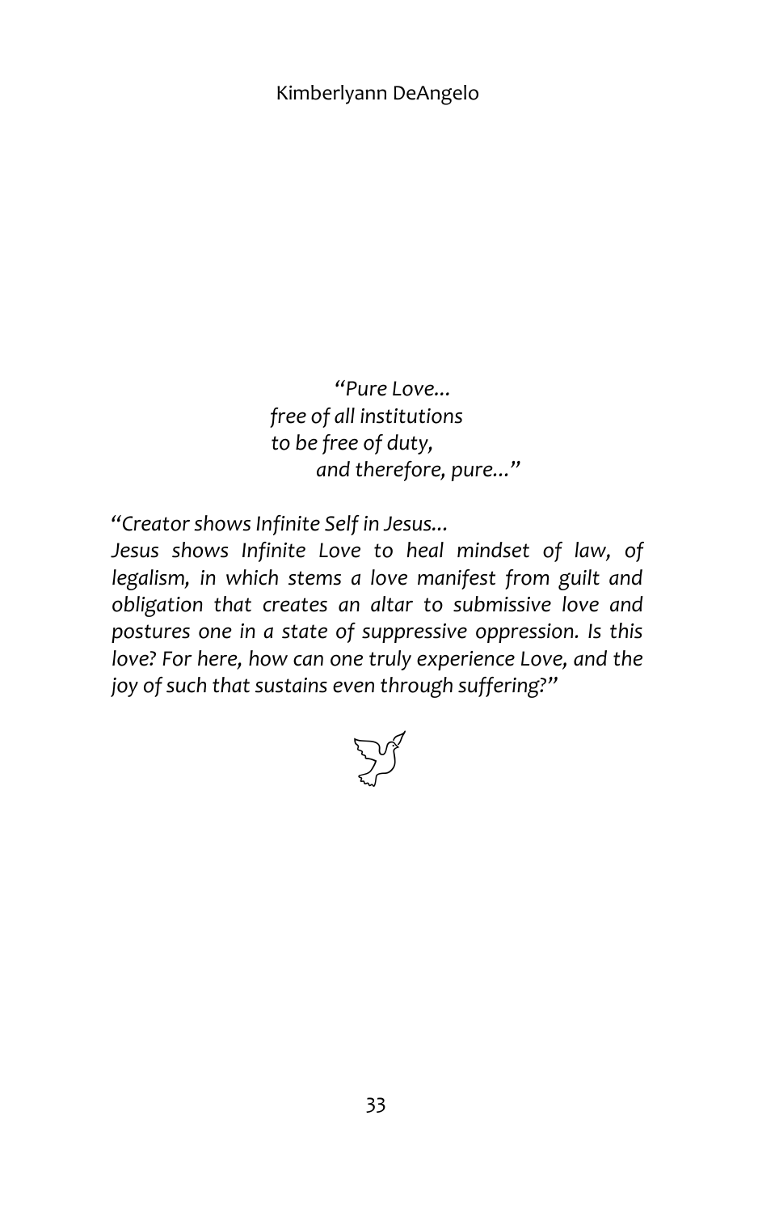*"Pure Love...*
*free of all institutions*
*to be free of duty,*
*and therefore, pure..."*

*"Creator shows Infinite Self in Jesus...*
*Jesus shows Infinite Love to heal mindset of law, of legalism, in which stems a love manifest from guilt and obligation that creates an altar to submissive love and postures one in a state of suppressive oppression. Is this love? For here, how can one truly experience Love, and the joy of such that sustains even through suffering?"*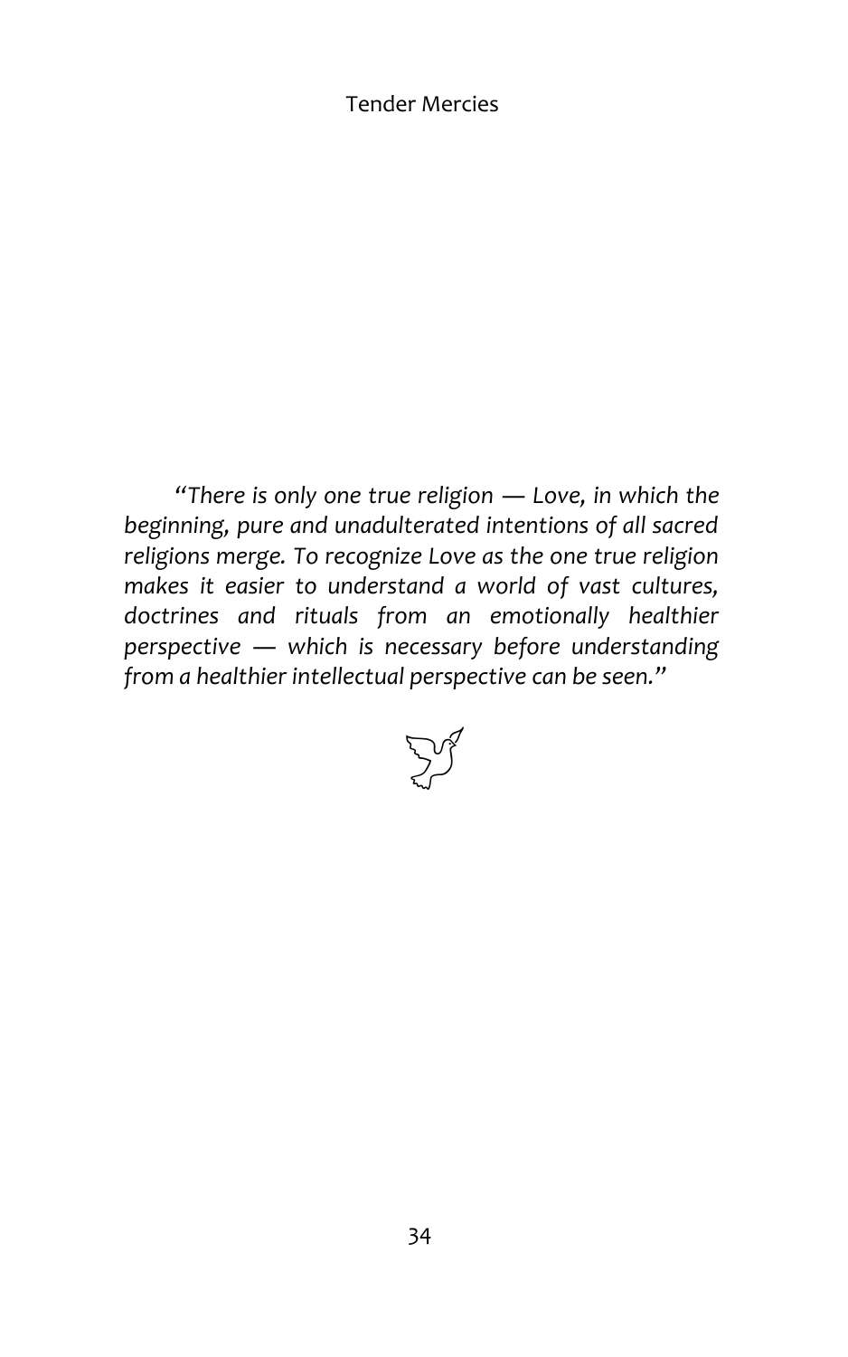*"There is only one true religion — Love, in which the beginning, pure and unadulterated intentions of all sacred religions merge. To recognize Love as the one true religion makes it easier to understand a world of vast cultures, doctrines and rituals from an emotionally healthier perspective — which is necessary before understanding from a healthier intellectual perspective can be seen."*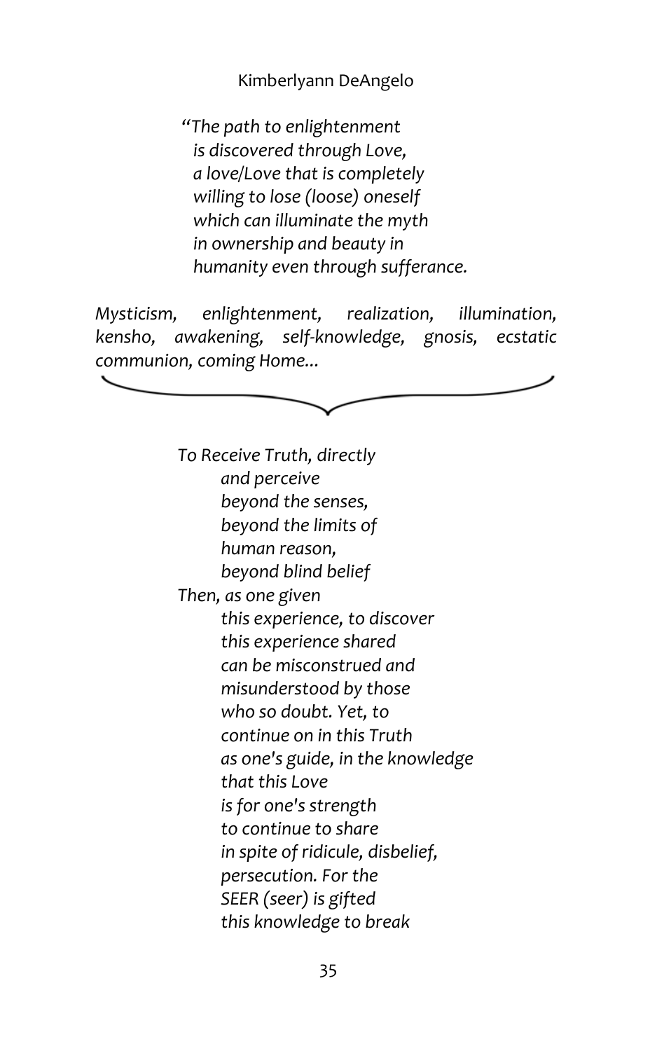*"The path to enlightenment*
*is discovered through Love,*
*a love/Love that is completely*
*willing to lose (loose) oneself*
*which can illuminate the myth*
*in ownership and beauty in*
*humanity even through sufferance.*

*Mysticism, enlightenment, realization, illumination, kensho, awakening, self-knowledge, gnosis, ecstatic communion, coming Home...*

*To Receive Truth, directly*
*and perceive*
*beyond the senses,*
*beyond the limits of*
*human reason,*
*beyond blind belief*
*Then, as one given*
*this experience, to discover*
*this experience shared*
*can be misconstrued and*
*misunderstood by those*
*who so doubt. Yet, to*
*continue on in this Truth*
*as one's guide, in the knowledge*
*that this Love*
*is for one's strength*
*to continue to share*
*in spite of ridicule, disbelief,*
*persecution. For the*
*SEER (seer) is gifted*
*this knowledge to break*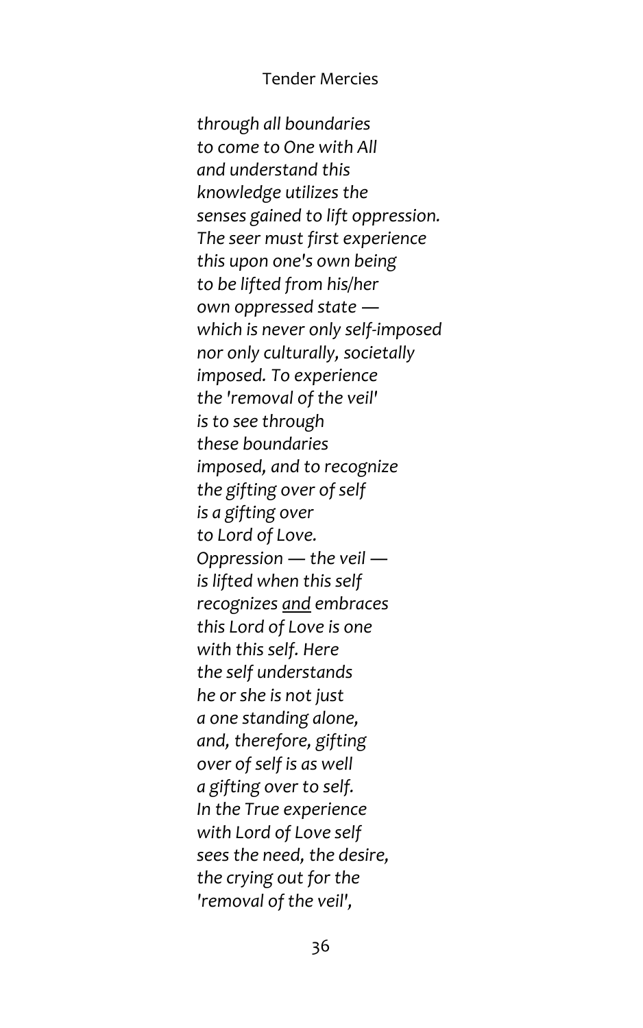*through all boundaries*
*to come to One with All*
*and understand this*
*knowledge utilizes the*
*senses gained to lift oppression.*
*The seer must first experience*
*this upon one's own being*
*to be lifted from his/her*
*own oppressed state —*
*which is never only self-imposed*
*nor only culturally, societally*
*imposed. To experience*
*the 'removal of the veil'*
*is to see through*
*these boundaries*
*imposed, and to recognize*
*the gifting over of self*
*is a gifting over*
*to Lord of Love.*
*Oppression — the veil —*
*is lifted when this self*
*recognizes <u>and</u> embraces*
*this Lord of Love is one*
*with this self. Here*
*the self understands*
*he or she is not just*
*a one standing alone,*
*and, therefore, gifting*
*over of self is as well*
*a gifting over to self.*
*In the True experience*
*with Lord of Love self*
*sees the need, the desire,*
*the crying out for the*
*'removal of the veil',*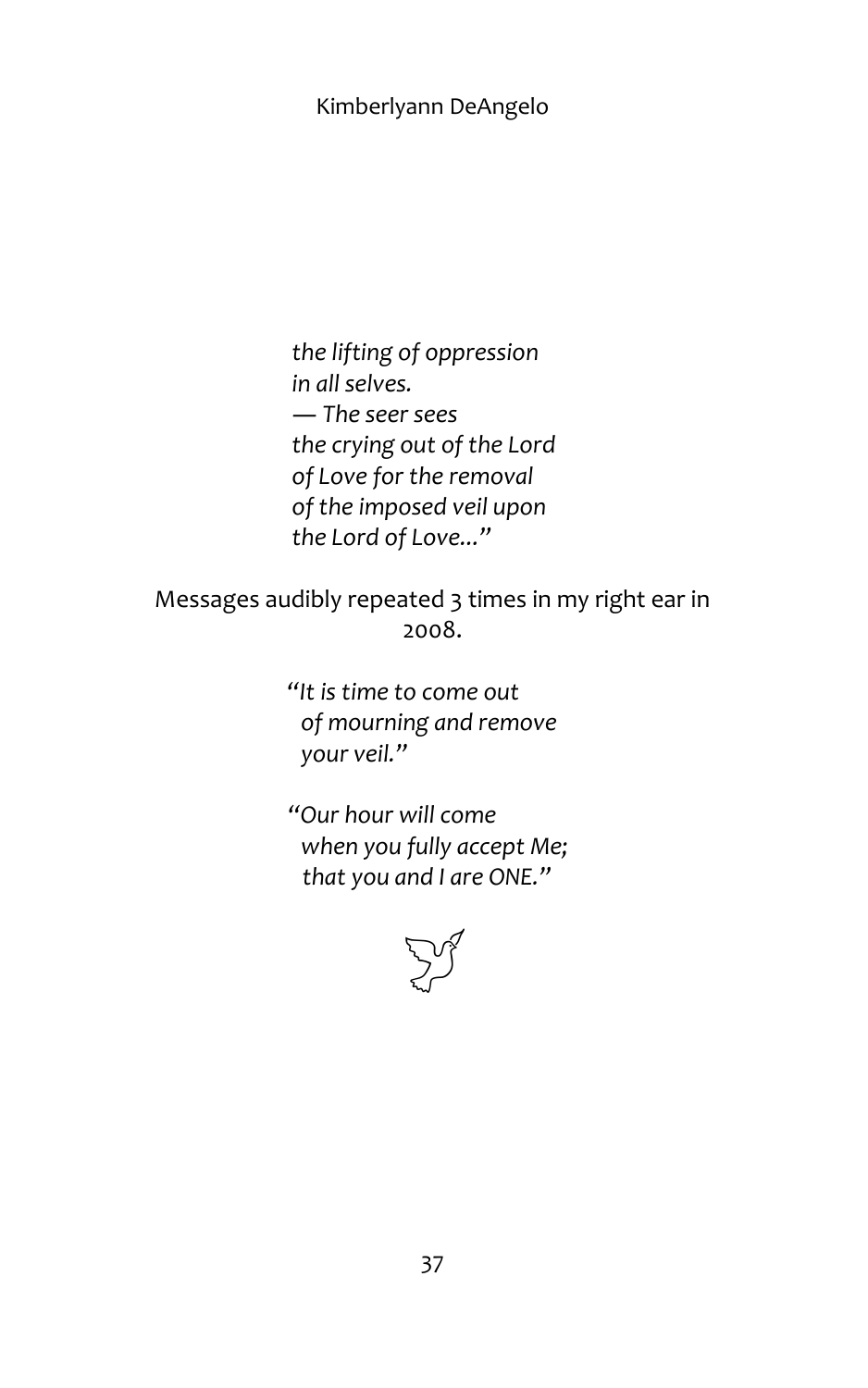*the lifting of oppression*
*in all selves.*
*— The seer sees*
*the crying out of the Lord*
*of Love for the removal*
*of the imposed veil upon*
*the Lord of Love...*"

Messages audibly repeated 3 times in my right ear in 2008.

"*It is time to come out*
*of mourning and remove*
*your veil.*"

"*Our hour will come*
*when you fully accept Me;*
*that you and I are ONE.*"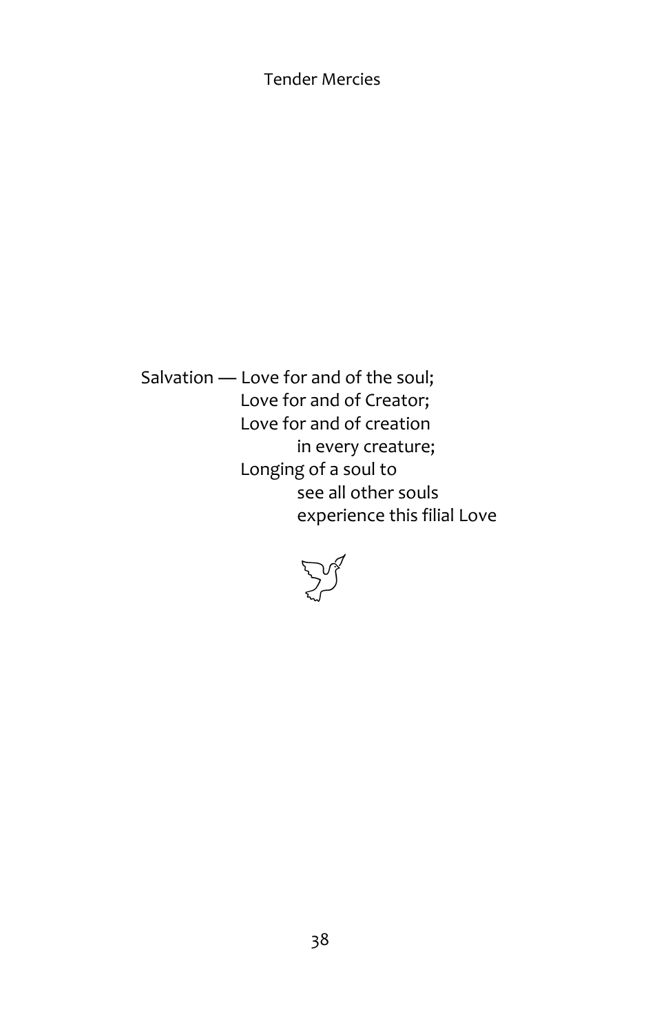Salvation — Love for and of the soul;  
Love for and of Creator;  
Love for and of creation  
in every creature;  
Longing of a soul to  
see all other souls  
experience this filial Love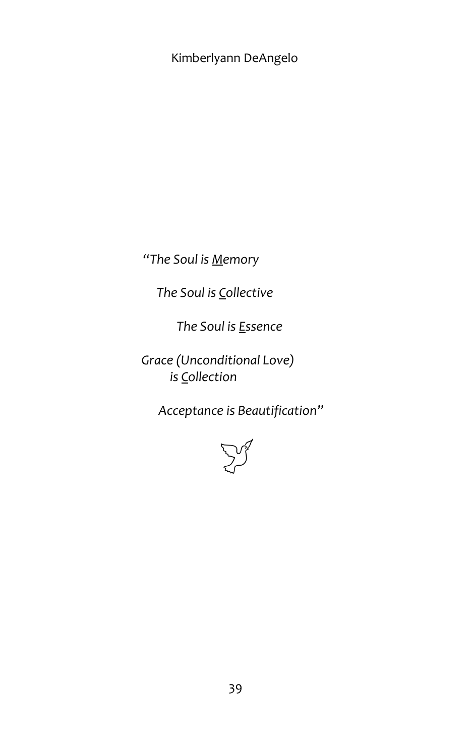*"The Soul is <u>M</u>emory*

*The Soul is <u>C</u>ollective*

*The Soul is <u>E</u>ssence*

*Grace (Unconditional Love) is <u>C</u>ollection*

*Acceptance is Beautification"*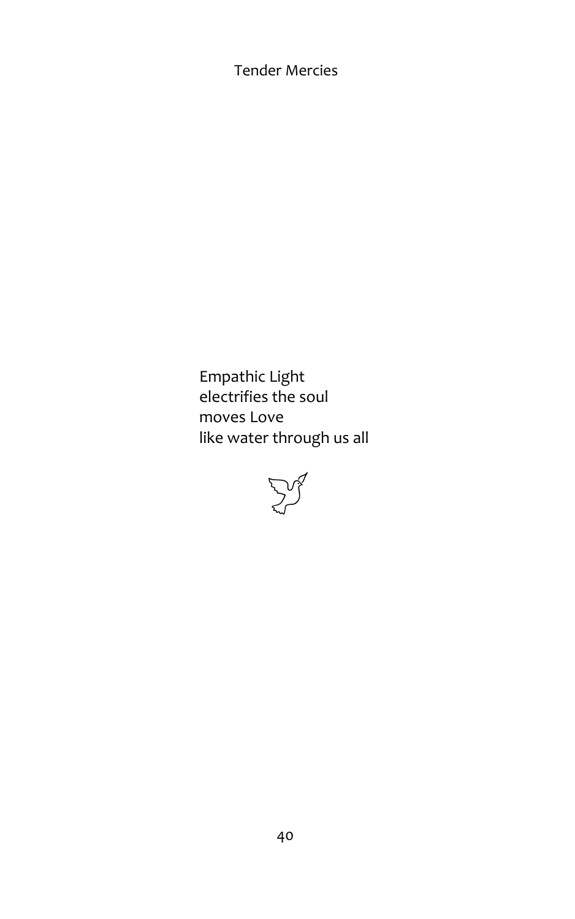Empathic Light  
electrifies the soul  
moves Love  
like water through us all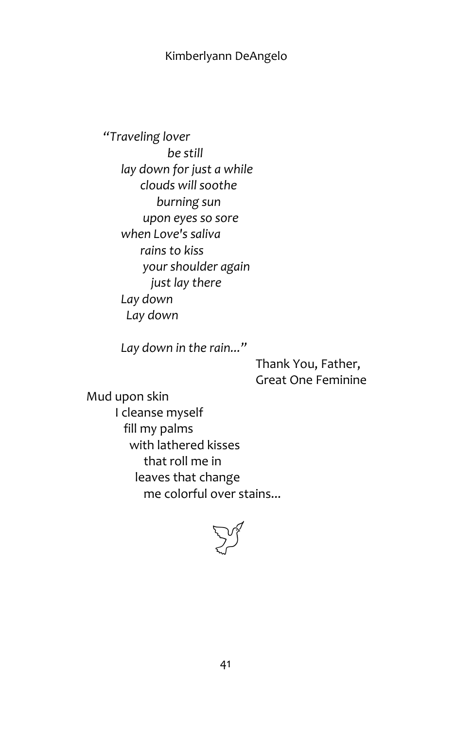*"Traveling lover*
*be still*
*lay down for just a while*
*clouds will soothe*
*burning sun*
*upon eyes so sore*
*when Love's saliva*
*rains to kiss*
*your shoulder again*
*just lay there*
*Lay down*
*Lay down*

*Lay down in the rain..."*

Thank You, Father,
Great One Feminine

Mud upon skin
I cleanse myself
fill my palms
with lathered kisses
that roll me in
leaves that change
me colorful over stains...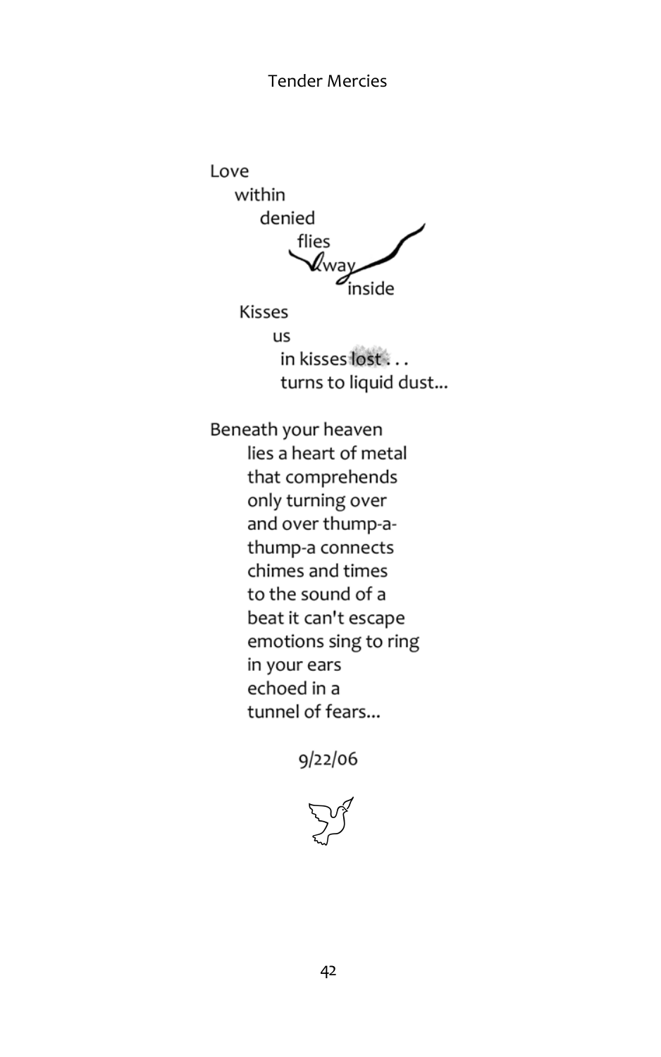# Tender Mercies

Love
within
denied
flies
away
inside
Kisses
us
in kisses lost . . .
turns to liquid dust...

Beneath your heaven
lies a heart of metal
that comprehends
only turning over
and over thump-a-
thump-a connects
chimes and times
to the sound of a
beat it can't escape
emotions sing to ring
in your ears
echoed in a
tunnel of fears...

9/22/06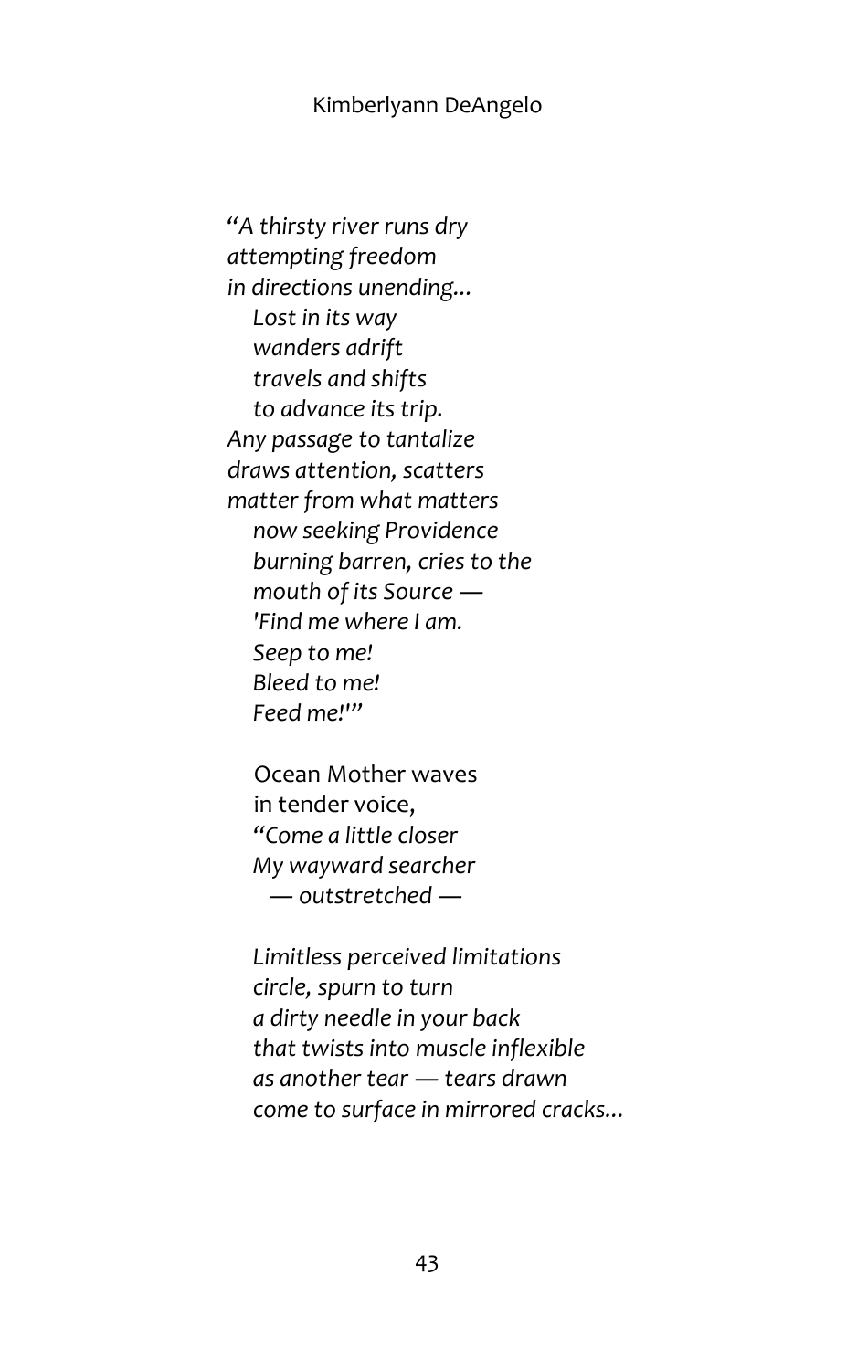*"A thirsty river runs dry*
*attempting freedom*
*in directions unending…*
    *Lost in its way*
    *wanders adrift*
    *travels and shifts*
    *to advance its trip.*
*Any passage to tantalize*
*draws attention, scatters*
*matter from what matters*
    *now seeking Providence*
    *burning barren, cries to the*
    *mouth of its Source —*
    *'Find me where I am.*
    *Seep to me!*
    *Bleed to me!*
    *Feed me!'"*

Ocean Mother waves
in tender voice,
*"Come a little closer*
*My wayward searcher*
  *— outstretched —*

*Limitless perceived limitations*
*circle, spurn to turn*
*a dirty needle in your back*
*that twists into muscle inflexible*
*as another tear — tears drawn*
*come to surface in mirrored cracks…*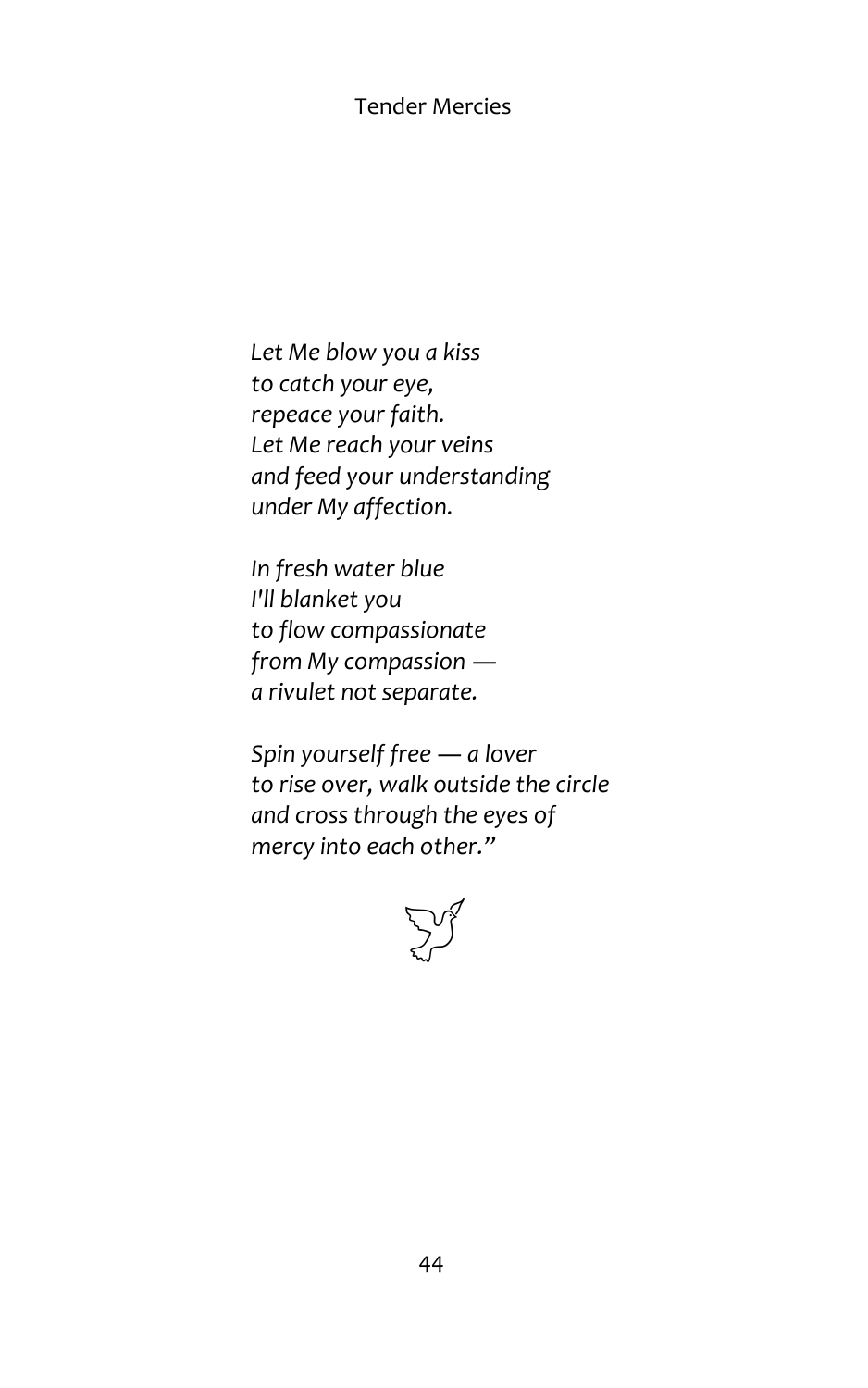*Let Me blow you a kiss*
*to catch your eye,*
*repeace your faith.*
*Let Me reach your veins*
*and feed your understanding*
*under My affection.*

*In fresh water blue*
*I'll blanket you*
*to flow compassionate*
*from My compassion —*
*a rivulet not separate.*

*Spin yourself free — a lover*
*to rise over, walk outside the circle*
*and cross through the eyes of*
*mercy into each other."*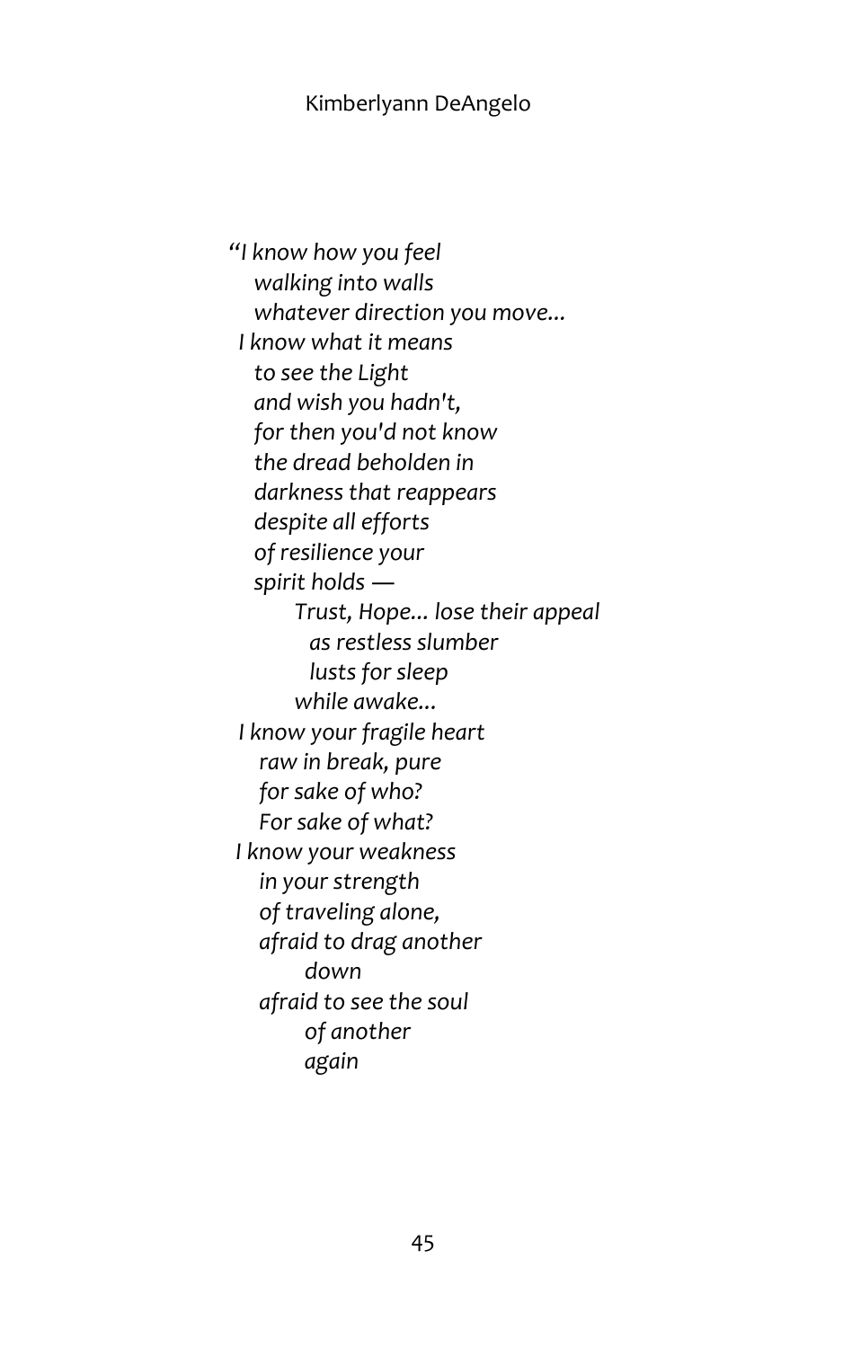*"I know how you feel*
*walking into walls*
*whatever direction you move...*
*I know what it means*
*to see the Light*
*and wish you hadn't,*
*for then you'd not know*
*the dread beholden in*
*darkness that reappears*
*despite all efforts*
*of resilience your*
*spirit holds —*
*Trust, Hope... lose their appeal*
*as restless slumber*
*lusts for sleep*
*while awake...*
*I know your fragile heart*
*raw in break, pure*
*for sake of who?*
*For sake of what?*
*I know your weakness*
*in your strength*
*of traveling alone,*
*afraid to drag another*
*down*
*afraid to see the soul*
*of another*
*again*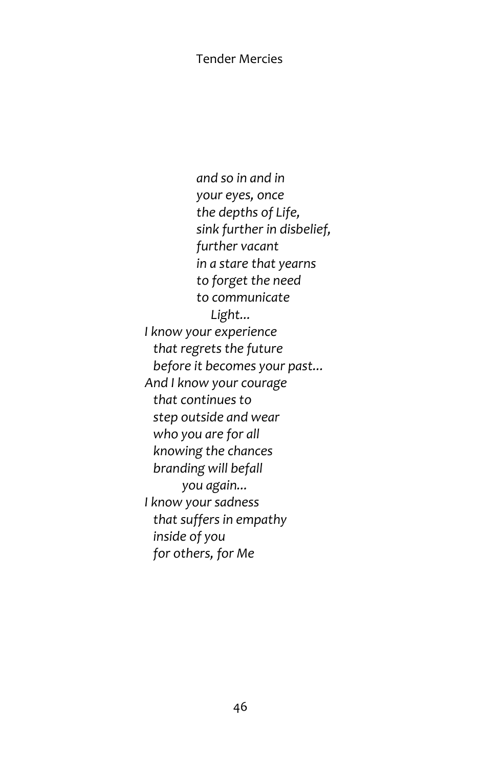*and so in and in*  
*your eyes, once*  
*the depths of Life,*  
*sink further in disbelief,*  
*further vacant*  
*in a stare that yearns*  
*to forget the need*  
*to communicate*  
*Light...*  
*I know your experience*  
*that regrets the future*  
*before it becomes your past...*  
*And I know your courage*  
*that continues to*  
*step outside and wear*  
*who you are for all*  
*knowing the chances*  
*branding will befall*  
*you again...*  
*I know your sadness*  
*that suffers in empathy*  
*inside of you*  
*for others, for Me*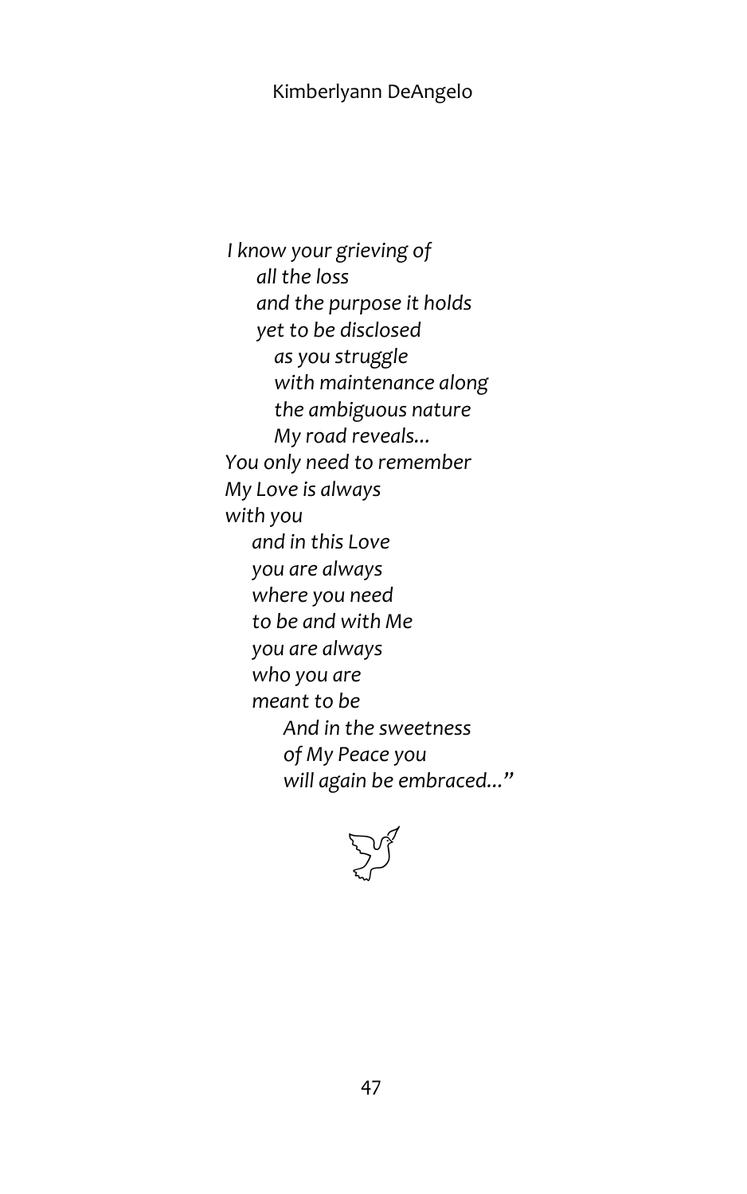*I know your grieving of*  
*all the loss*  
*and the purpose it holds*  
*yet to be disclosed*  
*as you struggle*  
*with maintenance along*  
*the ambiguous nature*  
*My road reveals…*  
*You only need to remember*  
*My Love is always*  
*with you*  
*and in this Love*  
*you are always*  
*where you need*  
*to be and with Me*  
*you are always*  
*who you are*  
*meant to be*  
*And in the sweetness*  
*of My Peace you*  
*will again be embraced…"*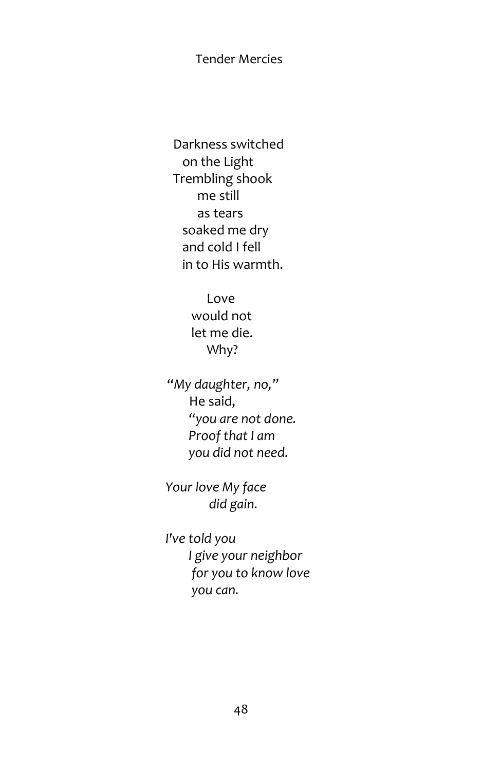# Tender Mercies

Darkness switched
on the Light
Trembling shook
me still
as tears
soaked me dry
and cold I fell
in to His warmth.

Love
would not
let me die.
Why?

*"My daughter, no,"*
He said,
*"you are not done.*
*Proof that I am*
*you did not need.*

*Your love My face*
*did gain.*

*I've told you*
*I give your neighbor*
*for you to know love*
*you can.*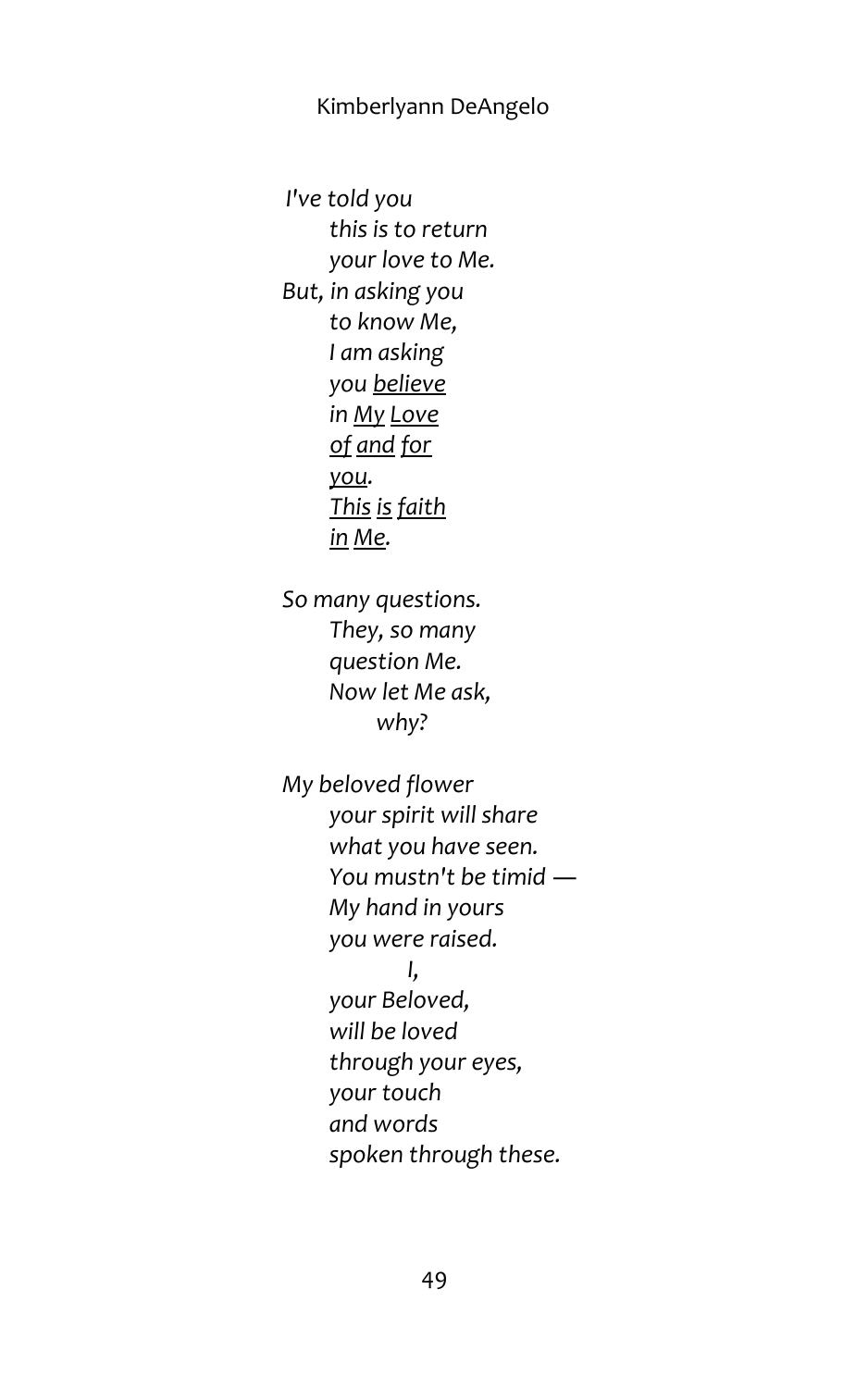*I've told you*
*this is to return*
*your love to Me.*
*But, in asking you*
*to know Me,*
*I am asking*
*you <u>believe</u>*
*in <u>My</u> <u>Love</u>*
*<u>of</u> <u>and</u> <u>for</u>*
*<u>you</u>.*
*<u>This</u> <u>is</u> <u>faith</u>*
*<u>in</u> <u>Me</u>.*

*So many questions.*
*They, so many*
*question Me.*
*Now let Me ask,*
*why?*

*My beloved flower*
*your spirit will share*
*what you have seen.*
*You mustn't be timid —*
*My hand in yours*
*you were raised.*
*I,*
*your Beloved,*
*will be loved*
*through your eyes,*
*your touch*
*and words*
*spoken through these.*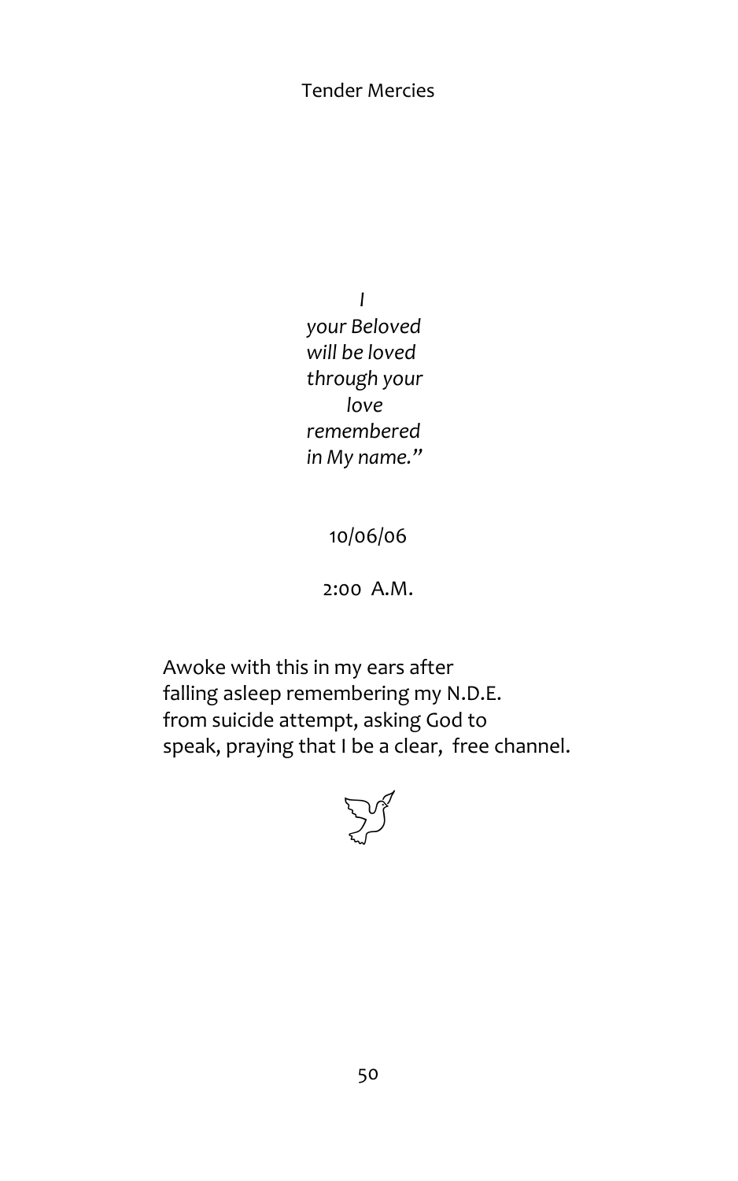*I*
*your Beloved*
*will be loved*
*through your*
*love*
*remembered*
*in My name."*

10/06/06

2:00 A.M.

Awoke with this in my ears after
falling asleep remembering my N.D.E.
from suicide attempt, asking God to
speak, praying that I be a clear, free channel.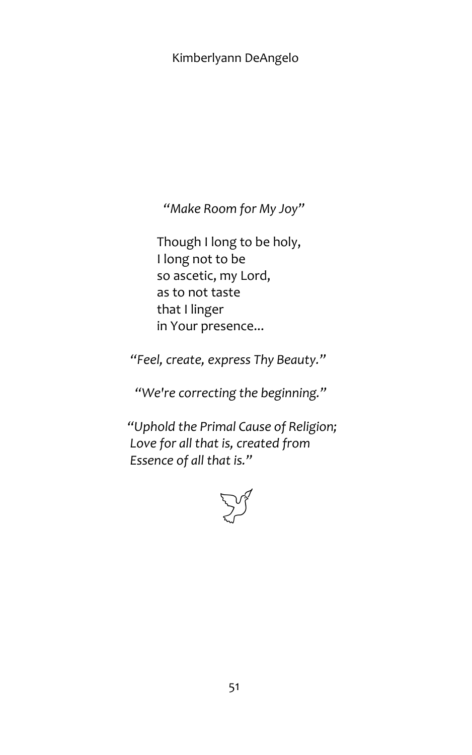*"Make Room for My Joy"*

Though I long to be holy,
I long not to be
so ascetic, my Lord,
as to not taste
that I linger
in Your presence...

*"Feel, create, express Thy Beauty."*

*"We're correcting the beginning."*

*"Uphold the Primal Cause of Religion;
Love for all that is, created from
Essence of all that is."*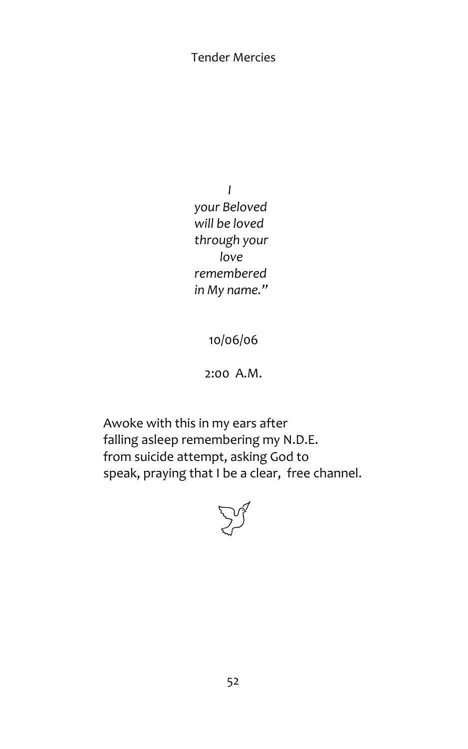*I*
*your Beloved*
*will be loved*
*through your*
*love*
*remembered*
*in My name."*

10/06/06

2:00 A.M.

Awoke with this in my ears after
falling asleep remembering my N.D.E.
from suicide attempt, asking God to
speak, praying that I be a clear, free channel.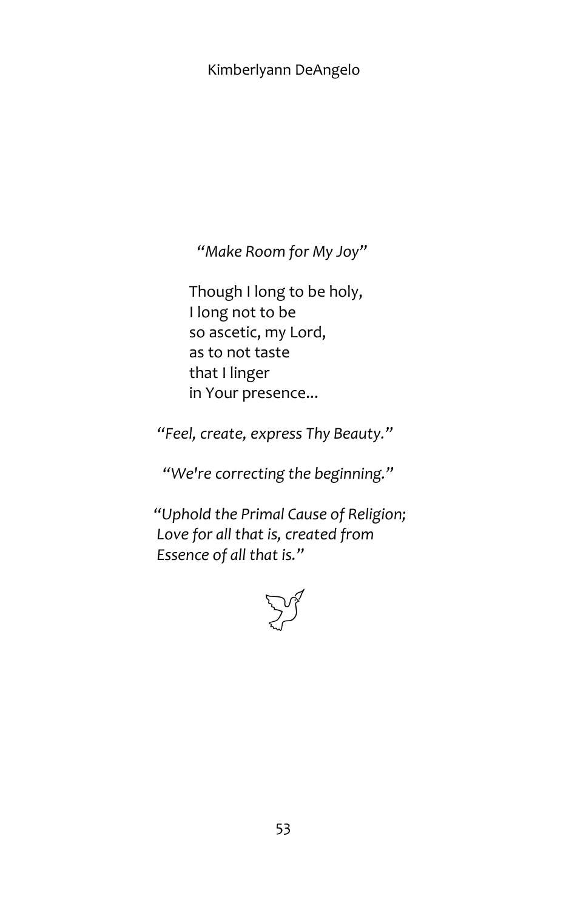*"Make Room for My Joy"*

Though I long to be holy,
I long not to be
so ascetic, my Lord,
as to not taste
that I linger
in Your presence...

*"Feel, create, express Thy Beauty."*

*"We're correcting the beginning."*

*"Uphold the Primal Cause of Religion;
Love for all that is, created from
Essence of all that is."*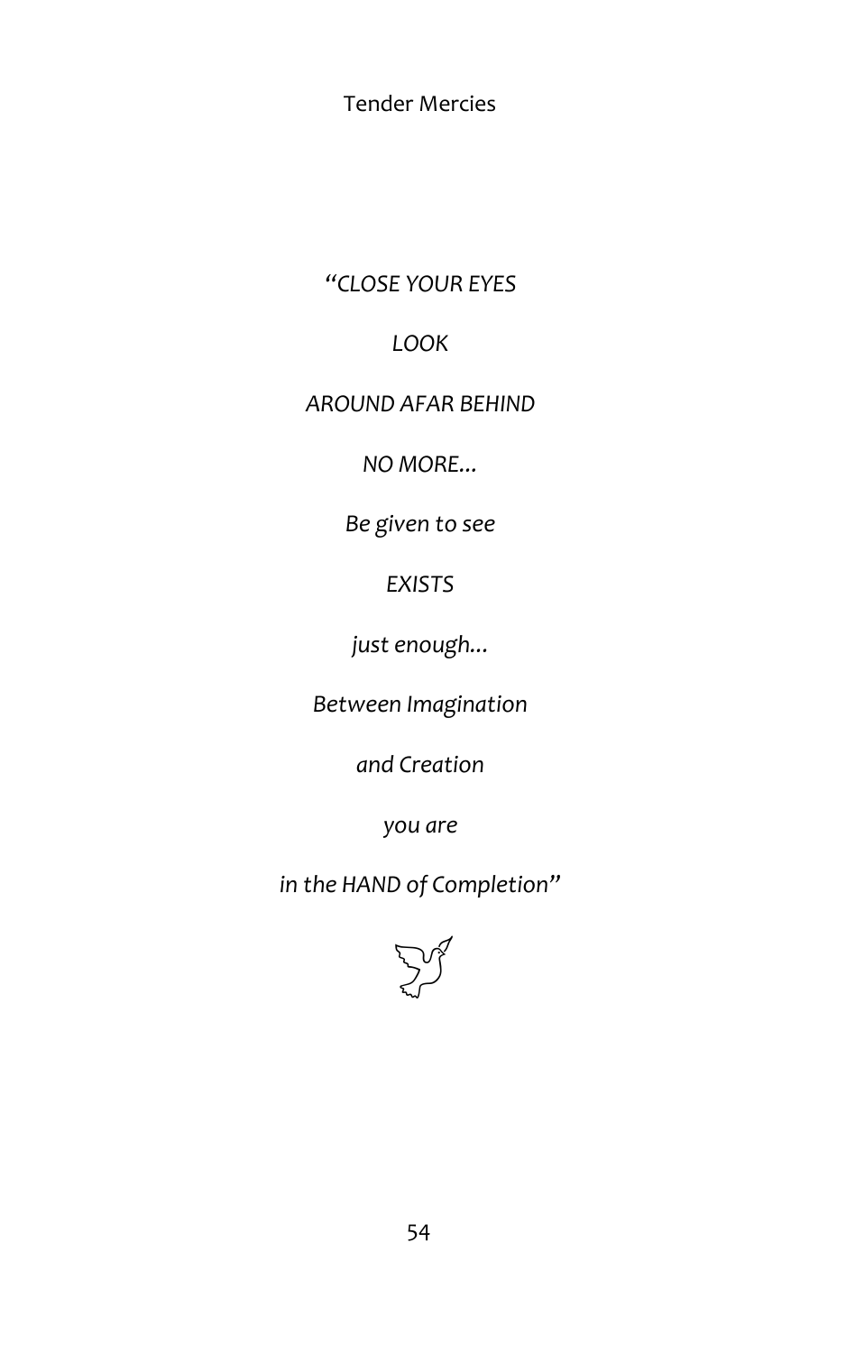*"CLOSE YOUR EYES*

*LOOK*

*AROUND AFAR BEHIND*

*NO MORE...*

*Be given to see*

*EXISTS*

*just enough...*

*Between Imagination*

*and Creation*

*you are*

*in the HAND of Completion"*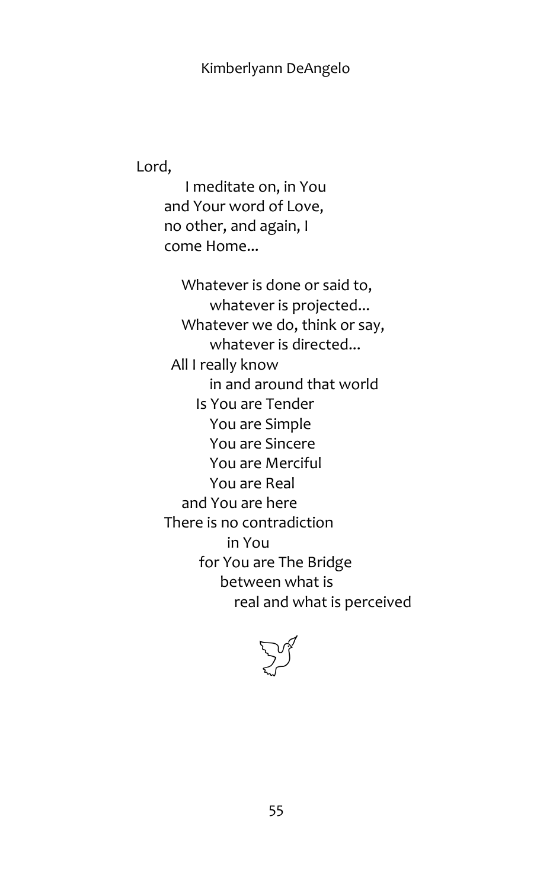Lord,

I meditate on, in You
and Your word of Love,
no other, and again, I
come Home...

Whatever is done or said to,
whatever is projected...
Whatever we do, think or say,
whatever is directed...
All I really know
in and around that world
Is You are Tender
You are Simple
You are Sincere
You are Merciful
You are Real
and You are here
There is no contradiction
in You
for You are The Bridge
between what is
real and what is perceived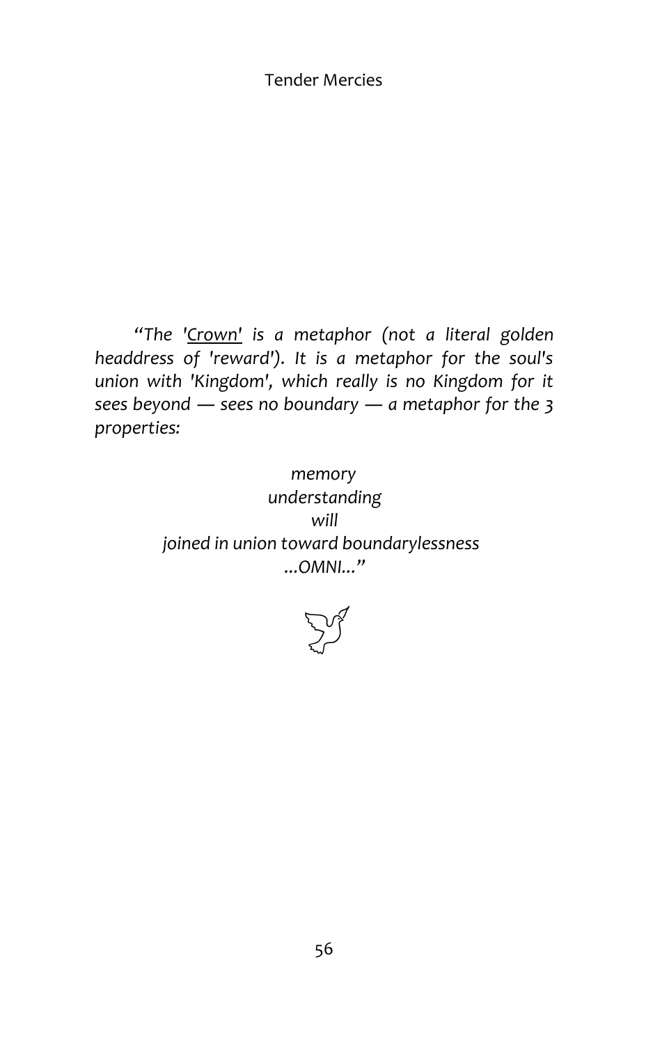*"The '<u>Crown</u>' is a metaphor (not a literal golden headdress of 'reward'). It is a metaphor for the soul's union with 'Kingdom', which really is no Kingdom for it sees beyond — sees no boundary — a metaphor for the 3 properties:*

*memory*
*understanding*
*will*
*joined in union toward boundarylessness*
*...OMNI..."*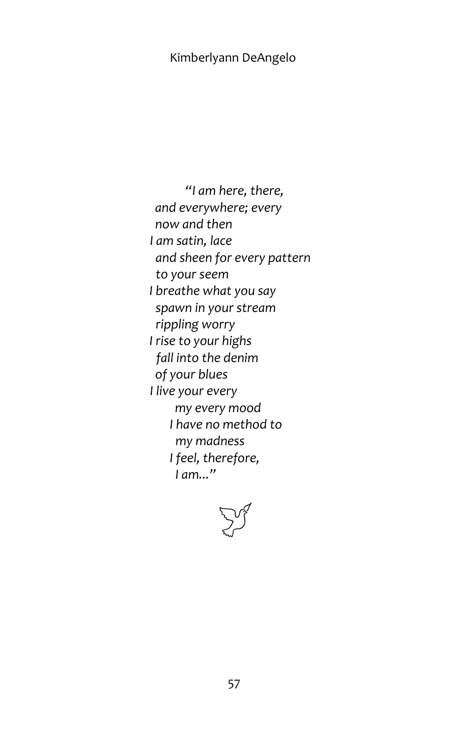*"I am here, there,*
*and everywhere; every*
*now and then*
*I am satin, lace*
*and sheen for every pattern*
*to your seem*
*I breathe what you say*
*spawn in your stream*
*rippling worry*
*I rise to your highs*
*fall into the denim*
*of your blues*
*I live your every*
*my every mood*
*I have no method to*
*my madness*
*I feel, therefore,*
*I am..."*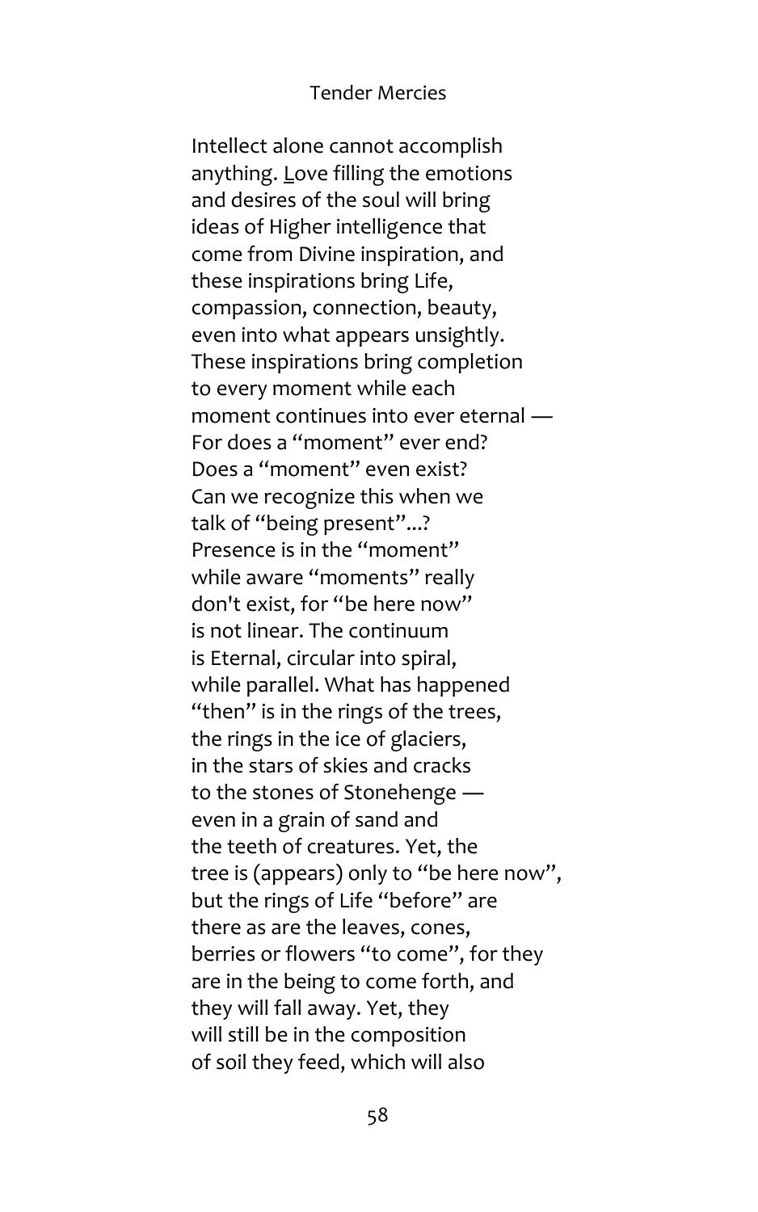Intellect alone cannot accomplish
anything. Love filling the emotions
and desires of the soul will bring
ideas of Higher intelligence that
come from Divine inspiration, and
these inspirations bring Life,
compassion, connection, beauty,
even into what appears unsightly.
These inspirations bring completion
to every moment while each
moment continues into ever eternal —
For does a "moment" ever end?
Does a "moment" even exist?
Can we recognize this when we
talk of "being present"...?
Presence is in the "moment"
while aware "moments" really
don't exist, for "be here now"
is not linear. The continuum
is Eternal, circular into spiral,
while parallel. What has happened
"then" is in the rings of the trees,
the rings in the ice of glaciers,
in the stars of skies and cracks
to the stones of Stonehenge —
even in a grain of sand and
the teeth of creatures. Yet, the
tree is (appears) only to "be here now",
but the rings of Life "before" are
there as are the leaves, cones,
berries or flowers "to come", for they
are in the being to come forth, and
they will fall away. Yet, they
will still be in the composition
of soil they feed, which will also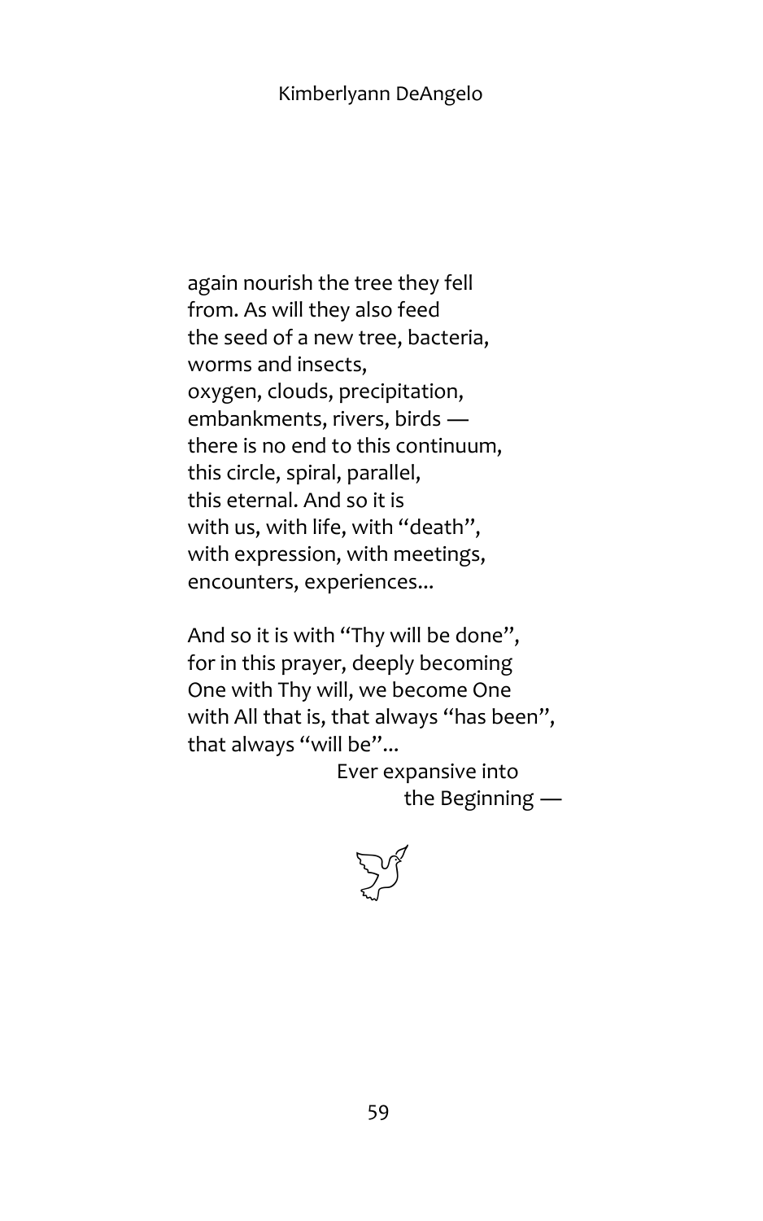again nourish the tree they fell
from. As will they also feed
the seed of a new tree, bacteria,
worms and insects,
oxygen, clouds, precipitation,
embankments, rivers, birds —
there is no end to this continuum,
this circle, spiral, parallel,
this eternal. And so it is
with us, with life, with "death",
with expression, with meetings,
encounters, experiences...

And so it is with "Thy will be done",
for in this prayer, deeply becoming
One with Thy will, we become One
with All that is, that always "has been",
that always "will be"...

Ever expansive into
the Beginning —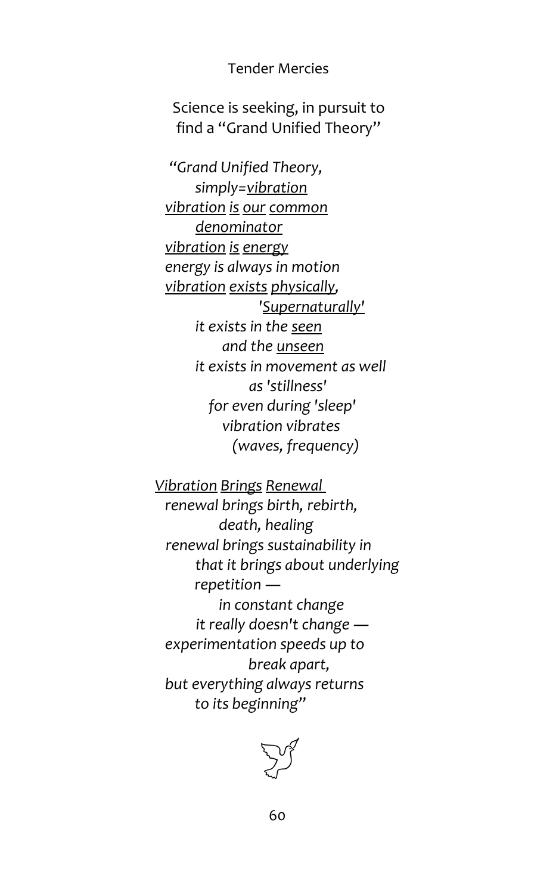Science is seeking, in pursuit to  
find a "Grand Unified Theory"

*"Grand Unified Theory,*  
*simply=<u>vibration</u>*  
*<u>vibration</u> <u>is</u> <u>our</u> <u>common</u>*  
*<u>denominator</u>*  
*<u>vibration</u> <u>is</u> <u>energy</u>*  
*energy is always in motion*  
*<u>vibration</u> <u>exists</u> <u>physically</u>,*  
*'<u>Supernaturally</u>'*  
*it exists in the <u>seen</u>*  
*and the <u>unseen</u>*  
*it exists in movement as well*  
*as 'stillness'*  
*for even during 'sleep'*  
*vibration vibrates*  
*(waves, frequency)*

*<u>Vibration</u> <u>Brings</u> <u>Renewal</u>*  
*renewal brings birth, rebirth,*  
*death, healing*  
*renewal brings sustainability in*  
*that it brings about underlying*  
*repetition —*  
*in constant change*  
*it really doesn't change —*  
*experimentation speeds up to*  
*break apart,*  
*but everything always returns*  
*to its beginning"*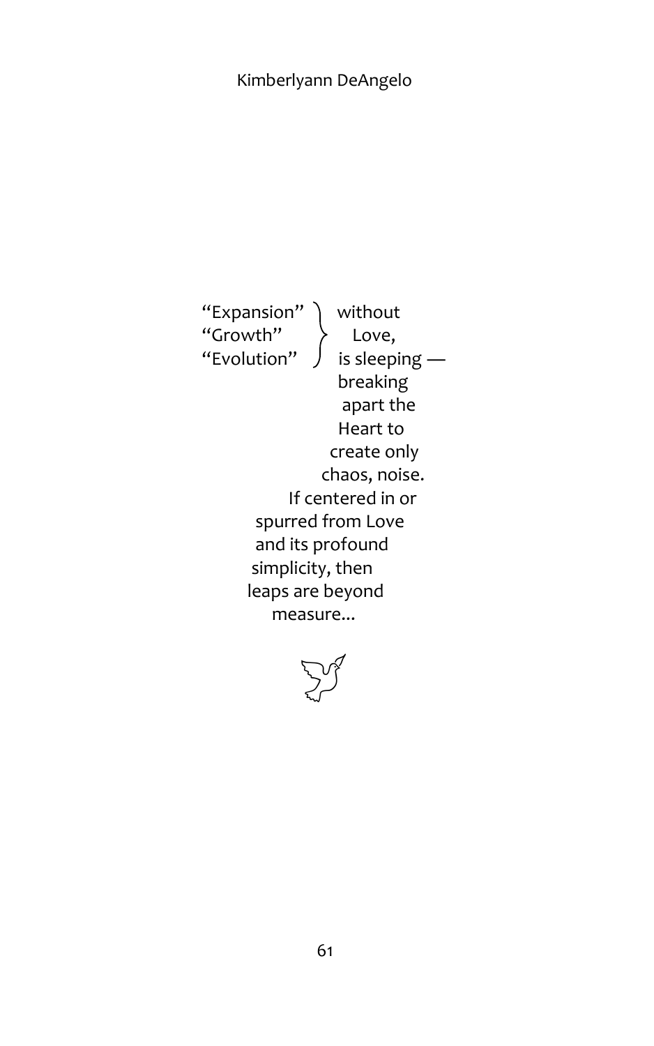"Expansion"
"Growth"
"Evolution"

without
Love,
is sleeping —
breaking
apart the
Heart to
create only
chaos, noise.
If centered in or
spurred from Love
and its profound
simplicity, then
leaps are beyond
measure...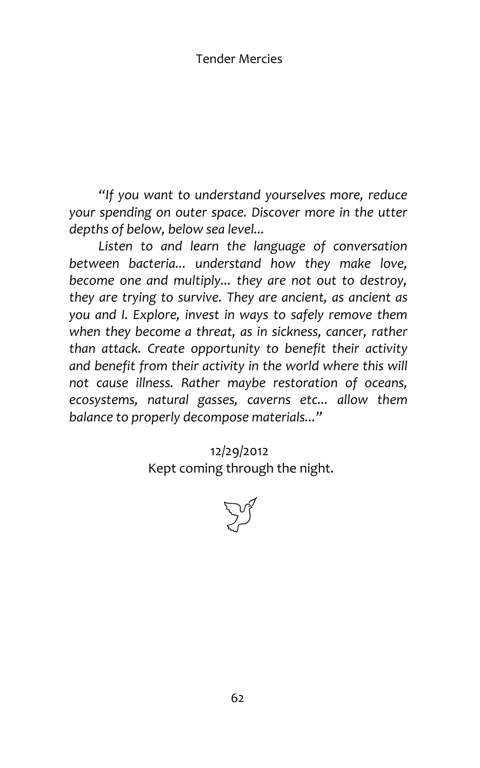*"If you want to understand yourselves more, reduce your spending on outer space. Discover more in the utter depths of below, below sea level...*

*Listen to and learn the language of conversation between bacteria... understand how they make love, become one and multiply... they are not out to destroy, they are trying to survive. They are ancient, as ancient as you and I. Explore, invest in ways to safely remove them when they become a threat, as in sickness, cancer, rather than attack. Create opportunity to benefit their activity and benefit from their activity in the world where this will not cause illness. Rather maybe restoration of oceans, ecosystems, natural gasses, caverns etc... allow them balance to properly decompose materials..."*

12/29/2012
Kept coming through the night.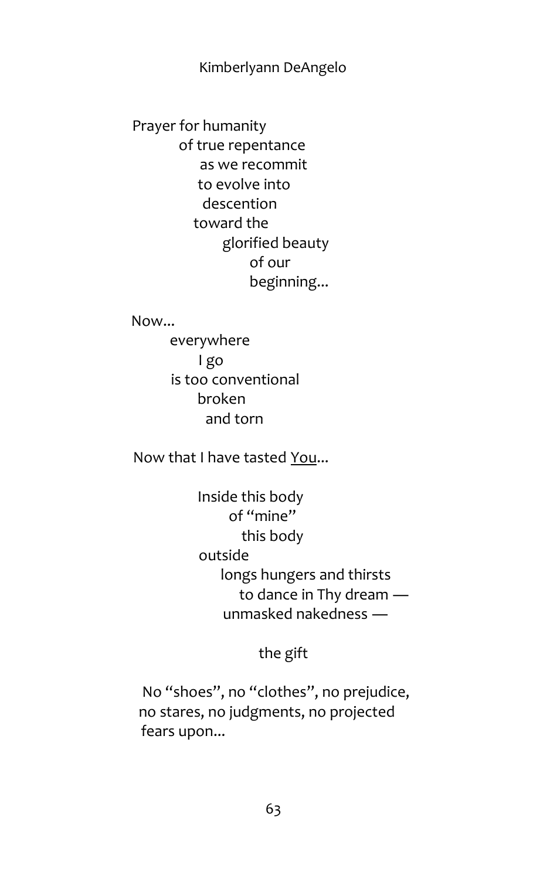Prayer for humanity  
of true repentance  
as we recommit  
to evolve into  
descention  
toward the  
glorified beauty  
of our  
beginning...

Now...  
everywhere  
I go  
is too conventional  
broken  
and torn

Now that I have tasted <u>You</u>...

Inside this body  
of "mine"  
this body  
outside  
longs hungers and thirsts  
to dance in Thy dream —  
unmasked nakedness —

the gift

No "shoes", no "clothes", no prejudice,  
no stares, no judgments, no projected  
fears upon...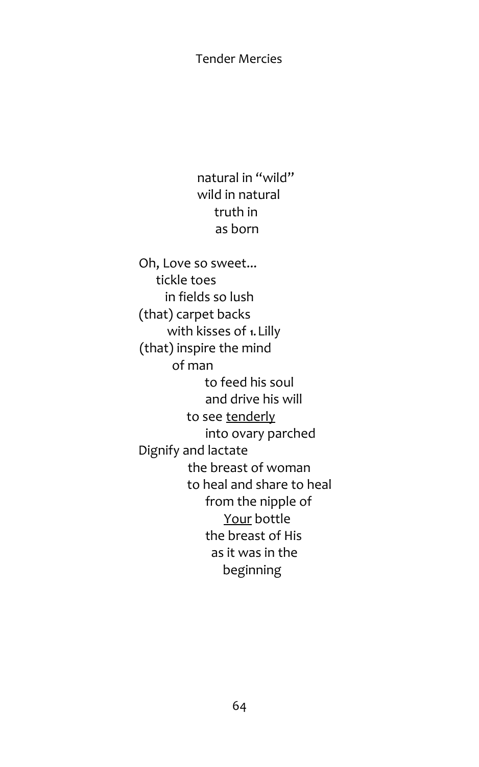natural in “wild”
wild in natural
truth in
as born

Oh, Love so sweet...
tickle toes
in fields so lush
(that) carpet backs
with kisses of 1. Lilly
(that) inspire the mind
of man
to feed his soul
and drive his will
to see <u>tenderly</u>
into ovary parched
Dignify and lactate
the breast of woman
to heal and share to heal
from the nipple of
<u>Your</u> bottle
the breast of His
as it was in the
beginning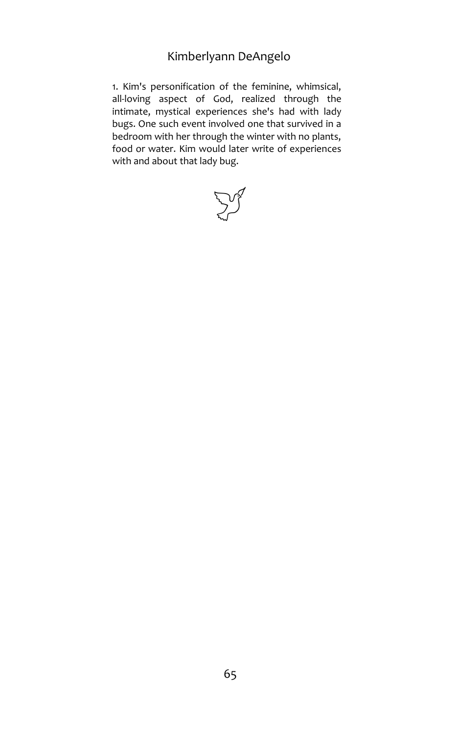1. Kim's personification of the feminine, whimsical, all-loving aspect of God, realized through the intimate, mystical experiences she's had with lady bugs. One such event involved one that survived in a bedroom with her through the winter with no plants, food or water. Kim would later write of experiences with and about that lady bug.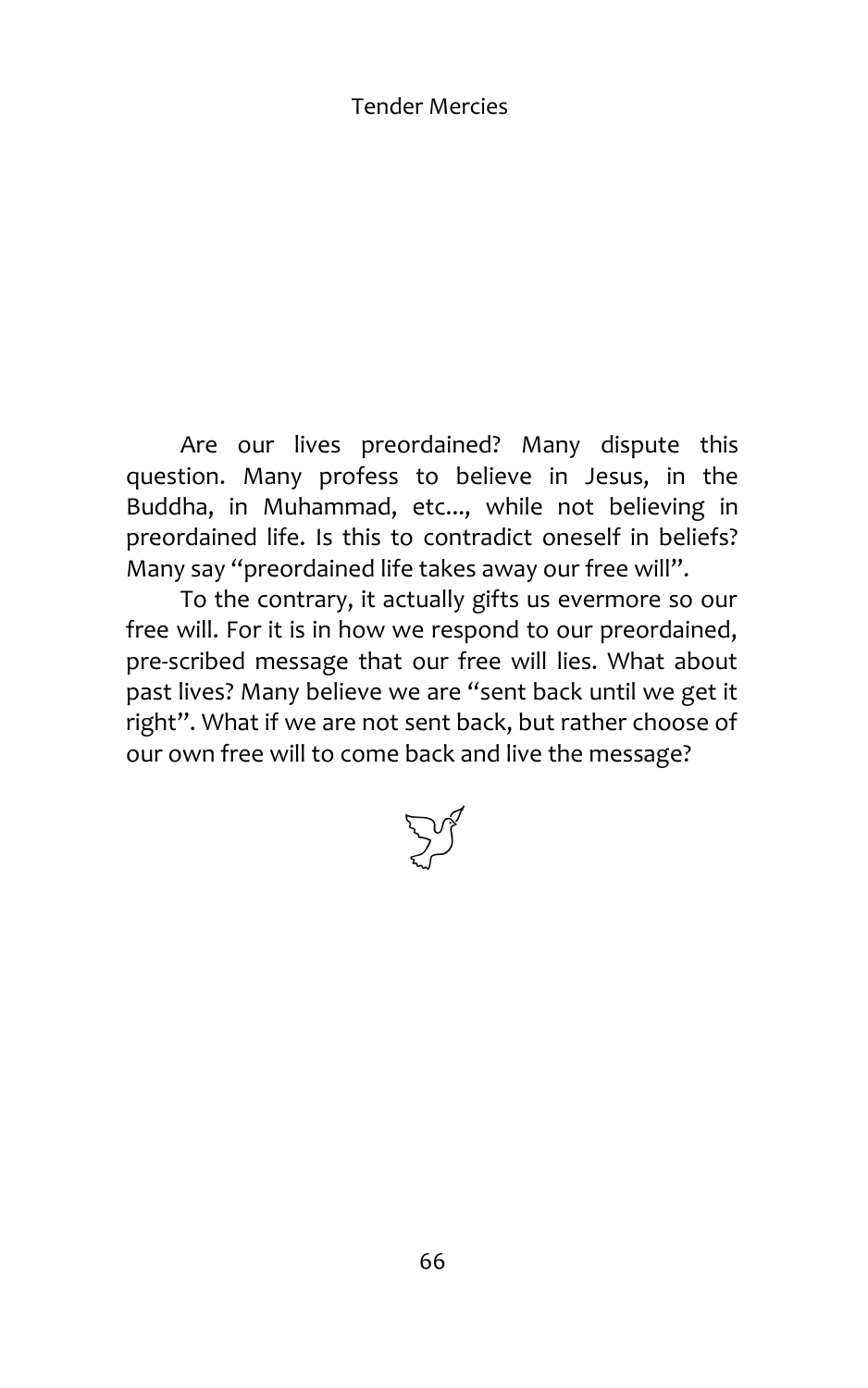Are our lives preordained? Many dispute this question. Many profess to believe in Jesus, in the Buddha, in Muhammad, etc..., while not believing in preordained life. Is this to contradict oneself in beliefs? Many say "preordained life takes away our free will".

To the contrary, it actually gifts us evermore so our free will. For it is in how we respond to our preordained, pre-scribed message that our free will lies. What about past lives? Many believe we are "sent back until we get it right". What if we are not sent back, but rather choose of our own free will to come back and live the message?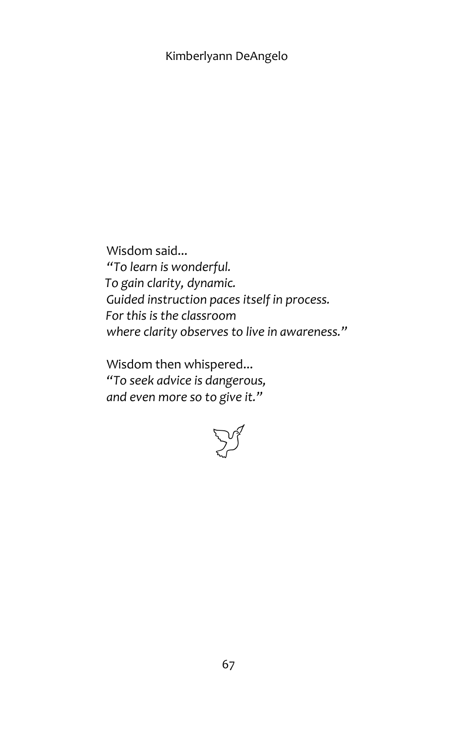Wisdom said...
*"To learn is wonderful.*
*To gain clarity, dynamic.*
*Guided instruction paces itself in process.*
*For this is the classroom*
*where clarity observes to live in awareness."*

Wisdom then whispered...
*"To seek advice is dangerous,*
*and even more so to give it."*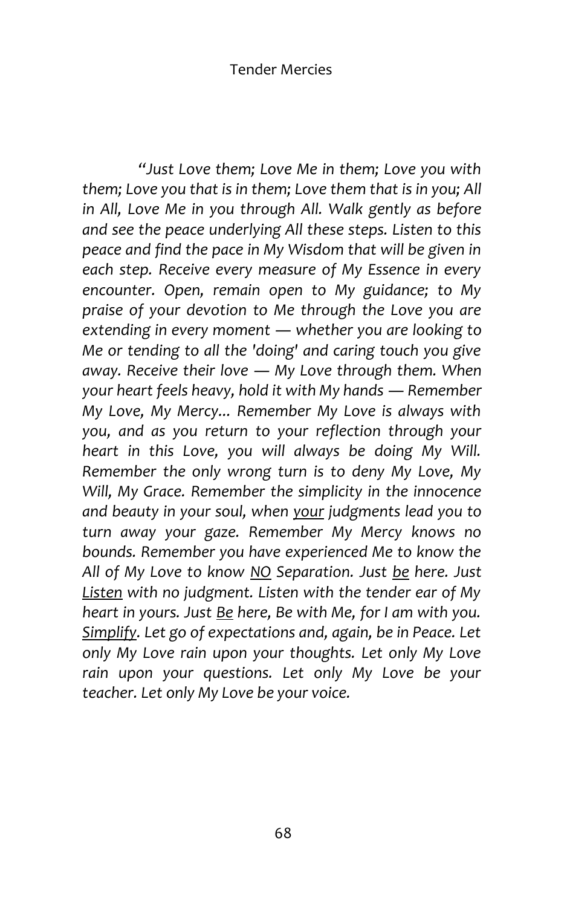*"Just Love them; Love Me in them; Love you with them; Love you that is in them; Love them that is in you; All in All, Love Me in you through All. Walk gently as before and see the peace underlying All these steps. Listen to this peace and find the pace in My Wisdom that will be given in each step. Receive every measure of My Essence in every encounter. Open, remain open to My guidance; to My praise of your devotion to Me through the Love you are extending in every moment — whether you are looking to Me or tending to all the 'doing' and caring touch you give away. Receive their love — My Love through them. When your heart feels heavy, hold it with My hands — Remember My Love, My Mercy... Remember My Love is always with you, and as you return to your reflection through your heart in this Love, you will always be doing My Will. Remember the only wrong turn is to deny My Love, My Will, My Grace. Remember the simplicity in the innocence and beauty in your soul, when <u>your</u> judgments lead you to turn away your gaze. Remember My Mercy knows no bounds. Remember you have experienced Me to know the All of My Love to know <u>NO</u> Separation. Just <u>be</u> here. Just <u>Listen</u> with no judgment. Listen with the tender ear of My heart in yours. Just <u>Be</u> here, Be with Me, for I am with you. <u>Simplify</u>. Let go of expectations and, again, be in Peace. Let only My Love rain upon your thoughts. Let only My Love rain upon your questions. Let only My Love be your teacher. Let only My Love be your voice.*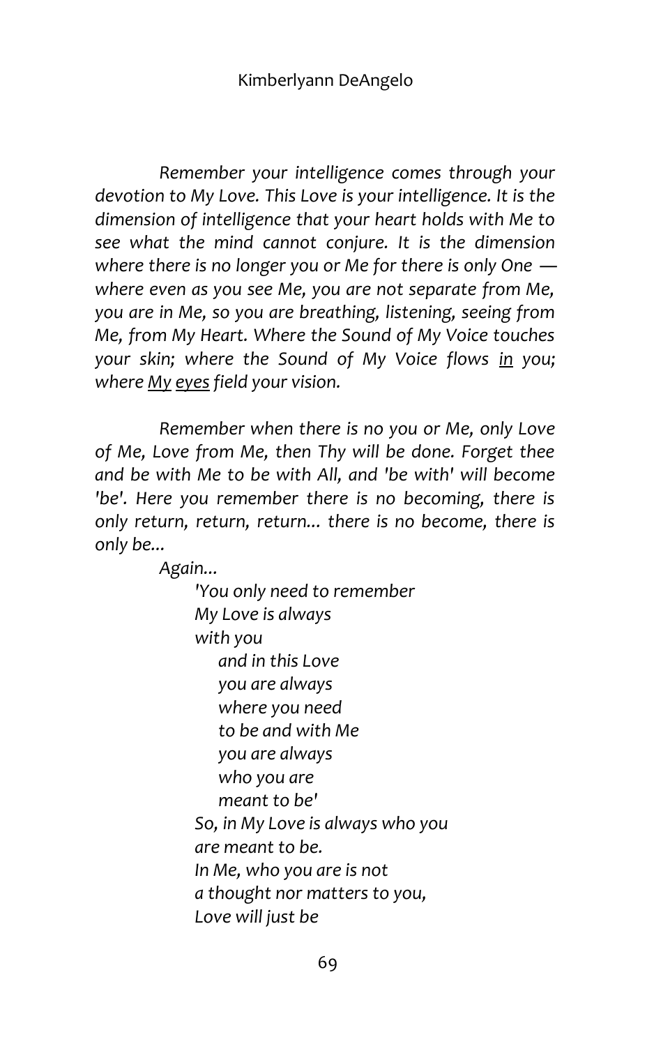*Remember your intelligence comes through your devotion to My Love. This Love is your intelligence. It is the dimension of intelligence that your heart holds with Me to see what the mind cannot conjure. It is the dimension where there is no longer you or Me for there is only One — where even as you see Me, you are not separate from Me, you are in Me, so you are breathing, listening, seeing from Me, from My Heart. Where the Sound of My Voice touches your skin; where the Sound of My Voice flows <u>in</u> you; where <u>My</u> <u>eyes</u> field your vision.*

*Remember when there is no you or Me, only Love of Me, Love from Me, then Thy will be done. Forget thee and be with Me to be with All, and 'be with' will become 'be'. Here you remember there is no becoming, there is only return, return, return... there is no become, there is only be...*

*Again...*

*'You only need to remember*
*My Love is always*
*with you*
*and in this Love*
*you are always*
*where you need*
*to be and with Me*
*you are always*
*who you are*
*meant to be'*
*So, in My Love is always who you*
*are meant to be.*
*In Me, who you are is not*
*a thought nor matters to you,*
*Love will just be*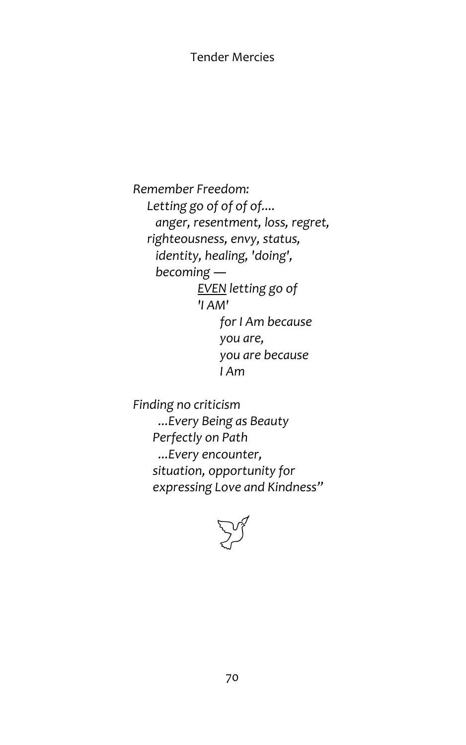*Remember Freedom:*  
*Letting go of of of of....*  
*anger, resentment, loss, regret,*  
*righteousness, envy, status,*  
*identity, healing, 'doing',*  
*becoming —*  
*<u>EVEN</u> letting go of*  
*'I AM'*  
*for I Am because*  
*you are,*  
*you are because*  
*I Am*

*Finding no criticism*  
*...Every Being as Beauty*  
*Perfectly on Path*  
*...Every encounter,*  
*situation, opportunity for*  
*expressing Love and Kindness"*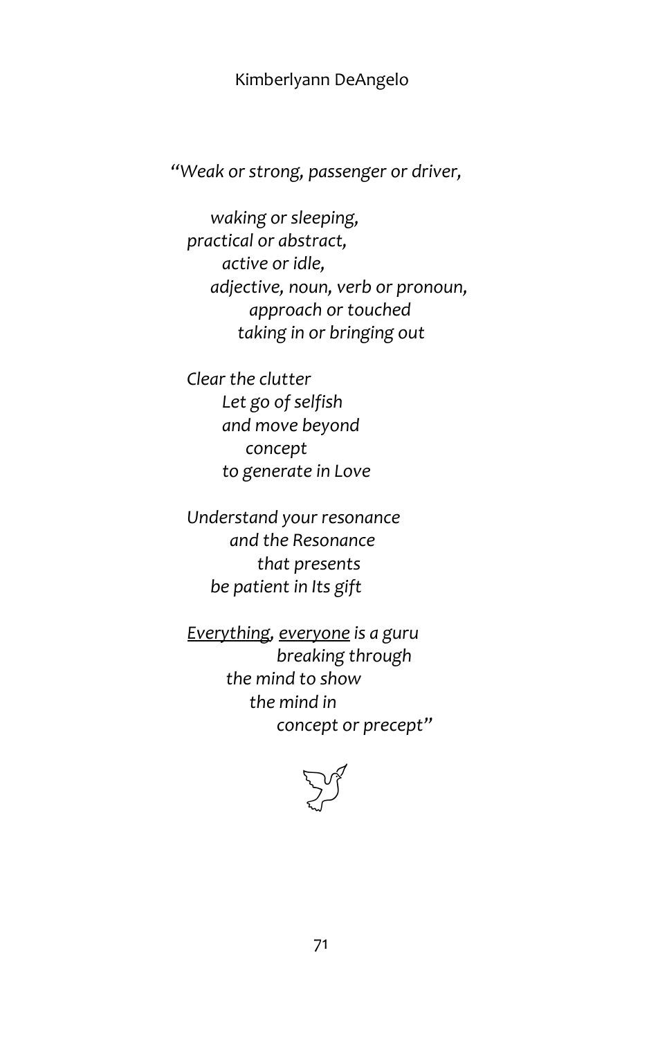*"Weak or strong, passenger or driver,*

*waking or sleeping,*
*practical or abstract,*
*active or idle,*
*adjective, noun, verb or pronoun,*
*approach or touched*
*taking in or bringing out*

*Clear the clutter*
*Let go of selfish*
*and move beyond*
*concept*
*to generate in Love*

*Understand your resonance*
*and the Resonance*
*that presents*
*be patient in Its gift*

*<u>Everything</u>, <u>everyone</u> is a guru*
*breaking through*
*the mind to show*
*the mind in*
*concept or precept"*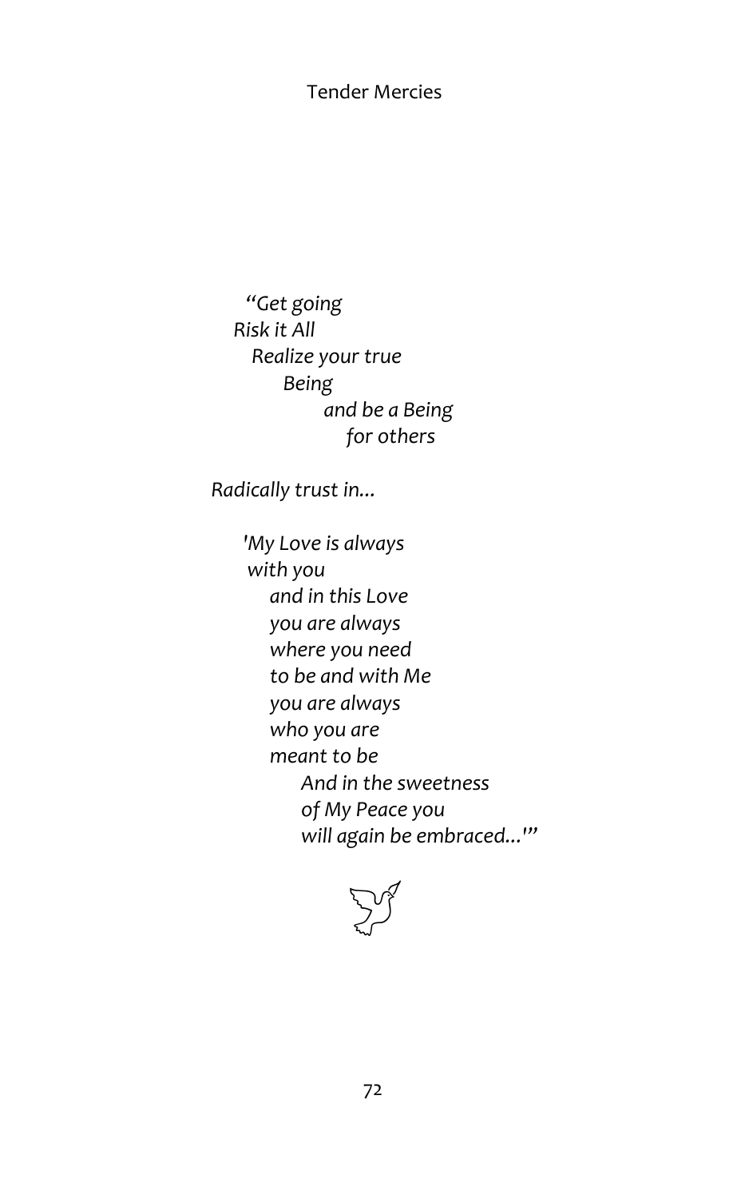*"Get going*
*Risk it All*
*Realize your true*
*Being*
*and be a Being*
*for others*

*Radically trust in...*

*'My Love is always*
*with you*
*and in this Love*
*you are always*
*where you need*
*to be and with Me*
*you are always*
*who you are*
*meant to be*
*And in the sweetness*
*of My Peace you*
*will again be embraced...'"*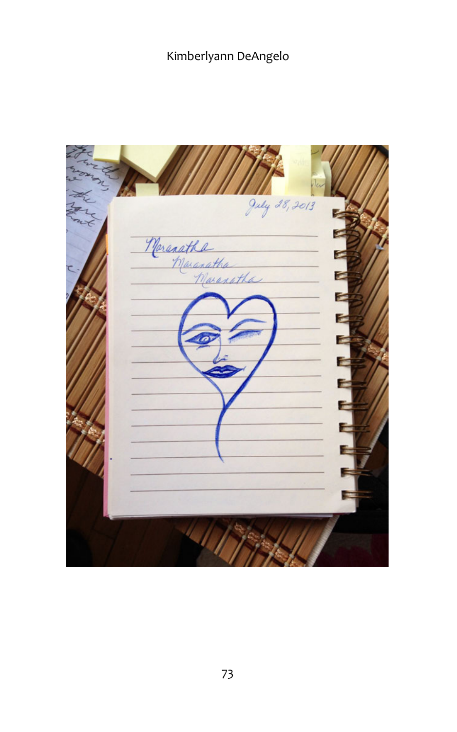July 28, 2013

Maranatha
Maranatha
Maranatha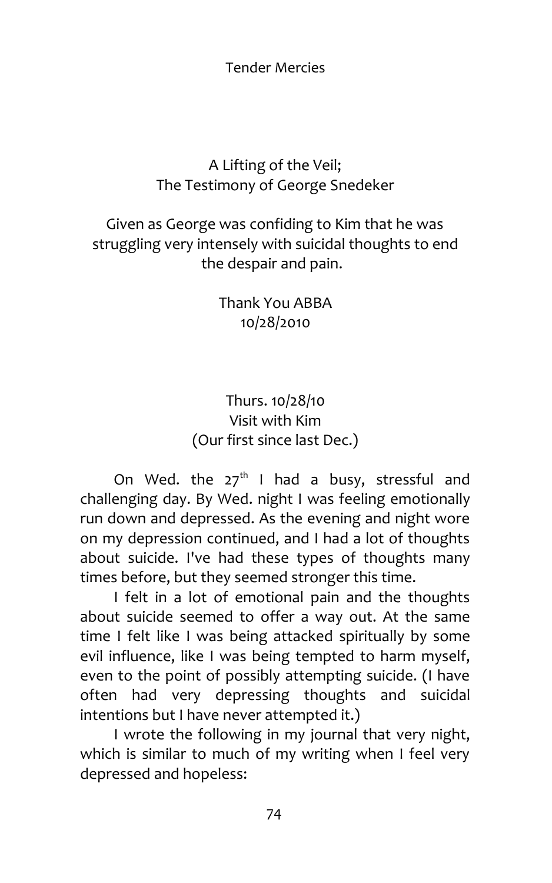## A Lifting of the Veil;
## The Testimony of George Snedeker

Given as George was confiding to Kim that he was struggling very intensely with suicidal thoughts to end the despair and pain.

Thank You ABBA
10/28/2010

Thurs. 10/28/10
Visit with Kim
(Our first since last Dec.)

On Wed. the 27th I had a busy, stressful and challenging day. By Wed. night I was feeling emotionally run down and depressed. As the evening and night wore on my depression continued, and I had a lot of thoughts about suicide. I've had these types of thoughts many times before, but they seemed stronger this time.

I felt in a lot of emotional pain and the thoughts about suicide seemed to offer a way out. At the same time I felt like I was being attacked spiritually by some evil influence, like I was being tempted to harm myself, even to the point of possibly attempting suicide. (I have often had very depressing thoughts and suicidal intentions but I have never attempted it.)

I wrote the following in my journal that very night, which is similar to much of my writing when I feel very depressed and hopeless: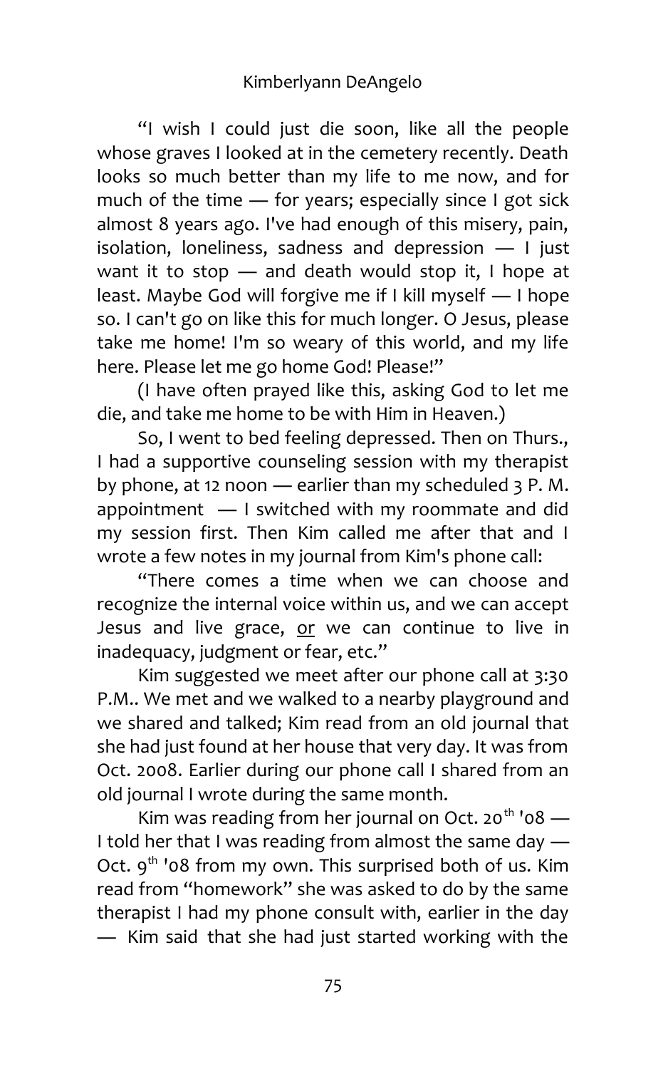"I wish I could just die soon, like all the people whose graves I looked at in the cemetery recently. Death looks so much better than my life to me now, and for much of the time — for years; especially since I got sick almost 8 years ago. I've had enough of this misery, pain, isolation, loneliness, sadness and depression — I just want it to stop — and death would stop it, I hope at least. Maybe God will forgive me if I kill myself — I hope so. I can't go on like this for much longer. O Jesus, please take me home! I'm so weary of this world, and my life here. Please let me go home God! Please!"

(I have often prayed like this, asking God to let me die, and take me home to be with Him in Heaven.)

So, I went to bed feeling depressed. Then on Thurs., I had a supportive counseling session with my therapist by phone, at 12 noon — earlier than my scheduled 3 P. M. appointment — I switched with my roommate and did my session first. Then Kim called me after that and I wrote a few notes in my journal from Kim's phone call:

"There comes a time when we can choose and recognize the internal voice within us, and we can accept Jesus and live grace, <u>or</u> we can continue to live in inadequacy, judgment or fear, etc."

Kim suggested we meet after our phone call at 3:30 P.M.. We met and we walked to a nearby playground and we shared and talked; Kim read from an old journal that she had just found at her house that very day. It was from Oct. 2008. Earlier during our phone call I shared from an old journal I wrote during the same month.

Kim was reading from her journal on Oct. 20th '08 — I told her that I was reading from almost the same day — Oct. 9th '08 from my own. This surprised both of us. Kim read from "homework" she was asked to do by the same therapist I had my phone consult with, earlier in the day — Kim said that she had just started working with the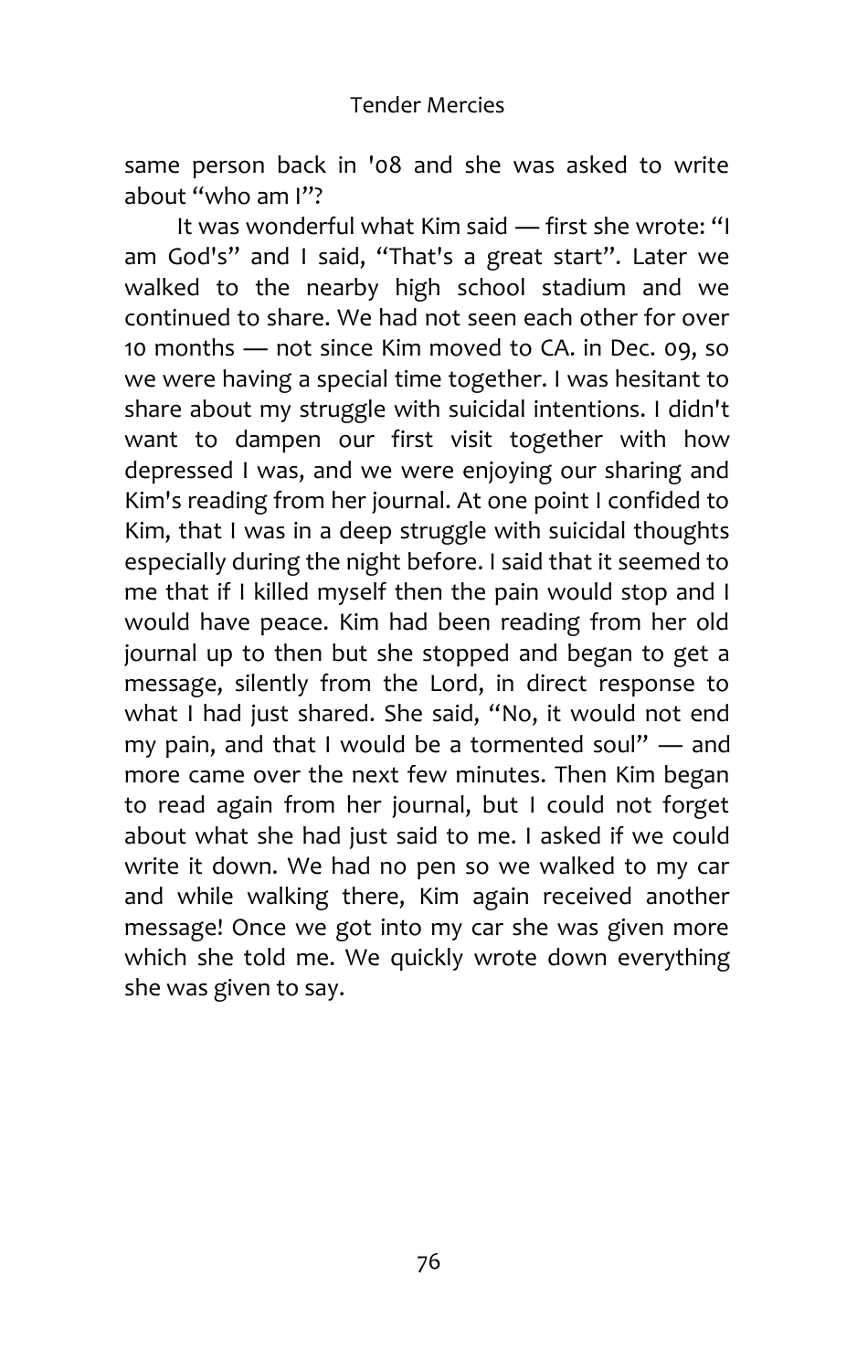same person back in '08 and she was asked to write about "who am I"?

It was wonderful what Kim said — first she wrote: "I am God's" and I said, "That's a great start". Later we walked to the nearby high school stadium and we continued to share. We had not seen each other for over 10 months — not since Kim moved to CA. in Dec. 09, so we were having a special time together. I was hesitant to share about my struggle with suicidal intentions. I didn't want to dampen our first visit together with how depressed I was, and we were enjoying our sharing and Kim's reading from her journal. At one point I confided to Kim, that I was in a deep struggle with suicidal thoughts especially during the night before. I said that it seemed to me that if I killed myself then the pain would stop and I would have peace. Kim had been reading from her old journal up to then but she stopped and began to get a message, silently from the Lord, in direct response to what I had just shared. She said, "No, it would not end my pain, and that I would be a tormented soul" — and more came over the next few minutes. Then Kim began to read again from her journal, but I could not forget about what she had just said to me. I asked if we could write it down. We had no pen so we walked to my car and while walking there, Kim again received another message! Once we got into my car she was given more which she told me. We quickly wrote down everything she was given to say.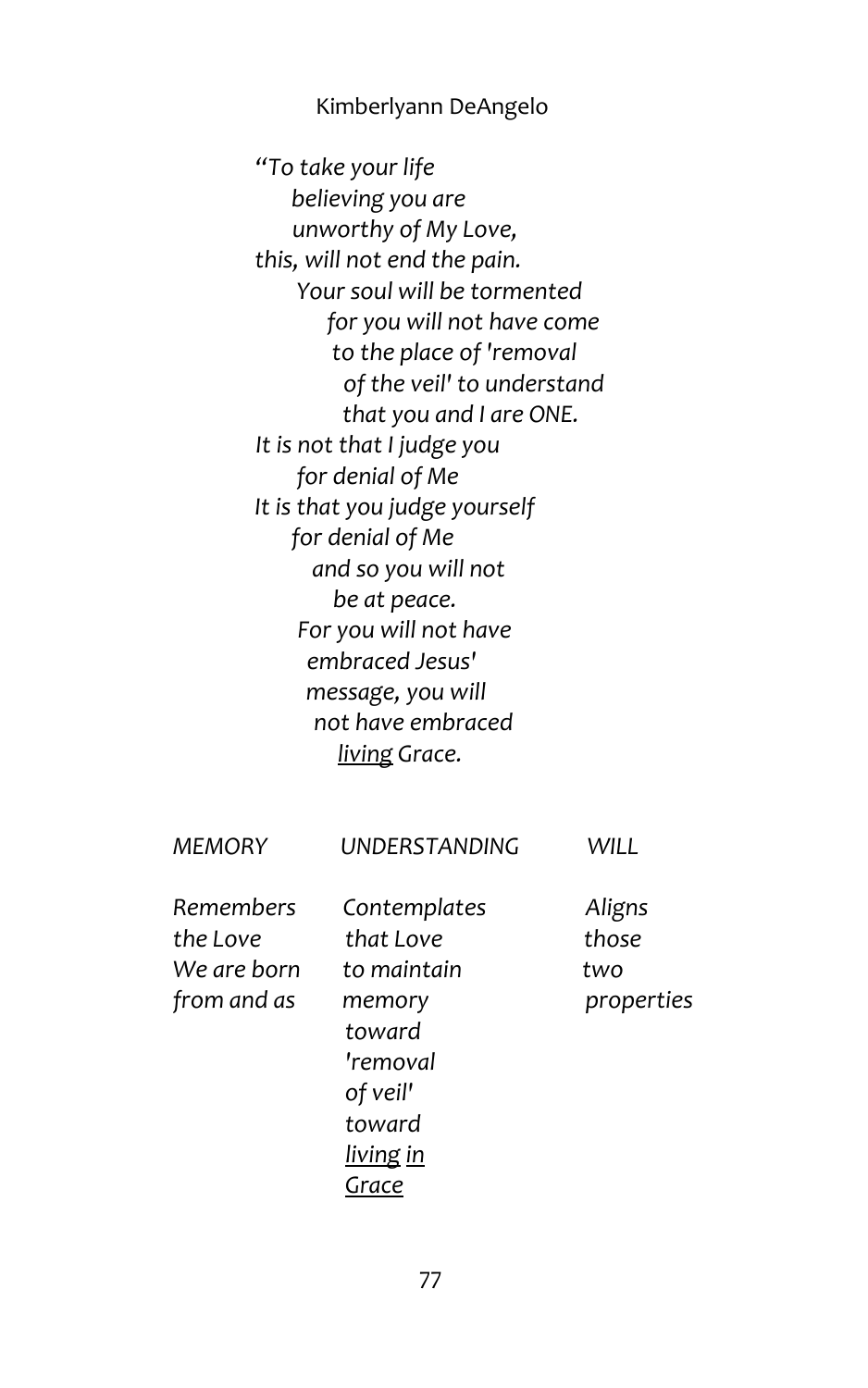*"To take your life*
*believing you are*
*unworthy of My Love,*
*this, will not end the pain.*
*Your soul will be tormented*
*for you will not have come*
*to the place of 'removal*
*of the veil' to understand*
*that you and I are ONE.*
*It is not that I judge you*
*for denial of Me*
*It is that you judge yourself*
*for denial of Me*
*and so you will not*
*be at peace.*
*For you will not have*
*embraced Jesus'*
*message, you will*
*not have embraced*
*<u>living</u> Grace.*

| *MEMORY* | *UNDERSTANDING* | *WILL* |
|---|---|---|
| *Remembers the Love We are born from and as* | *Contemplates that Love to maintain memory toward 'removal of veil' toward <u>living in Grace</u>* | *Aligns those two properties* |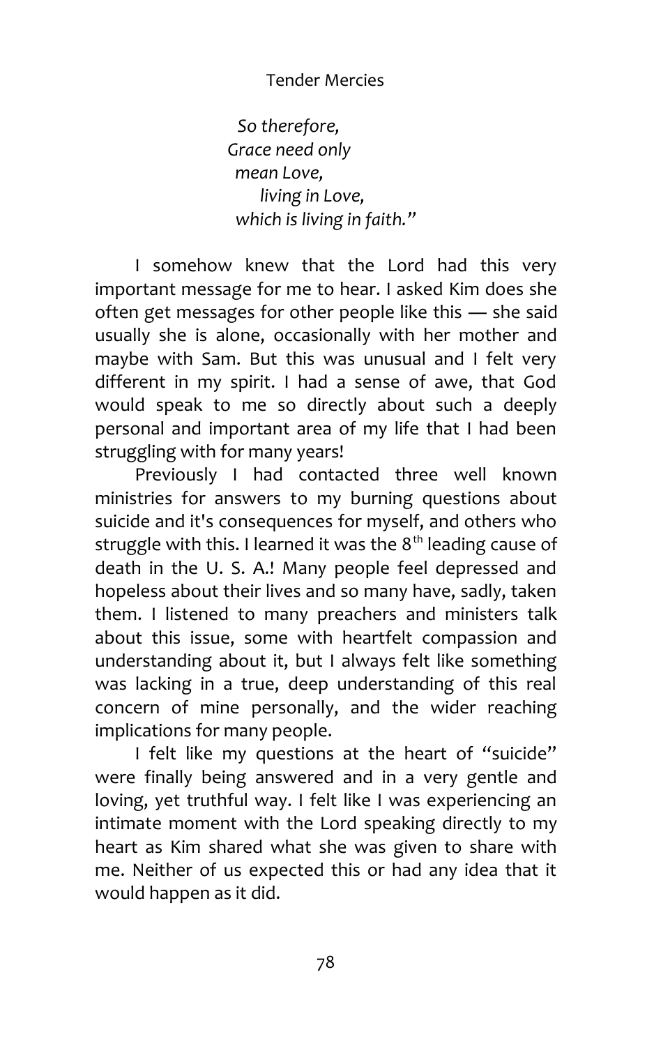*So therefore,*
*Grace need only*
*mean Love,*
*living in Love,*
*which is living in faith."*

I somehow knew that the Lord had this very important message for me to hear. I asked Kim does she often get messages for other people like this — she said usually she is alone, occasionally with her mother and maybe with Sam. But this was unusual and I felt very different in my spirit. I had a sense of awe, that God would speak to me so directly about such a deeply personal and important area of my life that I had been struggling with for many years!

Previously I had contacted three well known ministries for answers to my burning questions about suicide and it's consequences for myself, and others who struggle with this. I learned it was the 8th leading cause of death in the U. S. A.! Many people feel depressed and hopeless about their lives and so many have, sadly, taken them. I listened to many preachers and ministers talk about this issue, some with heartfelt compassion and understanding about it, but I always felt like something was lacking in a true, deep understanding of this real concern of mine personally, and the wider reaching implications for many people.

I felt like my questions at the heart of "suicide" were finally being answered and in a very gentle and loving, yet truthful way. I felt like I was experiencing an intimate moment with the Lord speaking directly to my heart as Kim shared what she was given to share with me. Neither of us expected this or had any idea that it would happen as it did.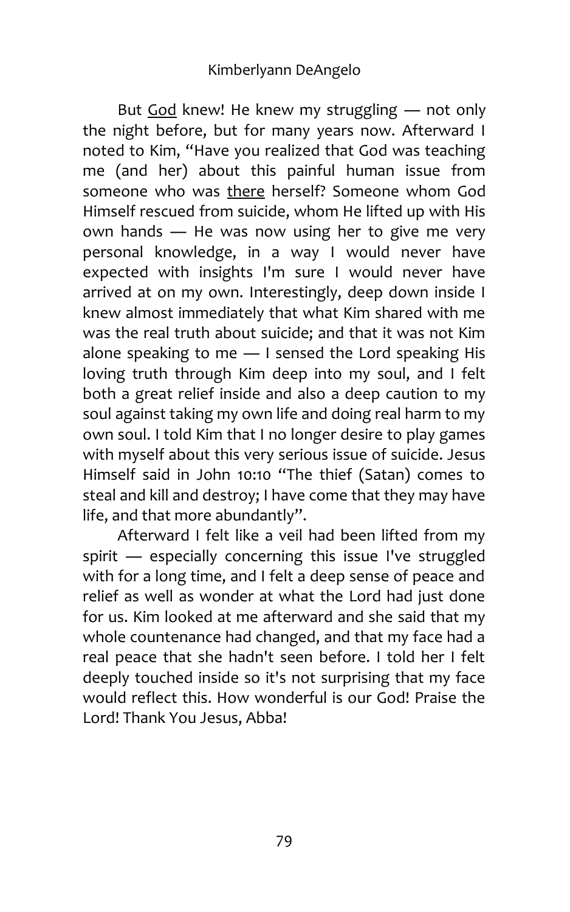But <u>God</u> knew! He knew my struggling — not only the night before, but for many years now. Afterward I noted to Kim, "Have you realized that God was teaching me (and her) about this painful human issue from someone who was <u>there</u> herself? Someone whom God Himself rescued from suicide, whom He lifted up with His own hands — He was now using her to give me very personal knowledge, in a way I would never have expected with insights I'm sure I would never have arrived at on my own. Interestingly, deep down inside I knew almost immediately that what Kim shared with me was the real truth about suicide; and that it was not Kim alone speaking to me — I sensed the Lord speaking His loving truth through Kim deep into my soul, and I felt both a great relief inside and also a deep caution to my soul against taking my own life and doing real harm to my own soul. I told Kim that I no longer desire to play games with myself about this very serious issue of suicide. Jesus Himself said in John 10:10 "The thief (Satan) comes to steal and kill and destroy; I have come that they may have life, and that more abundantly".

Afterward I felt like a veil had been lifted from my spirit — especially concerning this issue I've struggled with for a long time, and I felt a deep sense of peace and relief as well as wonder at what the Lord had just done for us. Kim looked at me afterward and she said that my whole countenance had changed, and that my face had a real peace that she hadn't seen before. I told her I felt deeply touched inside so it's not surprising that my face would reflect this. How wonderful is our God! Praise the Lord! Thank You Jesus, Abba!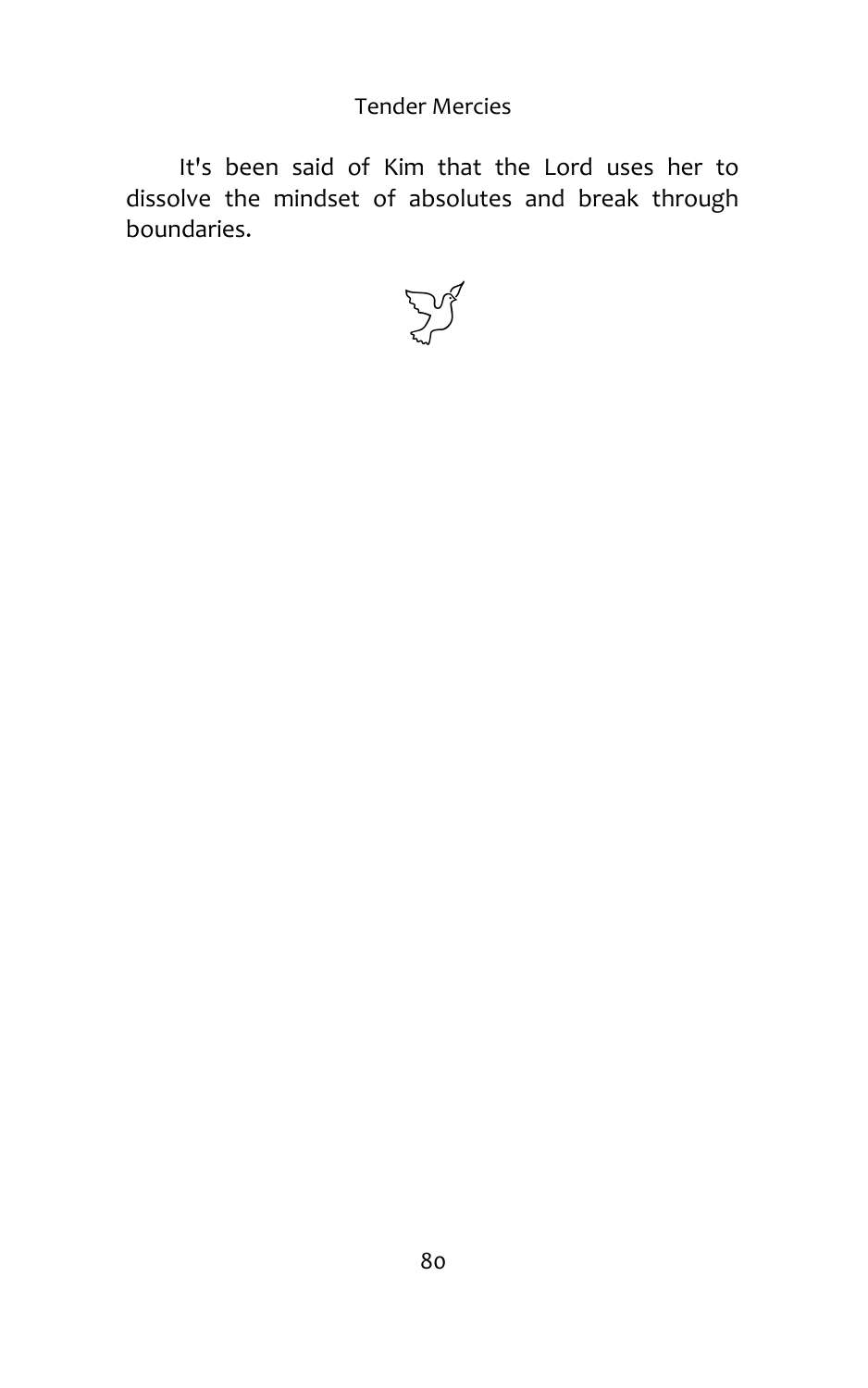It's been said of Kim that the Lord uses her to dissolve the mindset of absolutes and break through boundaries.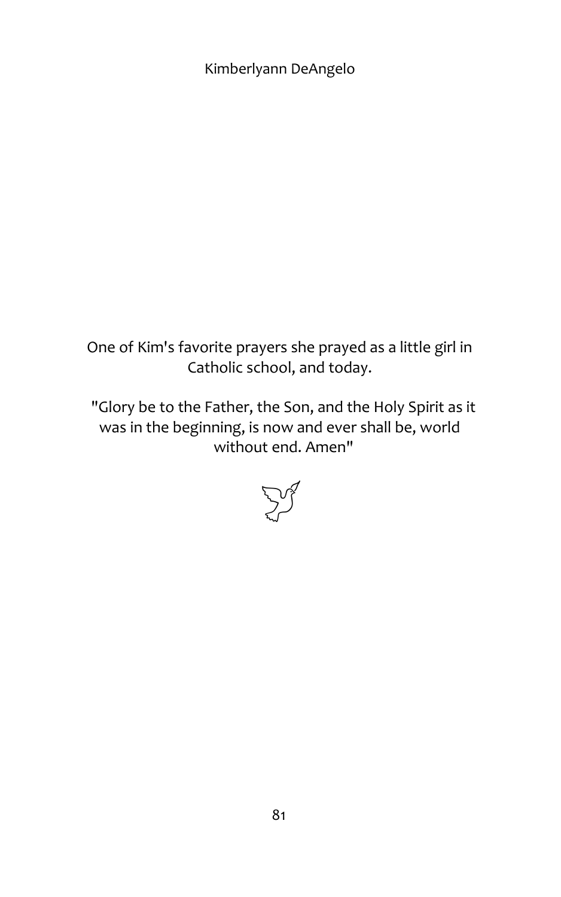One of Kim's favorite prayers she prayed as a little girl in Catholic school, and today.

"Glory be to the Father, the Son, and the Holy Spirit as it was in the beginning, is now and ever shall be, world without end. Amen"